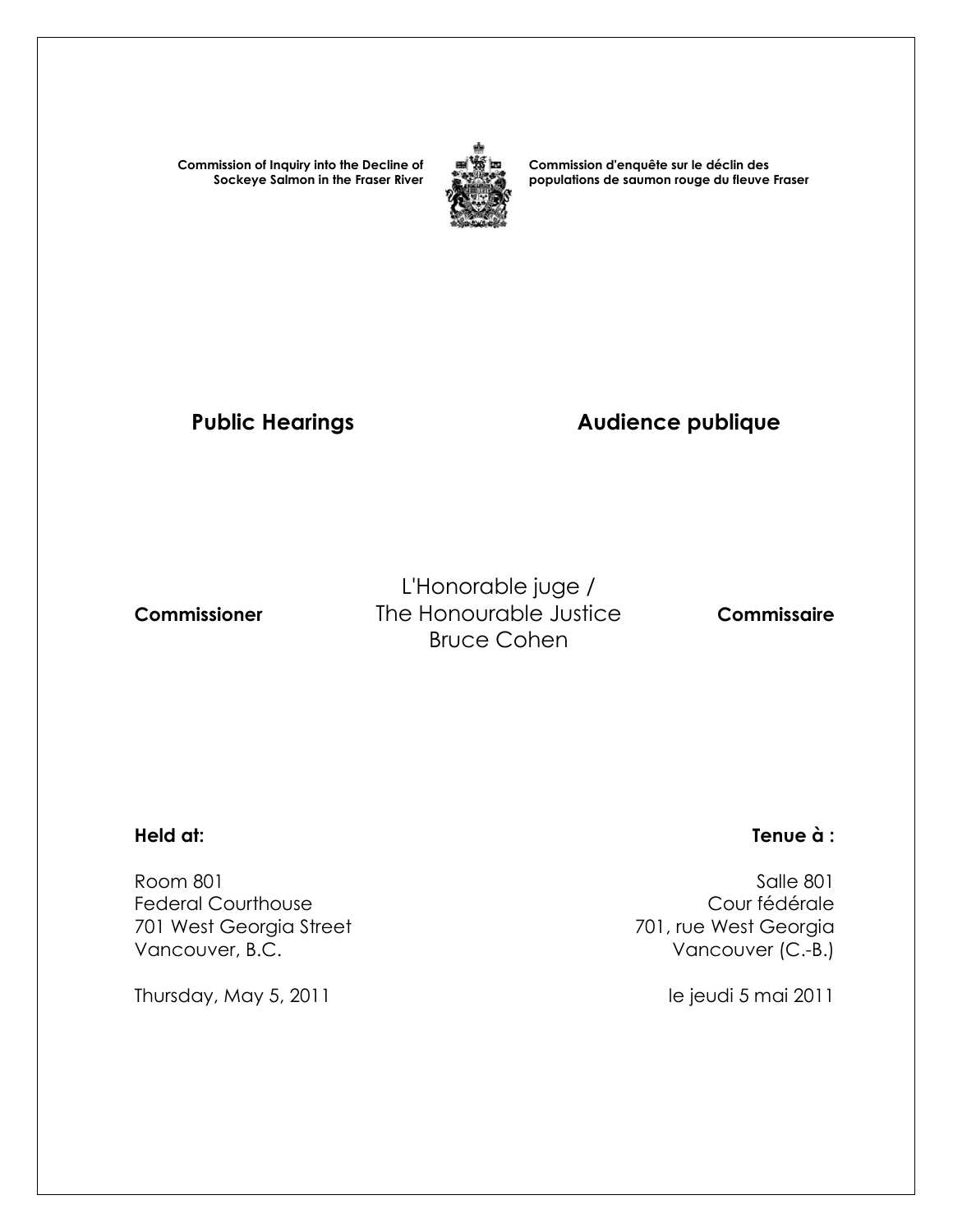**Commission of Inquiry into the Decline of Sockeye Salmon in the Fraser River**

**Commission d'enquête sur le déclin des populations de saumon rouge du fleuve Fraser**

## Public Hearings

## Audience publique

**Commissioner**

L'Honorable juge /
The Honourable Justice
Bruce Cohen

**Commissaire**

**Held at:**

Room 801
Federal Courthouse
701 West Georgia Street
Vancouver, B.C.

Thursday, May 5, 2011

**Tenue à :**

Salle 801
Cour fédérale
701, rue West Georgia
Vancouver (C.-B.)

le jeudi 5 mai 2011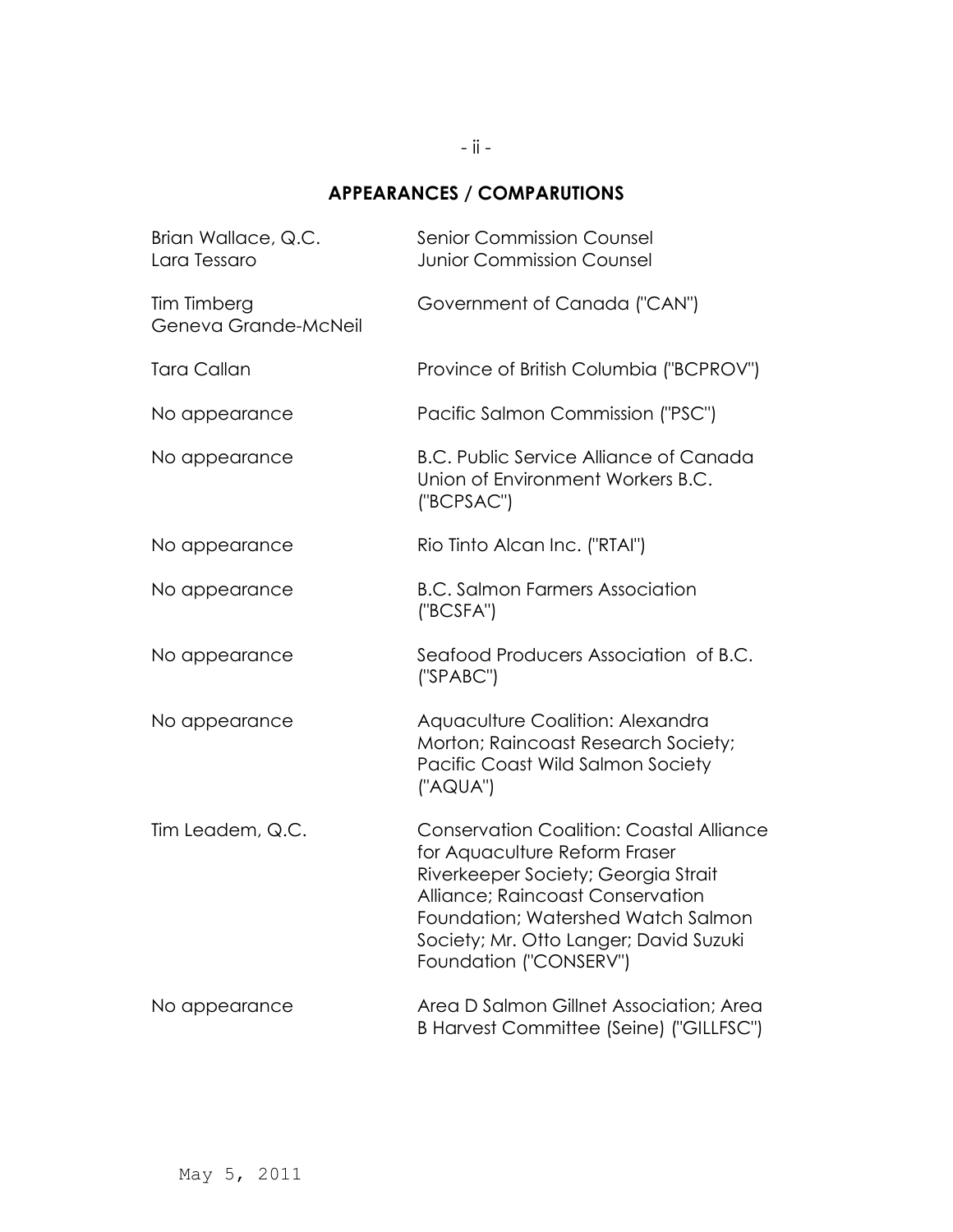## APPEARANCES / COMPARUTIONS

| | |
|---|---|
| Brian Wallace, Q.C.<br>Lara Tessaro | Senior Commission Counsel<br>Junior Commission Counsel |
| Tim Timberg<br>Geneva Grande-McNeil | Government of Canada ("CAN") |
| Tara Callan | Province of British Columbia ("BCPROV") |
| No appearance | Pacific Salmon Commission ("PSC") |
| No appearance | B.C. Public Service Alliance of Canada Union of Environment Workers B.C. ("BCPSAC") |
| No appearance | Rio Tinto Alcan Inc. ("RTAI") |
| No appearance | B.C. Salmon Farmers Association ("BCSFA") |
| No appearance | Seafood Producers Association of B.C. ("SPABC") |
| No appearance | Aquaculture Coalition: Alexandra Morton; Raincoast Research Society; Pacific Coast Wild Salmon Society ("AQUA") |
| Tim Leadem, Q.C. | Conservation Coalition: Coastal Alliance for Aquaculture Reform Fraser Riverkeeper Society; Georgia Strait Alliance; Raincoast Conservation Foundation; Watershed Watch Salmon Society; Mr. Otto Langer; David Suzuki Foundation ("CONSERV") |
| No appearance | Area D Salmon Gillnet Association; Area B Harvest Committee (Seine) ("GILLFSC") |

May 5, 2011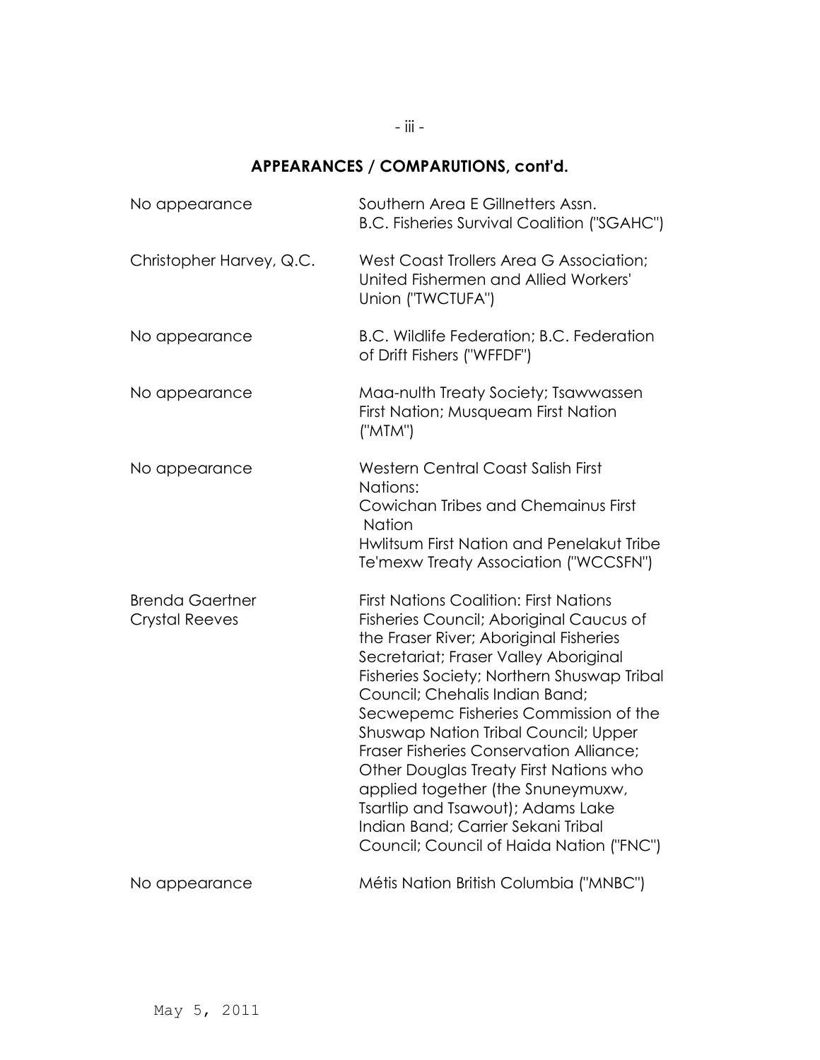## APPEARANCES / COMPARUTIONS, cont'd.

| | |
|---|---|
| No appearance | Southern Area E Gillnetters Assn. B.C. Fisheries Survival Coalition ("SGAHC") |
| Christopher Harvey, Q.C. | West Coast Trollers Area G Association; United Fishermen and Allied Workers' Union ("TWCTUFA") |
| No appearance | B.C. Wildlife Federation; B.C. Federation of Drift Fishers ("WFFDF") |
| No appearance | Maa-nulth Treaty Society; Tsawwassen First Nation; Musqueam First Nation ("MTM") |
| No appearance | Western Central Coast Salish First Nations: Cowichan Tribes and Chemainus First Nation Hwlitsum First Nation and Penelakut Tribe Te'mexw Treaty Association ("WCCSFN") |
| Brenda Gaertner Crystal Reeves | First Nations Coalition: First Nations Fisheries Council; Aboriginal Caucus of the Fraser River; Aboriginal Fisheries Secretariat; Fraser Valley Aboriginal Fisheries Society; Northern Shuswap Tribal Council; Chehalis Indian Band; Secwepemc Fisheries Commission of the Shuswap Nation Tribal Council; Upper Fraser Fisheries Conservation Alliance; Other Douglas Treaty First Nations who applied together (the Snuneymuxw, Tsartlip and Tsawout); Adams Lake Indian Band; Carrier Sekani Tribal Council; Council of Haida Nation ("FNC") |
| No appearance | Métis Nation British Columbia ("MNBC") |

May 5, 2011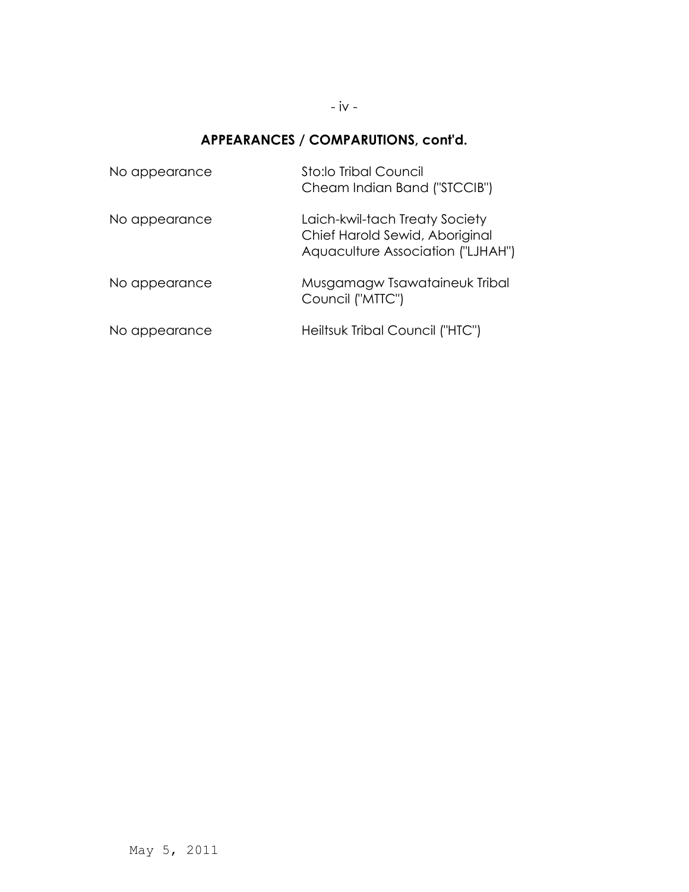## APPEARANCES / COMPARUTIONS, cont'd.

| | |
|---|---|
| No appearance | Sto:lo Tribal Council<br>Cheam Indian Band ("STCCIB") |
| No appearance | Laich-kwil-tach Treaty Society<br>Chief Harold Sewid, Aboriginal<br>Aquaculture Association ("LJHAH") |
| No appearance | Musgamagw Tsawataineuk Tribal<br>Council ("MTTC") |
| No appearance | Heiltsuk Tribal Council ("HTC") |

May 5, 2011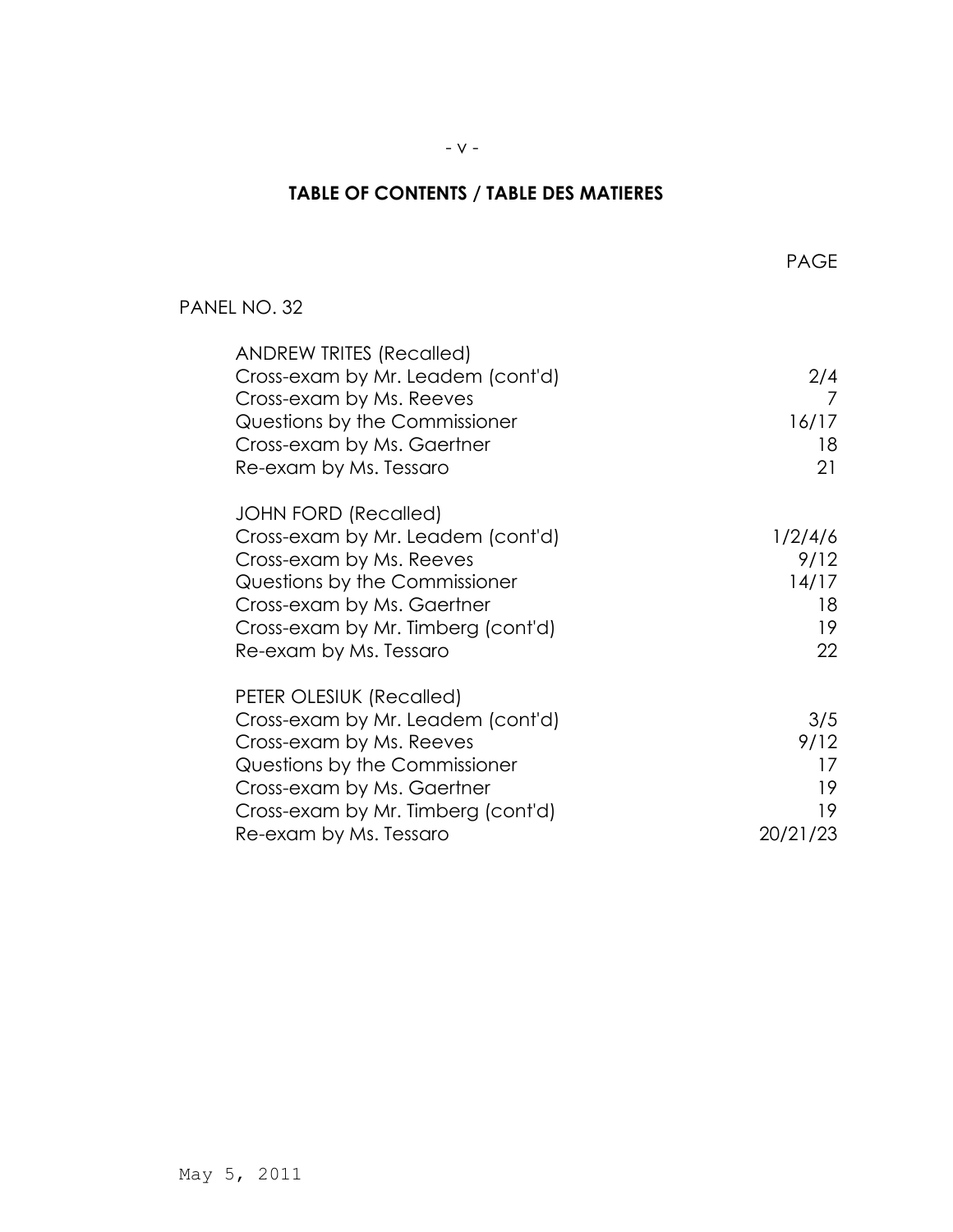## TABLE OF CONTENTS / TABLE DES MATIERES

| | PAGE |
|---|---|
| PANEL NO. 32 | |
| ANDREW TRITES (Recalled) | |
| Cross-exam by Mr. Leadem (cont'd) | 2/4 |
| Cross-exam by Ms. Reeves | 7 |
| Questions by the Commissioner | 16/17 |
| Cross-exam by Ms. Gaertner | 18 |
| Re-exam by Ms. Tessaro | 21 |
| JOHN FORD (Recalled) | |
| Cross-exam by Mr. Leadem (cont'd) | 1/2/4/6 |
| Cross-exam by Ms. Reeves | 9/12 |
| Questions by the Commissioner | 14/17 |
| Cross-exam by Ms. Gaertner | 18 |
| Cross-exam by Mr. Timberg (cont'd) | 19 |
| Re-exam by Ms. Tessaro | 22 |
| PETER OLESIUK (Recalled) | |
| Cross-exam by Mr. Leadem (cont'd) | 3/5 |
| Cross-exam by Ms. Reeves | 9/12 |
| Questions by the Commissioner | 17 |
| Cross-exam by Ms. Gaertner | 19 |
| Cross-exam by Mr. Timberg (cont'd) | 19 |
| Re-exam by Ms. Tessaro | 20/21/23 |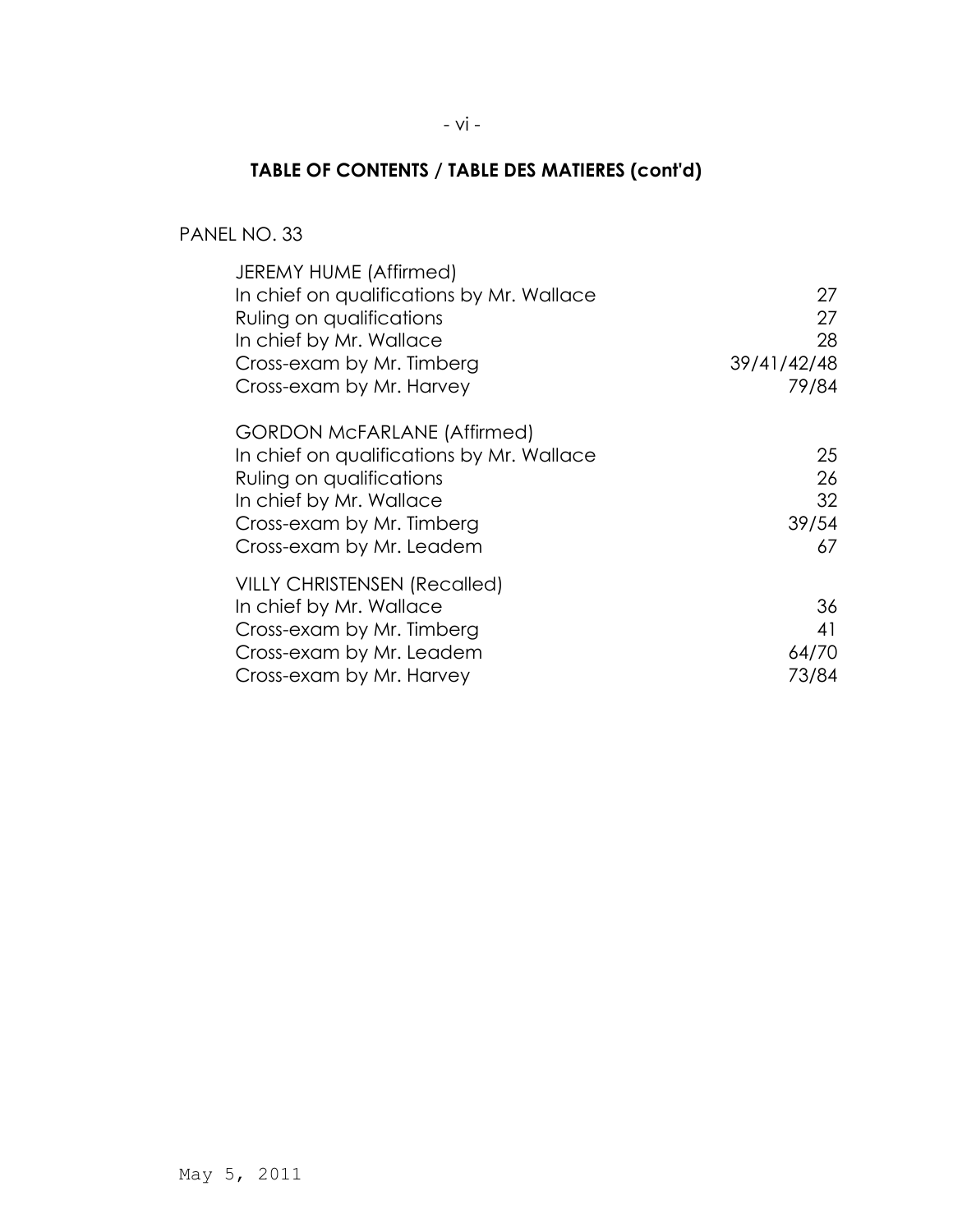# TABLE OF CONTENTS / TABLE DES MATIERES (cont'd)

PANEL NO. 33

| | |
|---|---|
| JEREMY HUME (Affirmed) | |
| In chief on qualifications by Mr. Wallace | 27 |
| Ruling on qualifications | 27 |
| In chief by Mr. Wallace | 28 |
| Cross-exam by Mr. Timberg | 39/41/42/48 |
| Cross-exam by Mr. Harvey | 79/84 |
| | |
| GORDON McFARLANE (Affirmed) | |
| In chief on qualifications by Mr. Wallace | 25 |
| Ruling on qualifications | 26 |
| In chief by Mr. Wallace | 32 |
| Cross-exam by Mr. Timberg | 39/54 |
| Cross-exam by Mr. Leadem | 67 |
| | |
| VILLY CHRISTENSEN (Recalled) | |
| In chief by Mr. Wallace | 36 |
| Cross-exam by Mr. Timberg | 41 |
| Cross-exam by Mr. Leadem | 64/70 |
| Cross-exam by Mr. Harvey | 73/84 |

May 5, 2011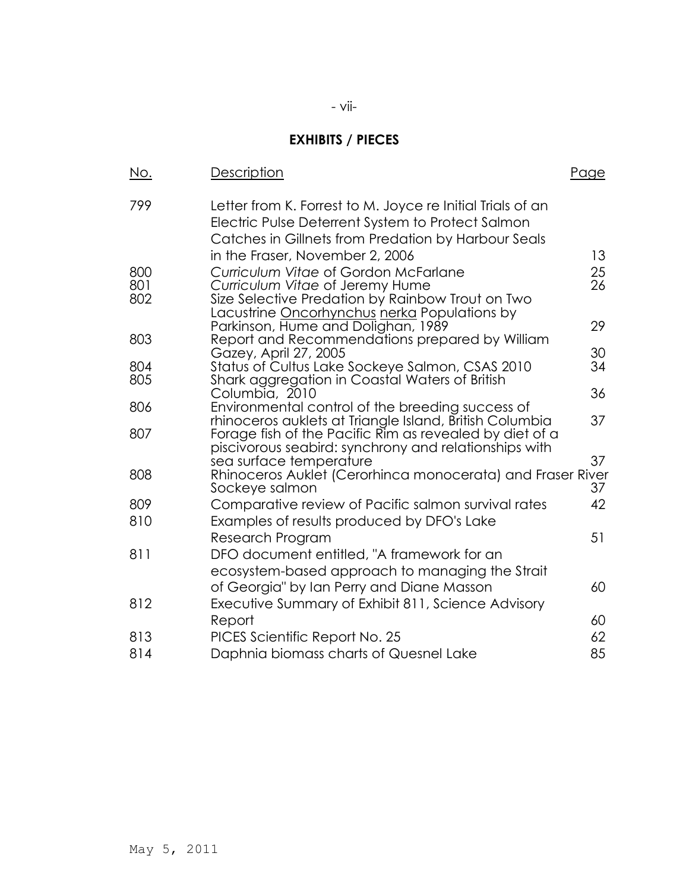## EXHIBITS / PIECES

| No. | Description | Page |
|---|---|---|
| 799 | Letter from K. Forrest to M. Joyce re Initial Trials of an Electric Pulse Deterrent System to Protect Salmon Catches in Gillnets from Predation by Harbour Seals in the Fraser, November 2, 2006 | 13 |
| 800 | *Curriculum Vitae* of Gordon McFarlane | 25 |
| 801 | *Curriculum Vitae* of Jeremy Hume | 26 |
| 802 | Size Selective Predation by Rainbow Trout on Two Lacustrine Oncorhynchus nerka Populations by Parkinson, Hume and Dolighan, 1989 | 29 |
| 803 | Report and Recommendations prepared by William Gazey, April 27, 2005 | 30 |
| 804 | Status of Cultus Lake Sockeye Salmon, CSAS 2010 | 34 |
| 805 | Shark aggregation in Coastal Waters of British Columbia, 2010 | 36 |
| 806 | Environmental control of the breeding success of rhinoceros auklets at Triangle Island, British Columbia | 37 |
| 807 | Forage fish of the Pacific Rim as revealed by diet of a piscivorous seabird: synchrony and relationships with sea surface temperature | 37 |
| 808 | Rhinoceros Auklet (Cerorhinca monocerata) and Fraser River Sockeye salmon | 37 |
| 809 | Comparative review of Pacific salmon survival rates | 42 |
| 810 | Examples of results produced by DFO's Lake Research Program | 51 |
| 811 | DFO document entitled, "A framework for an ecosystem-based approach to managing the Strait of Georgia" by Ian Perry and Diane Masson | 60 |
| 812 | Executive Summary of Exhibit 811, Science Advisory Report | 60 |
| 813 | PICES Scientific Report No. 25 | 62 |
| 814 | Daphnia biomass charts of Quesnel Lake | 85 |

May 5, 2011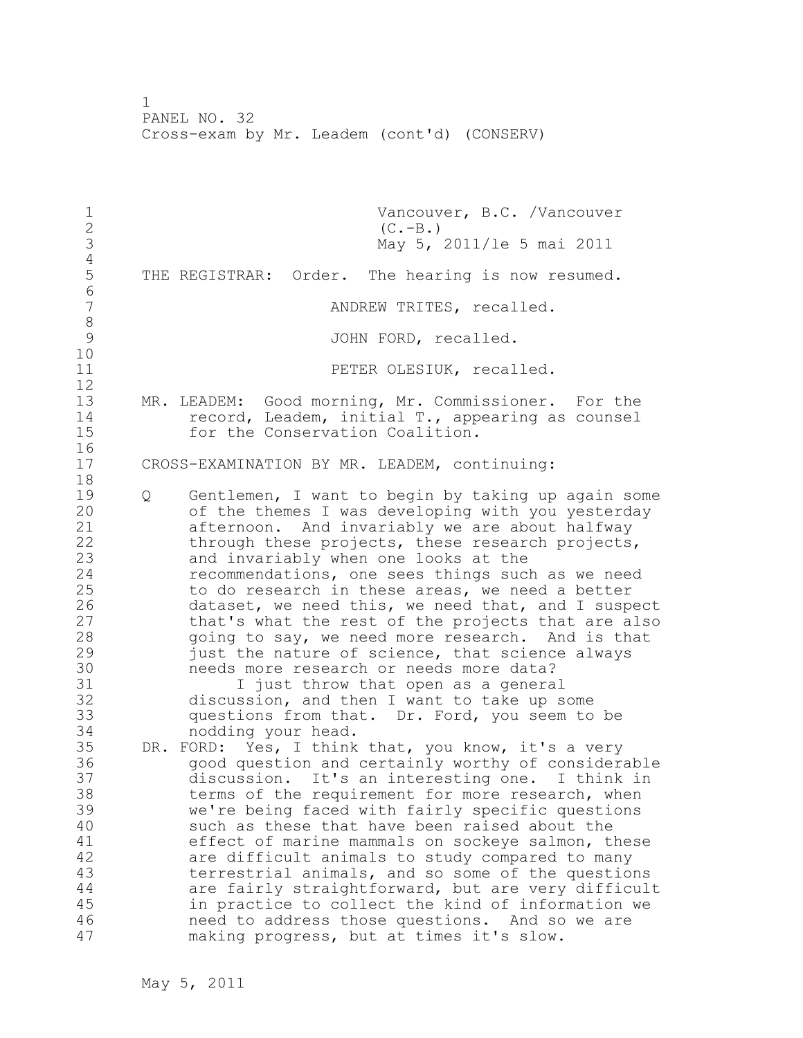Vancouver, B.C. /Vancouver (C.-B.)
May 5, 2011/le 5 mai 2011

THE REGISTRAR: Order. The hearing is now resumed.

ANDREW TRITES, recalled.

JOHN FORD, recalled.

PETER OLESIUK, recalled.

MR. LEADEM: Good morning, Mr. Commissioner. For the record, Leadem, initial T., appearing as counsel for the Conservation Coalition.

CROSS-EXAMINATION BY MR. LEADEM, continuing:

Q Gentlemen, I want to begin by taking up again some of the themes I was developing with you yesterday afternoon. And invariably we are about halfway through these projects, these research projects, and invariably when one looks at the recommendations, one sees things such as we need to do research in these areas, we need a better dataset, we need this, we need that, and I suspect that's what the rest of the projects that are also going to say, we need more research. And is that just the nature of science, that science always needs more research or needs more data?

I just throw that open as a general discussion, and then I want to take up some questions from that. Dr. Ford, you seem to be nodding your head.

DR. FORD: Yes, I think that, you know, it's a very good question and certainly worthy of considerable discussion. It's an interesting one. I think in terms of the requirement for more research, when we're being faced with fairly specific questions such as these that have been raised about the effect of marine mammals on sockeye salmon, these are difficult animals to study compared to many terrestrial animals, and so some of the questions are fairly straightforward, but are very difficult in practice to collect the kind of information we need to address those questions. And so we are making progress, but at times it's slow.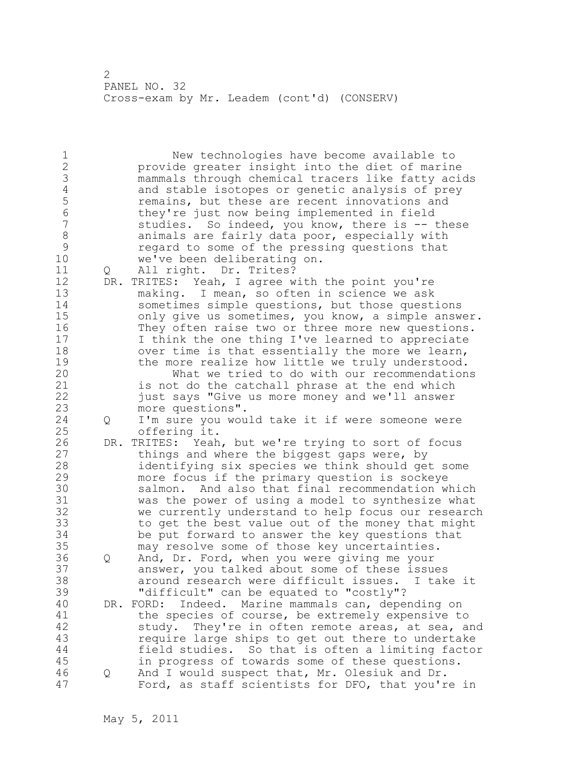New technologies have become available to provide greater insight into the diet of marine mammals through chemical tracers like fatty acids and stable isotopes or genetic analysis of prey remains, but these are recent innovations and they're just now being implemented in field studies. So indeed, you know, there is -- these animals are fairly data poor, especially with regard to some of the pressing questions that we've been deliberating on.

Q All right. Dr. Trites?

DR. TRITES: Yeah, I agree with the point you're making. I mean, so often in science we ask sometimes simple questions, but those questions only give us sometimes, you know, a simple answer. They often raise two or three more new questions. I think the one thing I've learned to appreciate over time is that essentially the more we learn, the more realize how little we truly understood.

What we tried to do with our recommendations is not do the catchall phrase at the end which just says "Give us more money and we'll answer more questions".

Q I'm sure you would take it if were someone were offering it.

DR. TRITES: Yeah, but we're trying to sort of focus things and where the biggest gaps were, by identifying six species we think should get some more focus if the primary question is sockeye salmon. And also that final recommendation which was the power of using a model to synthesize what we currently understand to help focus our research to get the best value out of the money that might be put forward to answer the key questions that may resolve some of those key uncertainties.

Q And, Dr. Ford, when you were giving me your answer, you talked about some of these issues around research were difficult issues. I take it "difficult" can be equated to "costly"?

DR. FORD: Indeed. Marine mammals can, depending on the species of course, be extremely expensive to study. They're in often remote areas, at sea, and require large ships to get out there to undertake field studies. So that is often a limiting factor in progress of towards some of these questions.

Q And I would suspect that, Mr. Olesiuk and Dr. Ford, as staff scientists for DFO, that you're in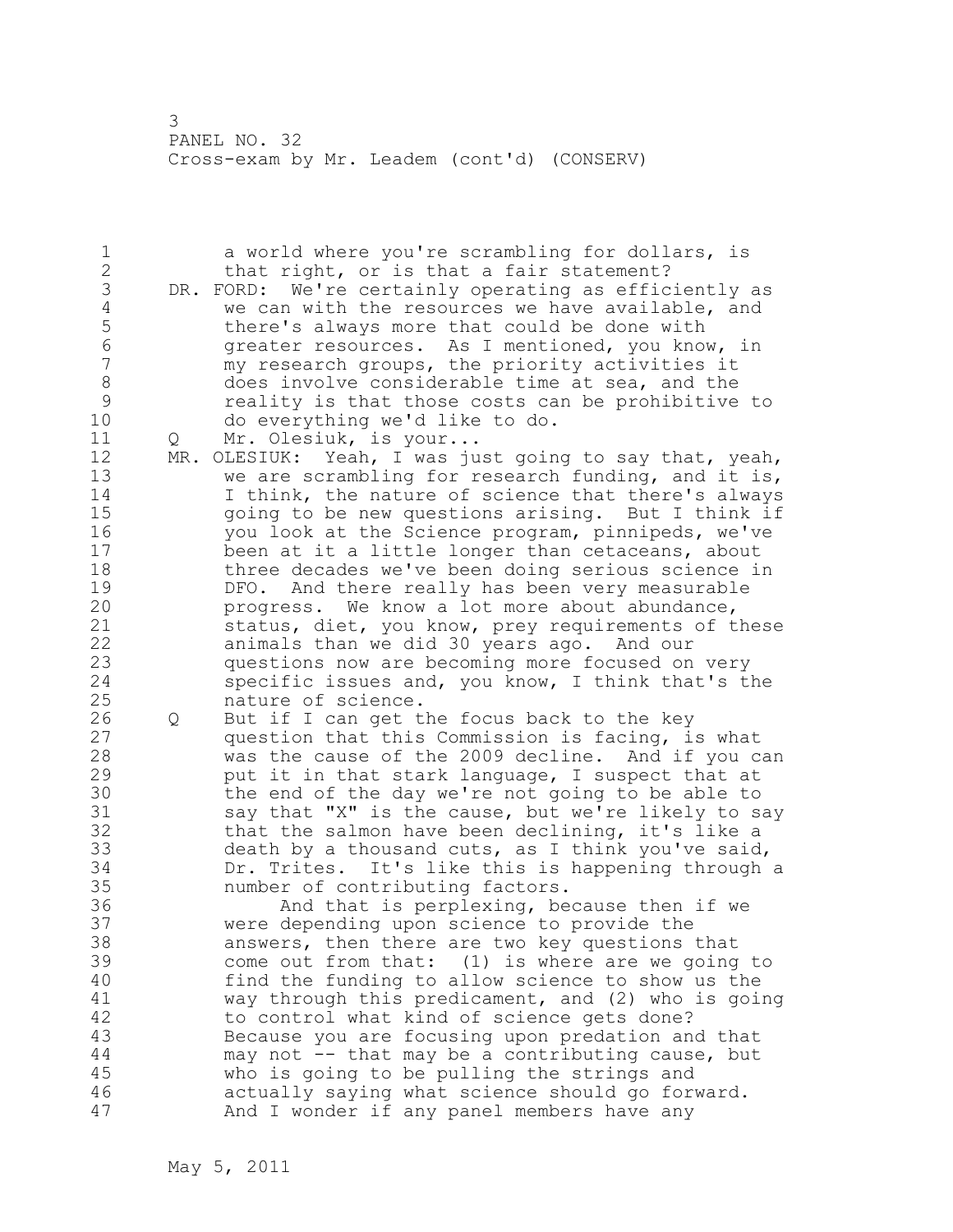a world where you're scrambling for dollars, is that right, or is that a fair statement?

DR. FORD: We're certainly operating as efficiently as we can with the resources we have available, and there's always more that could be done with greater resources. As I mentioned, you know, in my research groups, the priority activities it does involve considerable time at sea, and the reality is that those costs can be prohibitive to do everything we'd like to do.

Q Mr. Olesiuk, is your...

MR. OLESIUK: Yeah, I was just going to say that, yeah, we are scrambling for research funding, and it is, I think, the nature of science that there's always going to be new questions arising. But I think if you look at the Science program, pinnipeds, we've been at it a little longer than cetaceans, about three decades we've been doing serious science in DFO. And there really has been very measurable progress. We know a lot more about abundance, status, diet, you know, prey requirements of these animals than we did 30 years ago. And our questions now are becoming more focused on very specific issues and, you know, I think that's the nature of science.

Q But if I can get the focus back to the key question that this Commission is facing, is what was the cause of the 2009 decline. And if you can put it in that stark language, I suspect that at the end of the day we're not going to be able to say that "X" is the cause, but we're likely to say that the salmon have been declining, it's like a death by a thousand cuts, as I think you've said, Dr. Trites. It's like this is happening through a number of contributing factors.

And that is perplexing, because then if we were depending upon science to provide the answers, then there are two key questions that come out from that: (1) is where are we going to find the funding to allow science to show us the way through this predicament, and (2) who is going to control what kind of science gets done? Because you are focusing upon predation and that may not -- that may be a contributing cause, but who is going to be pulling the strings and actually saying what science should go forward. And I wonder if any panel members have any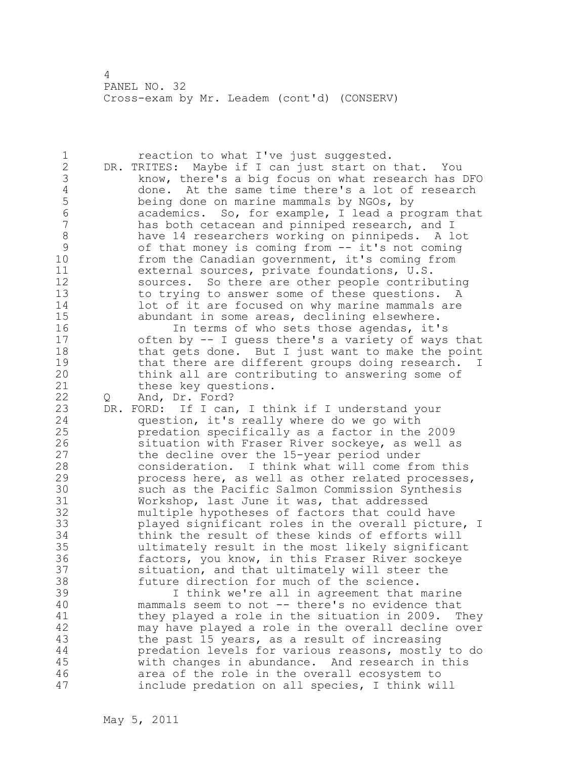reaction to what I've just suggested.

DR. TRITES: Maybe if I can just start on that. You know, there's a big focus on what research has DFO done. At the same time there's a lot of research being done on marine mammals by NGOs, by academics. So, for example, I lead a program that has both cetacean and pinniped research, and I have 14 researchers working on pinnipeds. A lot of that money is coming from -- it's not coming from the Canadian government, it's coming from external sources, private foundations, U.S. sources. So there are other people contributing to trying to answer some of these questions. A lot of it are focused on why marine mammals are abundant in some areas, declining elsewhere.

In terms of who sets those agendas, it's often by -- I guess there's a variety of ways that that gets done. But I just want to make the point that there are different groups doing research. I think all are contributing to answering some of these key questions.

Q And, Dr. Ford?

DR. FORD: If I can, I think if I understand your question, it's really where do we go with predation specifically as a factor in the 2009 situation with Fraser River sockeye, as well as the decline over the 15-year period under consideration. I think what will come from this process here, as well as other related processes, such as the Pacific Salmon Commission Synthesis Workshop, last June it was, that addressed multiple hypotheses of factors that could have played significant roles in the overall picture, I think the result of these kinds of efforts will ultimately result in the most likely significant factors, you know, in this Fraser River sockeye situation, and that ultimately will steer the future direction for much of the science.

I think we're all in agreement that marine mammals seem to not -- there's no evidence that they played a role in the situation in 2009. They may have played a role in the overall decline over the past 15 years, as a result of increasing predation levels for various reasons, mostly to do with changes in abundance. And research in this area of the role in the overall ecosystem to include predation on all species, I think will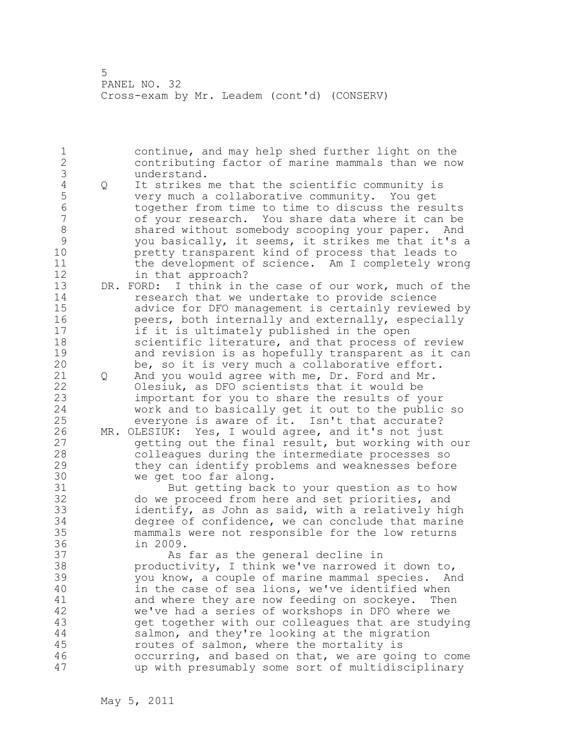continue, and may help shed further light on the contributing factor of marine mammals than we now understand.

Q It strikes me that the scientific community is very much a collaborative community. You get together from time to time to discuss the results of your research. You share data where it can be shared without somebody scooping your paper. And you basically, it seems, it strikes me that it's a pretty transparent kind of process that leads to the development of science. Am I completely wrong in that approach?

DR. FORD: I think in the case of our work, much of the research that we undertake to provide science advice for DFO management is certainly reviewed by peers, both internally and externally, especially if it is ultimately published in the open scientific literature, and that process of review and revision is as hopefully transparent as it can be, so it is very much a collaborative effort.

Q And you would agree with me, Dr. Ford and Mr. Olesiuk, as DFO scientists that it would be important for you to share the results of your work and to basically get it out to the public so everyone is aware of it. Isn't that accurate?

MR. OLESIUK: Yes, I would agree, and it's not just getting out the final result, but working with our colleagues during the intermediate processes so they can identify problems and weaknesses before we get too far along.

But getting back to your question as to how do we proceed from here and set priorities, and identify, as John as said, with a relatively high degree of confidence, we can conclude that marine mammals were not responsible for the low returns in 2009.

As far as the general decline in productivity, I think we've narrowed it down to, you know, a couple of marine mammal species. And in the case of sea lions, we've identified when and where they are now feeding on sockeye. Then we've had a series of workshops in DFO where we get together with our colleagues that are studying salmon, and they're looking at the migration routes of salmon, where the mortality is occurring, and based on that, we are going to come up with presumably some sort of multidisciplinary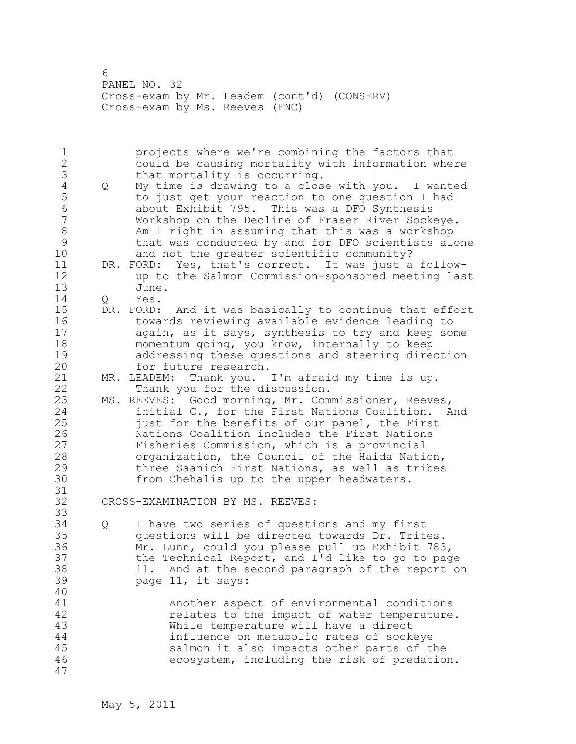projects where we're combining the factors that could be causing mortality with information where that mortality is occurring.

Q My time is drawing to a close with you. I wanted to just get your reaction to one question I had about Exhibit 795. This was a DFO Synthesis Workshop on the Decline of Fraser River Sockeye. Am I right in assuming that this was a workshop that was conducted by and for DFO scientists alone and not the greater scientific community?

DR. FORD: Yes, that's correct. It was just a follow-up to the Salmon Commission-sponsored meeting last June.

Q Yes.

DR. FORD: And it was basically to continue that effort towards reviewing available evidence leading to again, as it says, synthesis to try and keep some momentum going, you know, internally to keep addressing these questions and steering direction for future research.

MR. LEADEM: Thank you. I'm afraid my time is up. Thank you for the discussion.

MS. REEVES: Good morning, Mr. Commissioner, Reeves, initial C., for the First Nations Coalition. And just for the benefits of our panel, the First Nations Coalition includes the First Nations Fisheries Commission, which is a provincial organization, the Council of the Haida Nation, three Saanich First Nations, as well as tribes from Chehalis up to the upper headwaters.

CROSS-EXAMINATION BY MS. REEVES:

Q I have two series of questions and my first questions will be directed towards Dr. Trites. Mr. Lunn, could you please pull up Exhibit 783, the Technical Report, and I'd like to go to page 11. And at the second paragraph of the report on page 11, it says:

> Another aspect of environmental conditions relates to the impact of water temperature. While temperature will have a direct influence on metabolic rates of sockeye salmon it also impacts other parts of the ecosystem, including the risk of predation.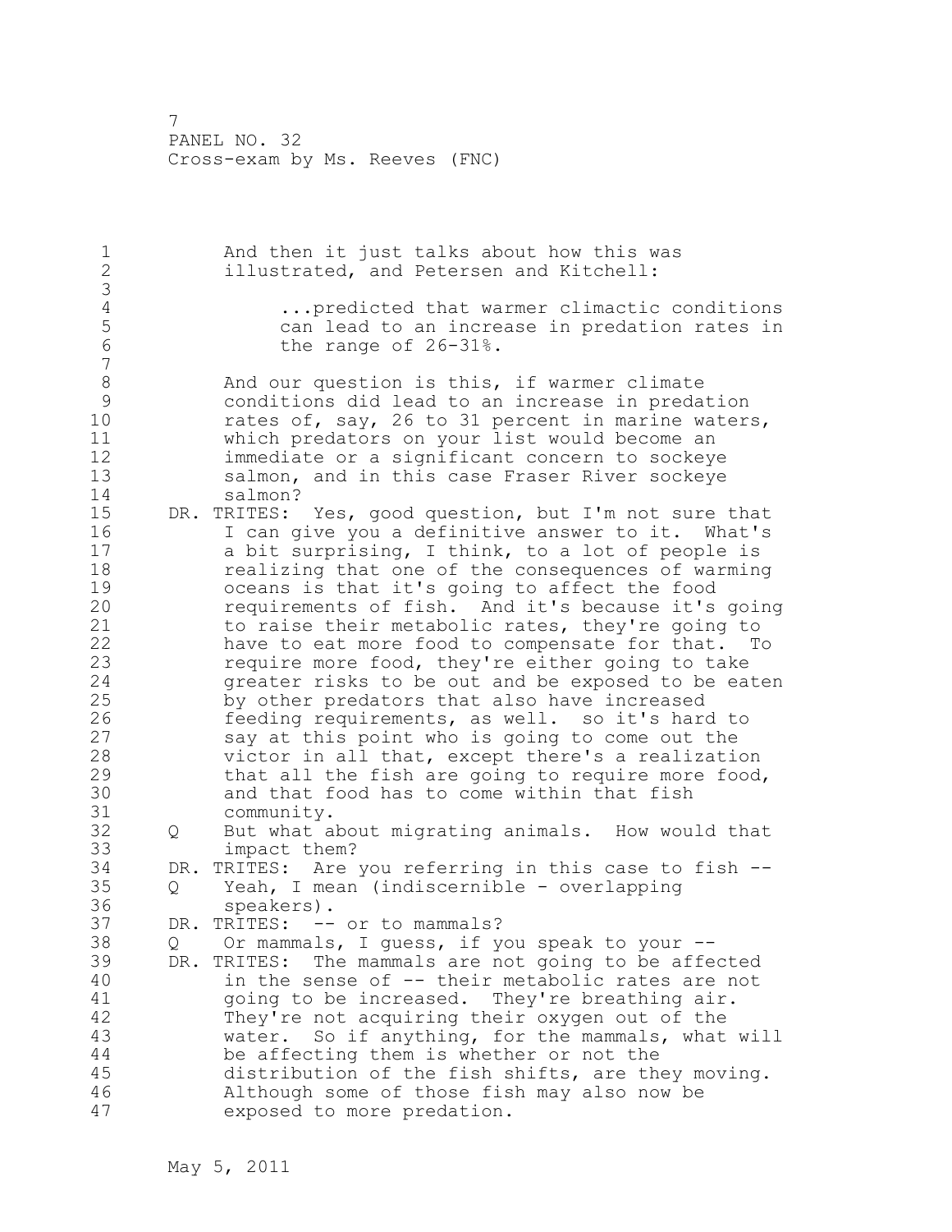And then it just talks about how this was illustrated, and Petersen and Kitchell:

> ...predicted that warmer climactic conditions can lead to an increase in predation rates in the range of 26-31%.

And our question is this, if warmer climate conditions did lead to an increase in predation rates of, say, 26 to 31 percent in marine waters, which predators on your list would become an immediate or a significant concern to sockeye salmon, and in this case Fraser River sockeye salmon?

DR. TRITES: Yes, good question, but I'm not sure that I can give you a definitive answer to it. What's a bit surprising, I think, to a lot of people is realizing that one of the consequences of warming oceans is that it's going to affect the food requirements of fish. And it's because it's going to raise their metabolic rates, they're going to have to eat more food to compensate for that. To require more food, they're either going to take greater risks to be out and be exposed to be eaten by other predators that also have increased feeding requirements, as well. so it's hard to say at this point who is going to come out the victor in all that, except there's a realization that all the fish are going to require more food, and that food has to come within that fish community.

Q But what about migrating animals. How would that impact them?

DR. TRITES: Are you referring in this case to fish --

Q Yeah, I mean (indiscernible - overlapping speakers).

DR. TRITES: -- or to mammals?

Q Or mammals, I guess, if you speak to your --

DR. TRITES: The mammals are not going to be affected in the sense of -- their metabolic rates are not going to be increased. They're breathing air. They're not acquiring their oxygen out of the water. So if anything, for the mammals, what will be affecting them is whether or not the distribution of the fish shifts, are they moving. Although some of those fish may also now be exposed to more predation.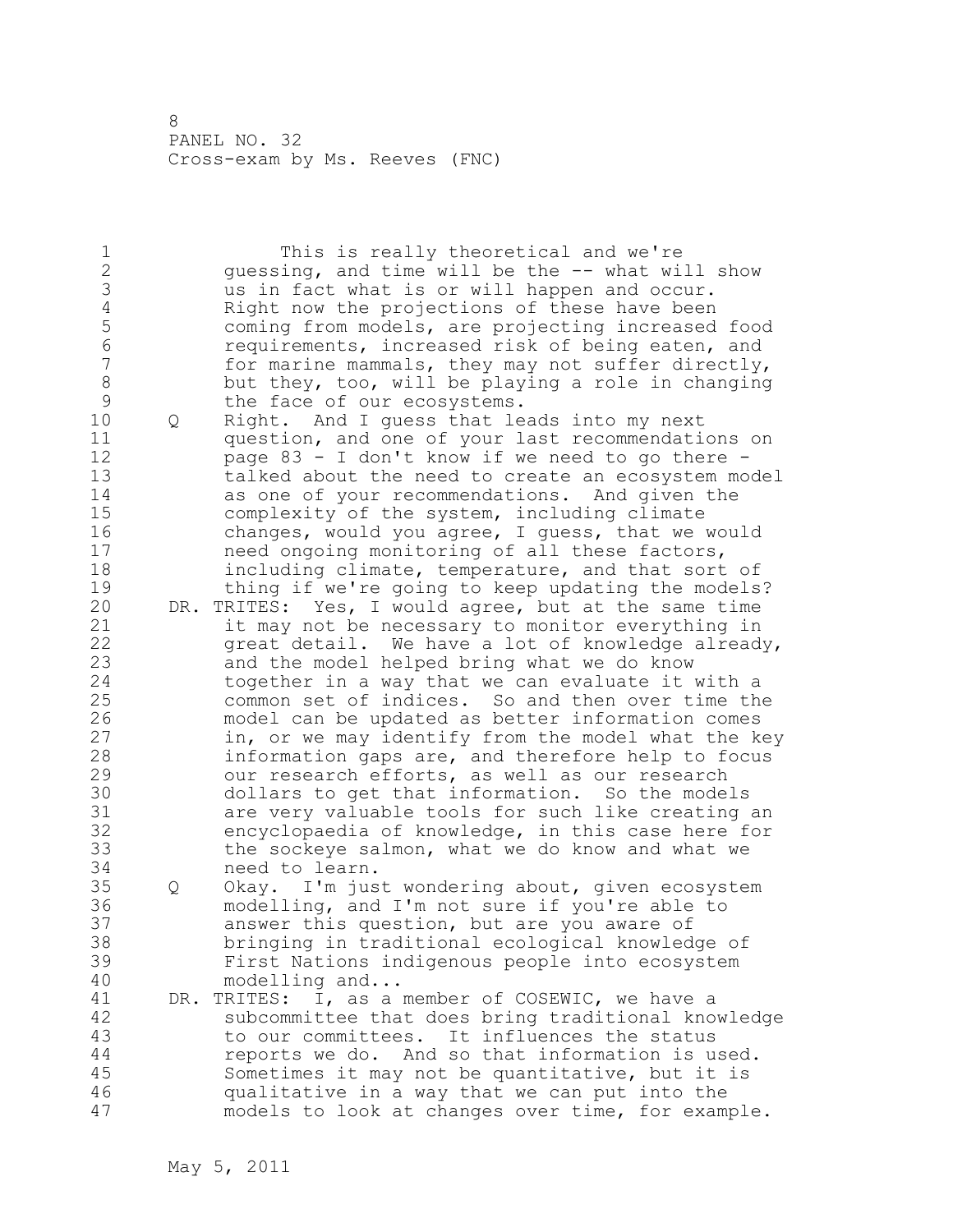This is really theoretical and we're guessing, and time will be the -- what will show us in fact what is or will happen and occur. Right now the projections of these have been coming from models, are projecting increased food requirements, increased risk of being eaten, and for marine mammals, they may not suffer directly, but they, too, will be playing a role in changing the face of our ecosystems.

Q Right. And I guess that leads into my next question, and one of your last recommendations on page 83 - I don't know if we need to go there - talked about the need to create an ecosystem model as one of your recommendations. And given the complexity of the system, including climate changes, would you agree, I guess, that we would need ongoing monitoring of all these factors, including climate, temperature, and that sort of thing if we're going to keep updating the models?

DR. TRITES: Yes, I would agree, but at the same time it may not be necessary to monitor everything in great detail. We have a lot of knowledge already, and the model helped bring what we do know together in a way that we can evaluate it with a common set of indices. So and then over time the model can be updated as better information comes in, or we may identify from the model what the key information gaps are, and therefore help to focus our research efforts, as well as our research dollars to get that information. So the models are very valuable tools for such like creating an encyclopaedia of knowledge, in this case here for the sockeye salmon, what we do know and what we need to learn.

Q Okay. I'm just wondering about, given ecosystem modelling, and I'm not sure if you're able to answer this question, but are you aware of bringing in traditional ecological knowledge of First Nations indigenous people into ecosystem modelling and...

DR. TRITES: I, as a member of COSEWIC, we have a subcommittee that does bring traditional knowledge to our committees. It influences the status reports we do. And so that information is used. Sometimes it may not be quantitative, but it is qualitative in a way that we can put into the models to look at changes over time, for example.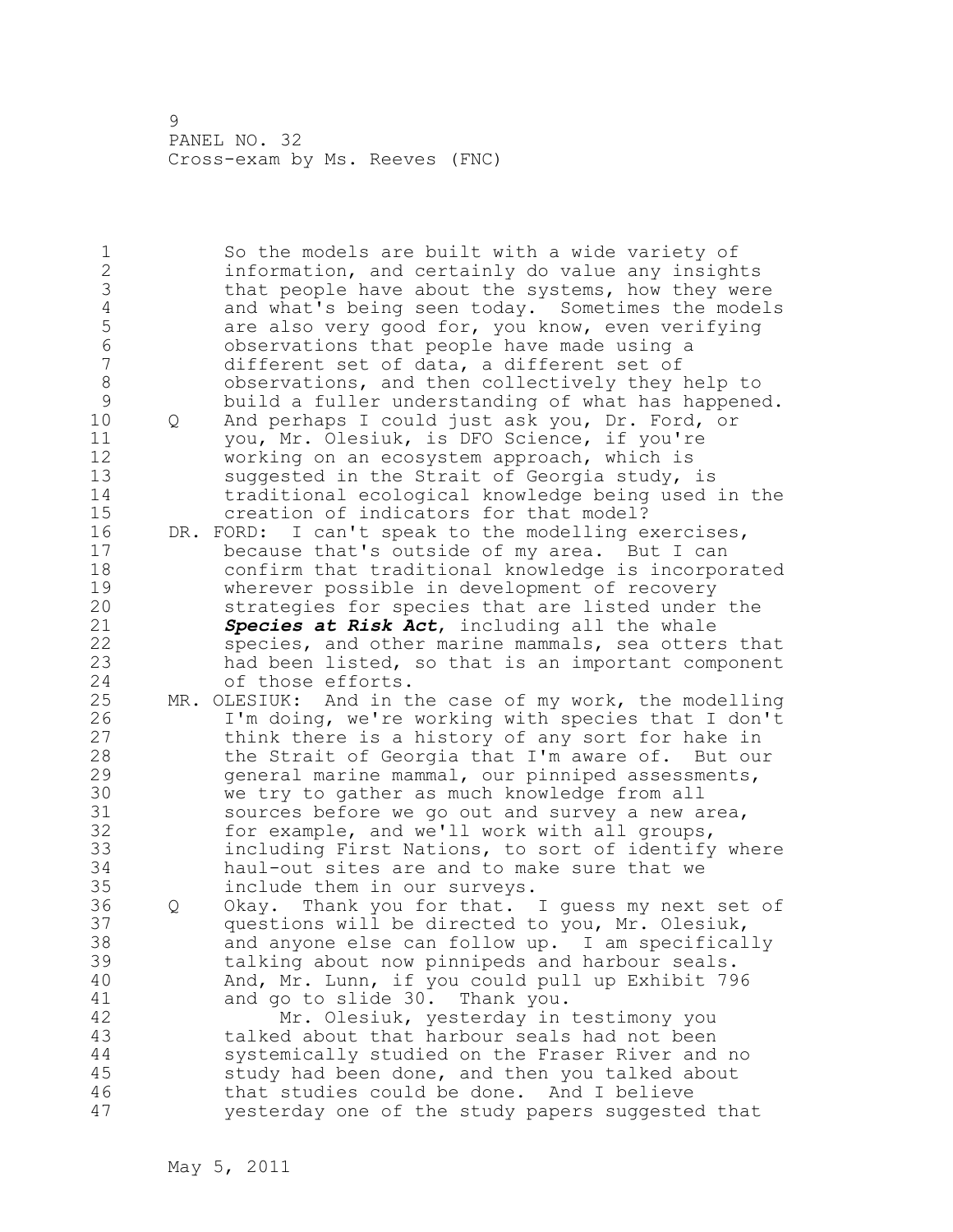So the models are built with a wide variety of information, and certainly do value any insights that people have about the systems, how they were and what's being seen today. Sometimes the models are also very good for, you know, even verifying observations that people have made using a different set of data, a different set of observations, and then collectively they help to build a fuller understanding of what has happened.

Q And perhaps I could just ask you, Dr. Ford, or you, Mr. Olesiuk, is DFO Science, if you're working on an ecosystem approach, which is suggested in the Strait of Georgia study, is traditional ecological knowledge being used in the creation of indicators for that model?

DR. FORD: I can't speak to the modelling exercises, because that's outside of my area. But I can confirm that traditional knowledge is incorporated wherever possible in development of recovery strategies for species that are listed under the ***Species at Risk Act***, including all the whale species, and other marine mammals, sea otters that had been listed, so that is an important component of those efforts.

MR. OLESIUK: And in the case of my work, the modelling I'm doing, we're working with species that I don't think there is a history of any sort for hake in the Strait of Georgia that I'm aware of. But our general marine mammal, our pinniped assessments, we try to gather as much knowledge from all sources before we go out and survey a new area, for example, and we'll work with all groups, including First Nations, to sort of identify where haul-out sites are and to make sure that we include them in our surveys.

Q Okay. Thank you for that. I guess my next set of questions will be directed to you, Mr. Olesiuk, and anyone else can follow up. I am specifically talking about now pinnipeds and harbour seals. And, Mr. Lunn, if you could pull up Exhibit 796 and go to slide 30. Thank you.

Mr. Olesiuk, yesterday in testimony you talked about that harbour seals had not been systemically studied on the Fraser River and no study had been done, and then you talked about that studies could be done. And I believe yesterday one of the study papers suggested that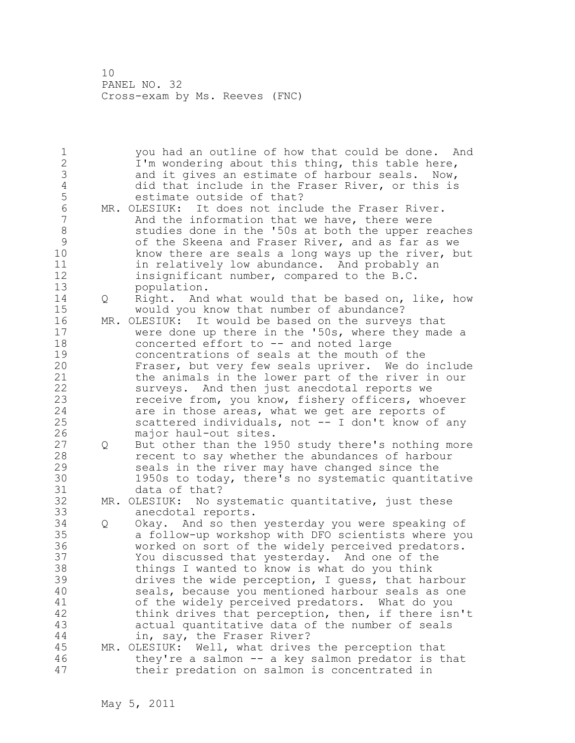you had an outline of how that could be done. And I'm wondering about this thing, this table here, and it gives an estimate of harbour seals. Now, did that include in the Fraser River, or this is estimate outside of that?

MR. OLESIUK: It does not include the Fraser River. And the information that we have, there were studies done in the '50s at both the upper reaches of the Skeena and Fraser River, and as far as we know there are seals a long ways up the river, but in relatively low abundance. And probably an insignificant number, compared to the B.C. population.

Q Right. And what would that be based on, like, how would you know that number of abundance?

MR. OLESIUK: It would be based on the surveys that were done up there in the '50s, where they made a concerted effort to -- and noted large concentrations of seals at the mouth of the Fraser, but very few seals upriver. We do include the animals in the lower part of the river in our surveys. And then just anecdotal reports we receive from, you know, fishery officers, whoever are in those areas, what we get are reports of scattered individuals, not -- I don't know of any major haul-out sites.

Q But other than the 1950 study there's nothing more recent to say whether the abundances of harbour seals in the river may have changed since the 1950s to today, there's no systematic quantitative data of that?

MR. OLESIUK: No systematic quantitative, just these anecdotal reports.

Q Okay. And so then yesterday you were speaking of a follow-up workshop with DFO scientists where you worked on sort of the widely perceived predators. You discussed that yesterday. And one of the things I wanted to know is what do you think drives the wide perception, I guess, that harbour seals, because you mentioned harbour seals as one of the widely perceived predators. What do you think drives that perception, then, if there isn't actual quantitative data of the number of seals in, say, the Fraser River?

MR. OLESIUK: Well, what drives the perception that they're a salmon -- a key salmon predator is that their predation on salmon is concentrated in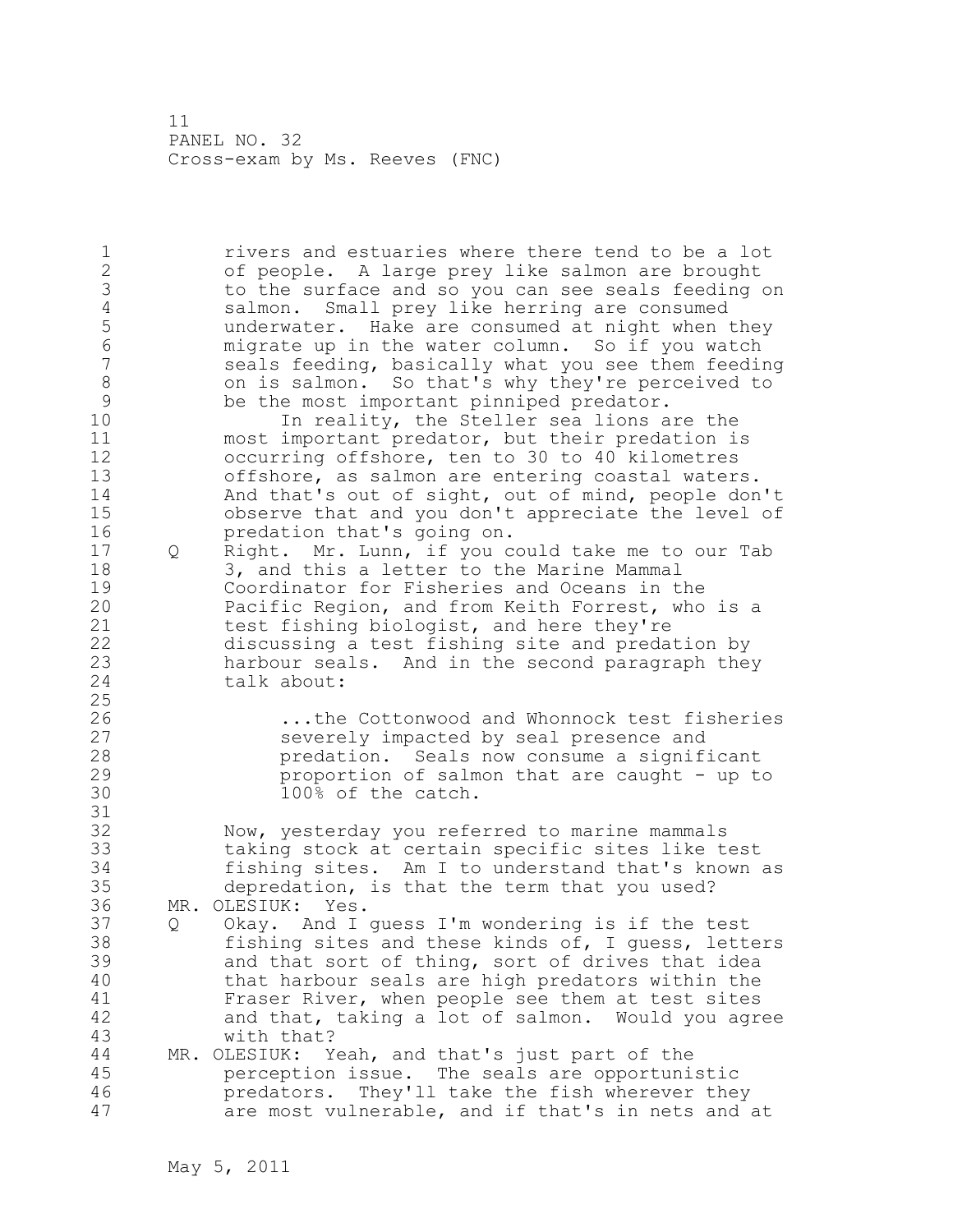rivers and estuaries where there tend to be a lot of people. A large prey like salmon are brought to the surface and so you can see seals feeding on salmon. Small prey like herring are consumed underwater. Hake are consumed at night when they migrate up in the water column. So if you watch seals feeding, basically what you see them feeding on is salmon. So that's why they're perceived to be the most important pinniped predator.

In reality, the Steller sea lions are the most important predator, but their predation is occurring offshore, ten to 30 to 40 kilometres offshore, as salmon are entering coastal waters. And that's out of sight, out of mind, people don't observe that and you don't appreciate the level of predation that's going on.

Q Right. Mr. Lunn, if you could take me to our Tab 3, and this a letter to the Marine Mammal Coordinator for Fisheries and Oceans in the Pacific Region, and from Keith Forrest, who is a test fishing biologist, and here they're discussing a test fishing site and predation by harbour seals. And in the second paragraph they talk about:

> ...the Cottonwood and Whonnock test fisheries severely impacted by seal presence and predation. Seals now consume a significant proportion of salmon that are caught - up to 100% of the catch.

Now, yesterday you referred to marine mammals taking stock at certain specific sites like test fishing sites. Am I to understand that's known as depredation, is that the term that you used?

MR. OLESIUK: Yes.

Q Okay. And I guess I'm wondering is if the test fishing sites and these kinds of, I guess, letters and that sort of thing, sort of drives that idea that harbour seals are high predators within the Fraser River, when people see them at test sites and that, taking a lot of salmon. Would you agree with that?

MR. OLESIUK: Yeah, and that's just part of the perception issue. The seals are opportunistic predators. They'll take the fish wherever they are most vulnerable, and if that's in nets and at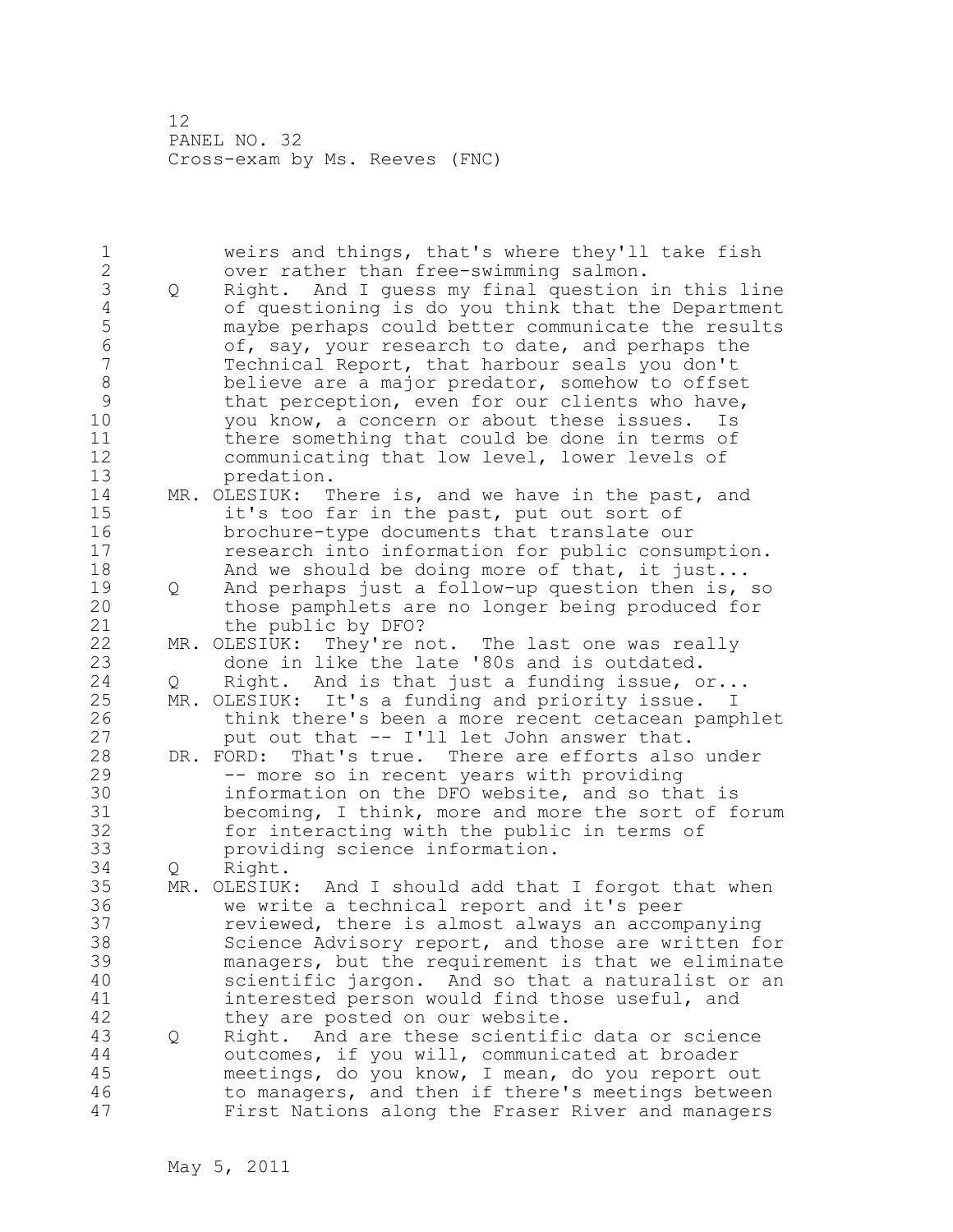weirs and things, that's where they'll take fish over rather than free-swimming salmon.

Q Right. And I guess my final question in this line of questioning is do you think that the Department maybe perhaps could better communicate the results of, say, your research to date, and perhaps the Technical Report, that harbour seals you don't believe are a major predator, somehow to offset that perception, even for our clients who have, you know, a concern or about these issues. Is there something that could be done in terms of communicating that low level, lower levels of predation.

MR. OLESIUK: There is, and we have in the past, and it's too far in the past, put out sort of brochure-type documents that translate our research into information for public consumption. And we should be doing more of that, it just...

Q And perhaps just a follow-up question then is, so those pamphlets are no longer being produced for the public by DFO?

MR. OLESIUK: They're not. The last one was really done in like the late '80s and is outdated.

Q Right. And is that just a funding issue, or...

MR. OLESIUK: It's a funding and priority issue. I think there's been a more recent cetacean pamphlet put out that -- I'll let John answer that.

DR. FORD: That's true. There are efforts also under -- more so in recent years with providing information on the DFO website, and so that is becoming, I think, more and more the sort of forum for interacting with the public in terms of providing science information.

Q Right.

MR. OLESIUK: And I should add that I forgot that when we write a technical report and it's peer reviewed, there is almost always an accompanying Science Advisory report, and those are written for managers, but the requirement is that we eliminate scientific jargon. And so that a naturalist or an interested person would find those useful, and they are posted on our website.

Q Right. And are these scientific data or science outcomes, if you will, communicated at broader meetings, do you know, I mean, do you report out to managers, and then if there's meetings between First Nations along the Fraser River and managers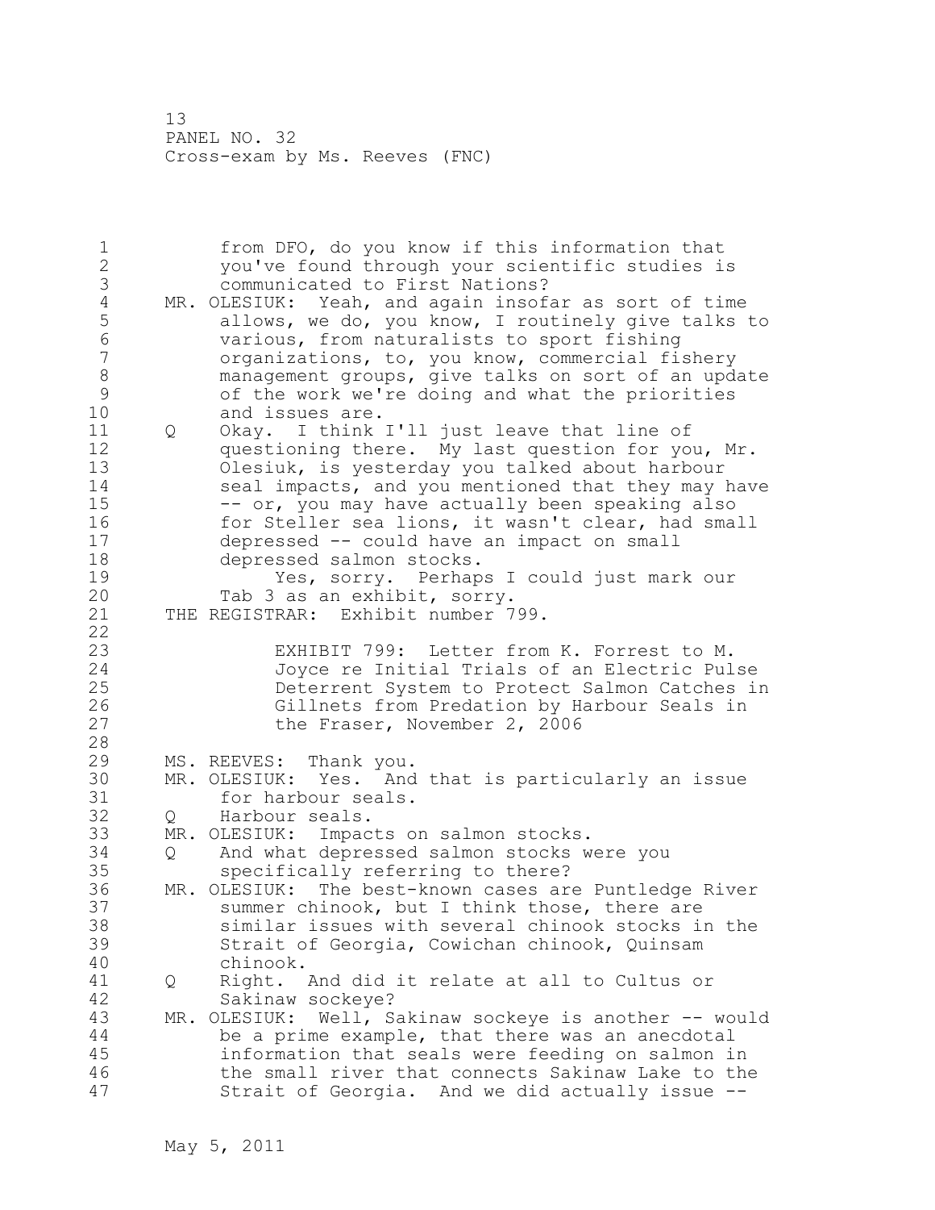from DFO, do you know if this information that you've found through your scientific studies is communicated to First Nations?

MR. OLESIUK: Yeah, and again insofar as sort of time allows, we do, you know, I routinely give talks to various, from naturalists to sport fishing organizations, to, you know, commercial fishery management groups, give talks on sort of an update of the work we're doing and what the priorities and issues are.

Q Okay. I think I'll just leave that line of questioning there. My last question for you, Mr. Olesiuk, is yesterday you talked about harbour seal impacts, and you mentioned that they may have -- or, you may have actually been speaking also for Steller sea lions, it wasn't clear, had small depressed -- could have an impact on small depressed salmon stocks.

Yes, sorry. Perhaps I could just mark our Tab 3 as an exhibit, sorry.

THE REGISTRAR: Exhibit number 799.

EXHIBIT 799: Letter from K. Forrest to M. Joyce re Initial Trials of an Electric Pulse Deterrent System to Protect Salmon Catches in Gillnets from Predation by Harbour Seals in the Fraser, November 2, 2006

MS. REEVES: Thank you.

MR. OLESIUK: Yes. And that is particularly an issue for harbour seals.

Q Harbour seals.

MR. OLESIUK: Impacts on salmon stocks.

Q And what depressed salmon stocks were you specifically referring to there?

MR. OLESIUK: The best-known cases are Puntledge River summer chinook, but I think those, there are similar issues with several chinook stocks in the Strait of Georgia, Cowichan chinook, Quinsam chinook.

Q Right. And did it relate at all to Cultus or Sakinaw sockeye?

MR. OLESIUK: Well, Sakinaw sockeye is another -- would be a prime example, that there was an anecdotal information that seals were feeding on salmon in the small river that connects Sakinaw Lake to the Strait of Georgia. And we did actually issue --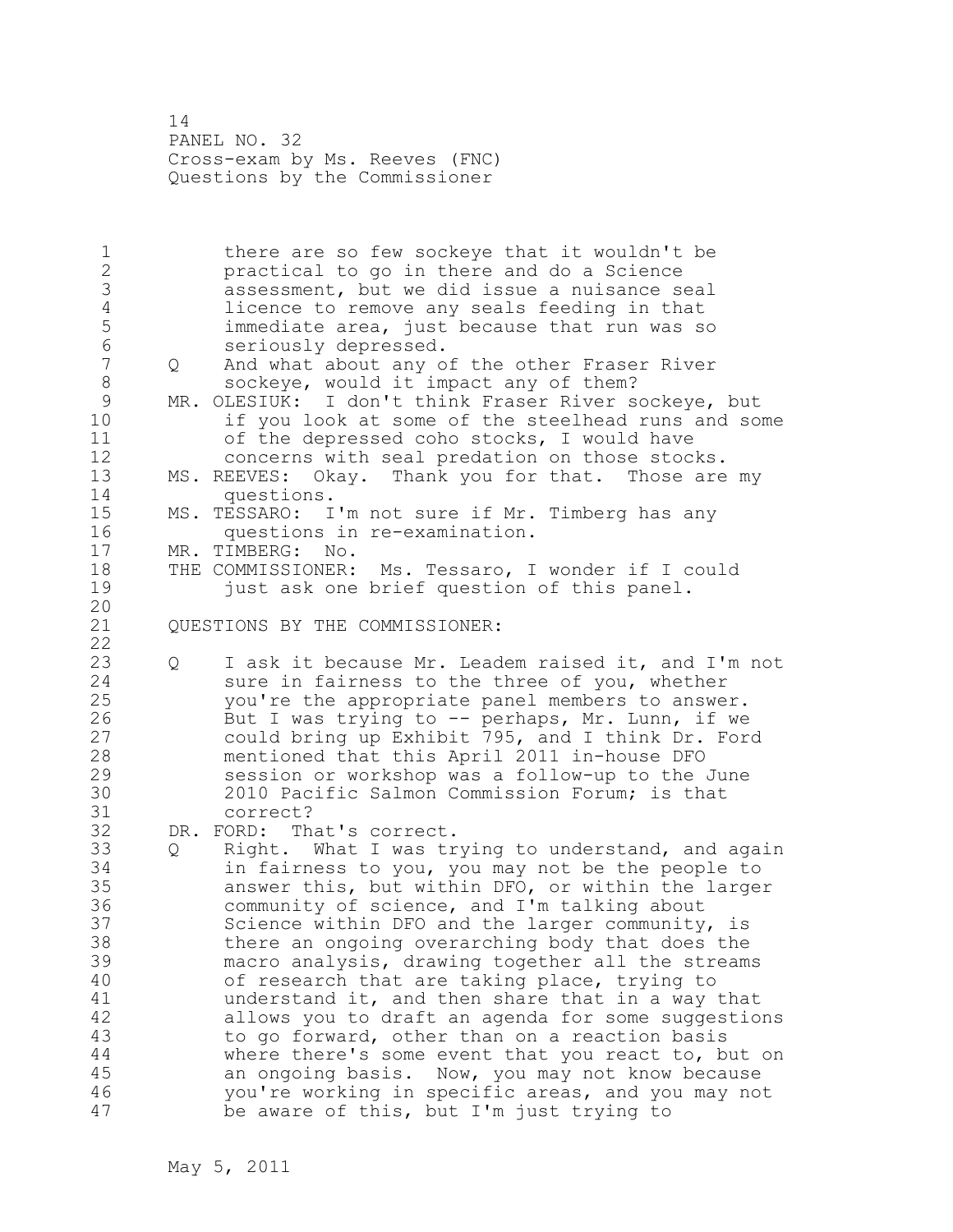there are so few sockeye that it wouldn't be practical to go in there and do a Science assessment, but we did issue a nuisance seal licence to remove any seals feeding in that immediate area, just because that run was so seriously depressed.

Q And what about any of the other Fraser River sockeye, would it impact any of them?

MR. OLESIUK: I don't think Fraser River sockeye, but if you look at some of the steelhead runs and some of the depressed coho stocks, I would have concerns with seal predation on those stocks.

MS. REEVES: Okay. Thank you for that. Those are my questions.

MS. TESSARO: I'm not sure if Mr. Timberg has any questions in re-examination.

MR. TIMBERG: No.

THE COMMISSIONER: Ms. Tessaro, I wonder if I could just ask one brief question of this panel.

QUESTIONS BY THE COMMISSIONER:

Q I ask it because Mr. Leadem raised it, and I'm not sure in fairness to the three of you, whether you're the appropriate panel members to answer. But I was trying to -- perhaps, Mr. Lunn, if we could bring up Exhibit 795, and I think Dr. Ford mentioned that this April 2011 in-house DFO session or workshop was a follow-up to the June 2010 Pacific Salmon Commission Forum; is that correct?

DR. FORD: That's correct.

Q Right. What I was trying to understand, and again in fairness to you, you may not be the people to answer this, but within DFO, or within the larger community of science, and I'm talking about Science within DFO and the larger community, is there an ongoing overarching body that does the macro analysis, drawing together all the streams of research that are taking place, trying to understand it, and then share that in a way that allows you to draft an agenda for some suggestions to go forward, other than on a reaction basis where there's some event that you react to, but on an ongoing basis. Now, you may not know because you're working in specific areas, and you may not be aware of this, but I'm just trying to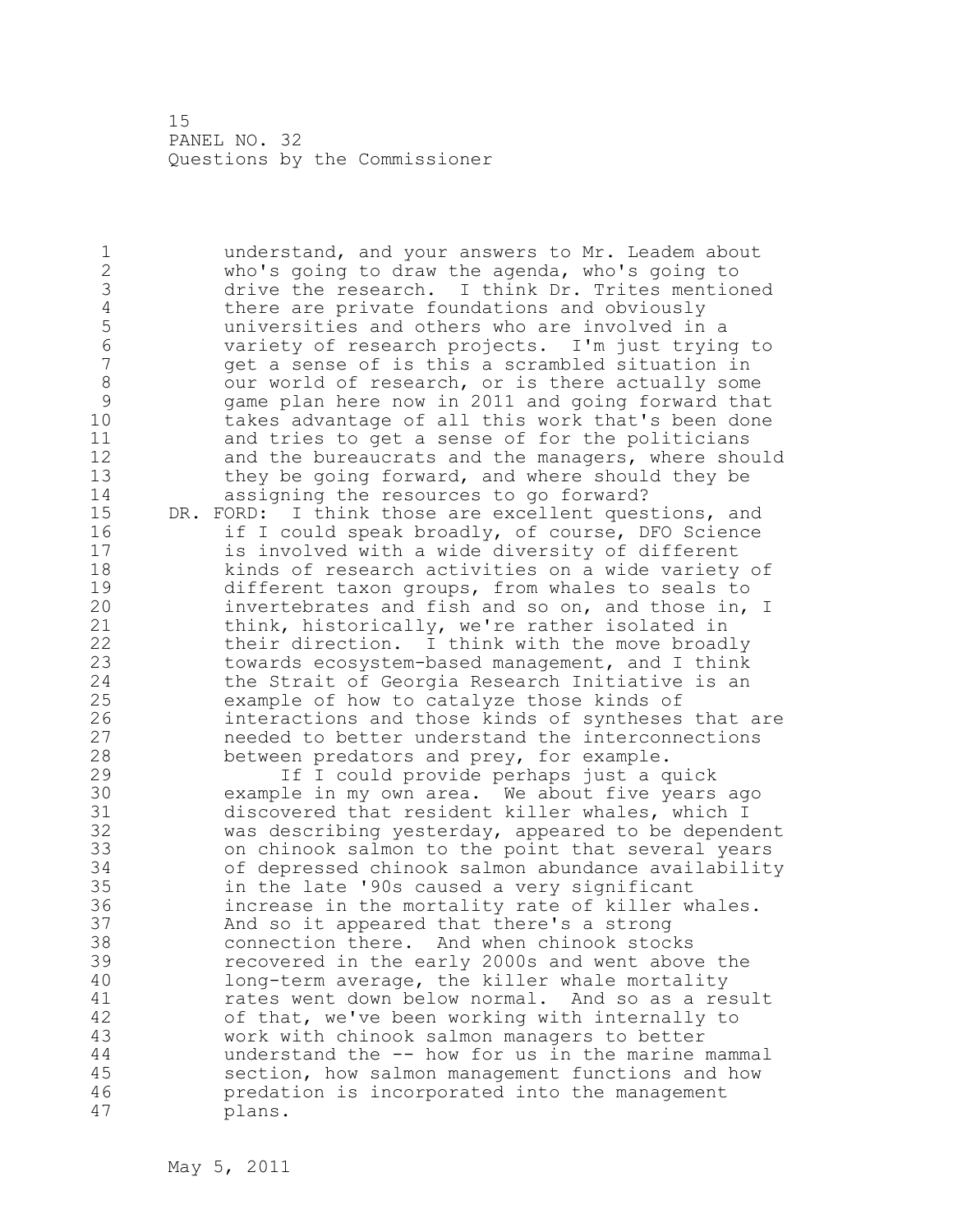understand, and your answers to Mr. Leadem about who's going to draw the agenda, who's going to drive the research. I think Dr. Trites mentioned there are private foundations and obviously universities and others who are involved in a variety of research projects. I'm just trying to get a sense of is this a scrambled situation in our world of research, or is there actually some game plan here now in 2011 and going forward that takes advantage of all this work that's been done and tries to get a sense of for the politicians and the bureaucrats and the managers, where should they be going forward, and where should they be assigning the resources to go forward?

DR. FORD: I think those are excellent questions, and if I could speak broadly, of course, DFO Science is involved with a wide diversity of different kinds of research activities on a wide variety of different taxon groups, from whales to seals to invertebrates and fish and so on, and those in, I think, historically, we're rather isolated in their direction. I think with the move broadly towards ecosystem-based management, and I think the Strait of Georgia Research Initiative is an example of how to catalyze those kinds of interactions and those kinds of syntheses that are needed to better understand the interconnections between predators and prey, for example.

If I could provide perhaps just a quick example in my own area. We about five years ago discovered that resident killer whales, which I was describing yesterday, appeared to be dependent on chinook salmon to the point that several years of depressed chinook salmon abundance availability in the late '90s caused a very significant increase in the mortality rate of killer whales. And so it appeared that there's a strong connection there. And when chinook stocks recovered in the early 2000s and went above the long-term average, the killer whale mortality rates went down below normal. And so as a result of that, we've been working with internally to work with chinook salmon managers to better understand the -- how for us in the marine mammal section, how salmon management functions and how predation is incorporated into the management plans.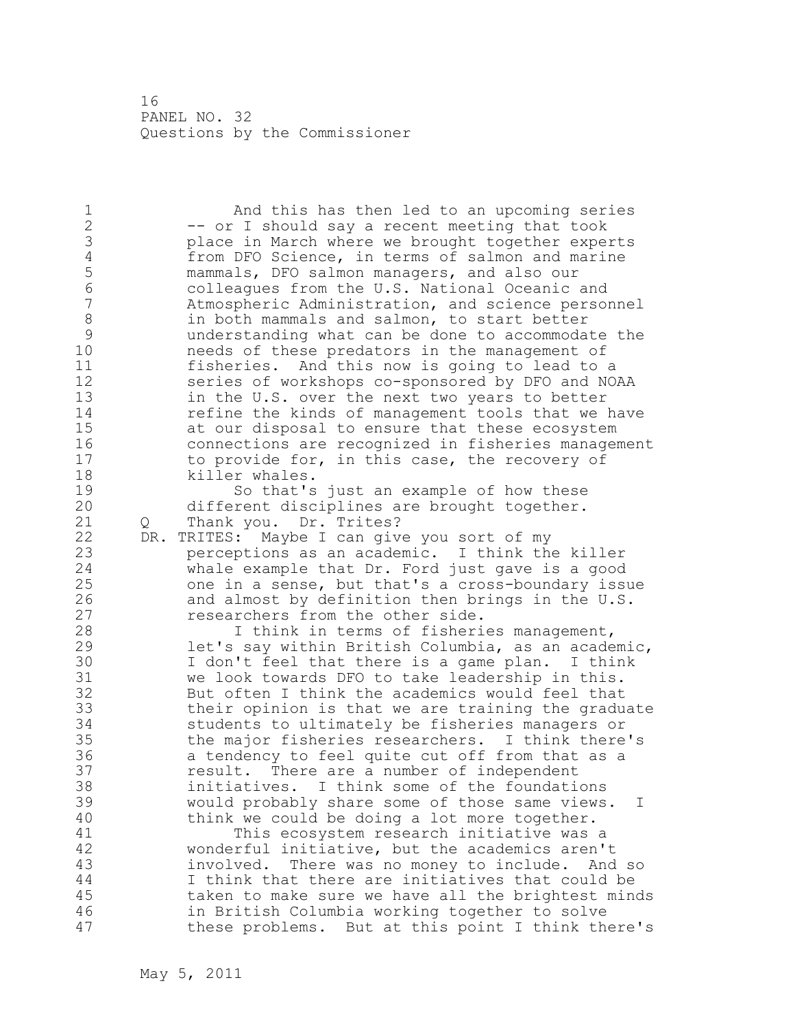PANEL NO. 32
Questions by the Commissioner

And this has then led to an upcoming series -- or I should say a recent meeting that took place in March where we brought together experts from DFO Science, in terms of salmon and marine mammals, DFO salmon managers, and also our colleagues from the U.S. National Oceanic and Atmospheric Administration, and science personnel in both mammals and salmon, to start better understanding what can be done to accommodate the needs of these predators in the management of fisheries. And this now is going to lead to a series of workshops co-sponsored by DFO and NOAA in the U.S. over the next two years to better refine the kinds of management tools that we have at our disposal to ensure that these ecosystem connections are recognized in fisheries management to provide for, in this case, the recovery of killer whales.

So that's just an example of how these different disciplines are brought together.

Q Thank you. Dr. Trites?

DR. TRITES: Maybe I can give you sort of my perceptions as an academic. I think the killer whale example that Dr. Ford just gave is a good one in a sense, but that's a cross-boundary issue and almost by definition then brings in the U.S. researchers from the other side.

I think in terms of fisheries management, let's say within British Columbia, as an academic, I don't feel that there is a game plan. I think we look towards DFO to take leadership in this. But often I think the academics would feel that their opinion is that we are training the graduate students to ultimately be fisheries managers or the major fisheries researchers. I think there's a tendency to feel quite cut off from that as a result. There are a number of independent initiatives. I think some of the foundations would probably share some of those same views. I think we could be doing a lot more together.

This ecosystem research initiative was a wonderful initiative, but the academics aren't involved. There was no money to include. And so I think that there are initiatives that could be taken to make sure we have all the brightest minds in British Columbia working together to solve these problems. But at this point I think there's

May 5, 2011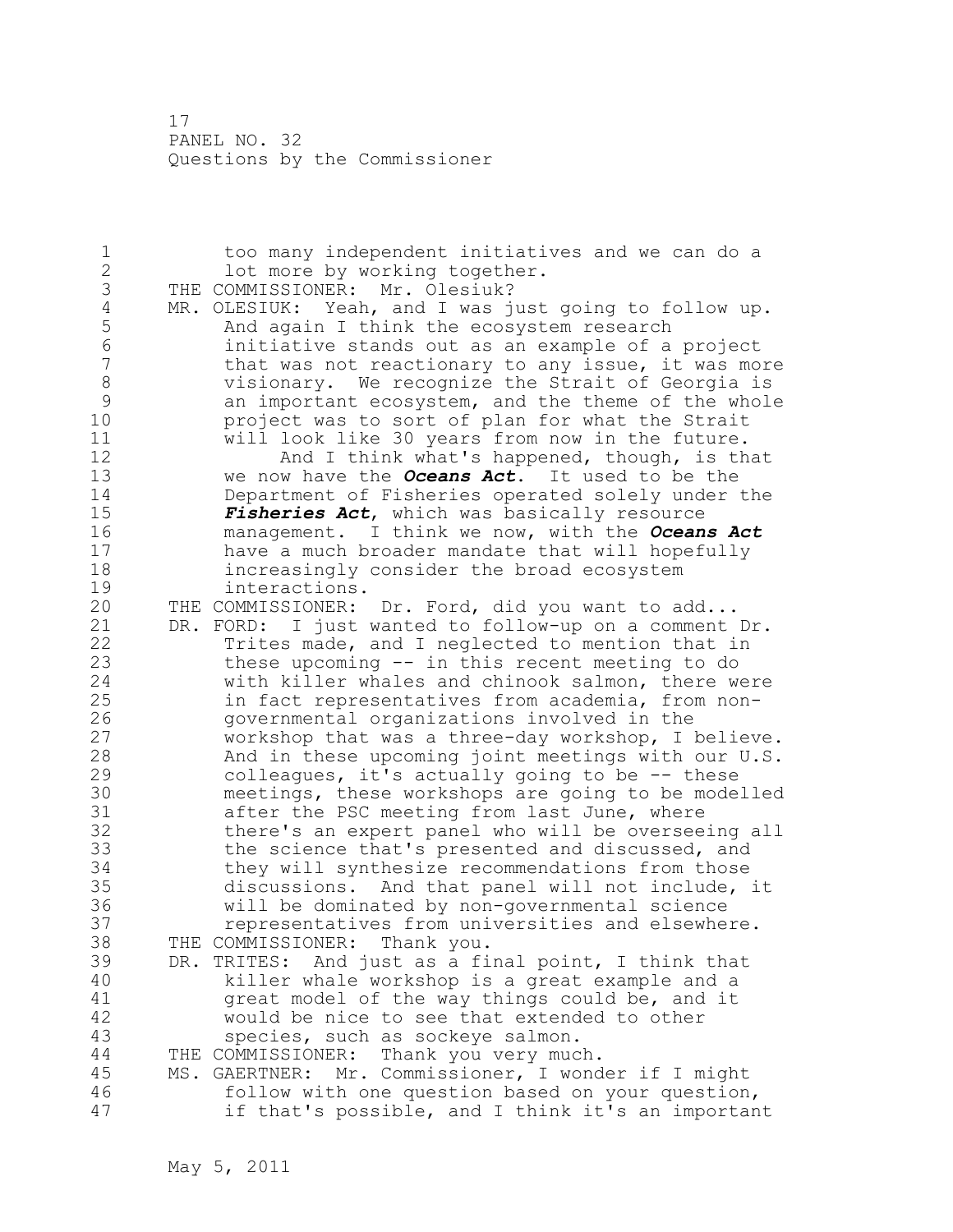too many independent initiatives and we can do a lot more by working together.

THE COMMISSIONER: Mr. Olesiuk?

MR. OLESIUK: Yeah, and I was just going to follow up. And again I think the ecosystem research initiative stands out as an example of a project that was not reactionary to any issue, it was more visionary. We recognize the Strait of Georgia is an important ecosystem, and the theme of the whole project was to sort of plan for what the Strait will look like 30 years from now in the future.

And I think what's happened, though, is that we now have the ***Oceans Act***. It used to be the Department of Fisheries operated solely under the ***Fisheries Act***, which was basically resource management. I think we now, with the ***Oceans Act*** have a much broader mandate that will hopefully increasingly consider the broad ecosystem interactions.

THE COMMISSIONER: Dr. Ford, did you want to add...

DR. FORD: I just wanted to follow-up on a comment Dr. Trites made, and I neglected to mention that in these upcoming -- in this recent meeting to do with killer whales and chinook salmon, there were in fact representatives from academia, from non-governmental organizations involved in the workshop that was a three-day workshop, I believe. And in these upcoming joint meetings with our U.S. colleagues, it's actually going to be -- these meetings, these workshops are going to be modelled after the PSC meeting from last June, where there's an expert panel who will be overseeing all the science that's presented and discussed, and they will synthesize recommendations from those discussions. And that panel will not include, it will be dominated by non-governmental science representatives from universities and elsewhere.

THE COMMISSIONER: Thank you.

DR. TRITES: And just as a final point, I think that killer whale workshop is a great example and a great model of the way things could be, and it would be nice to see that extended to other species, such as sockeye salmon.

THE COMMISSIONER: Thank you very much.

MS. GAERTNER: Mr. Commissioner, I wonder if I might follow with one question based on your question, if that's possible, and I think it's an important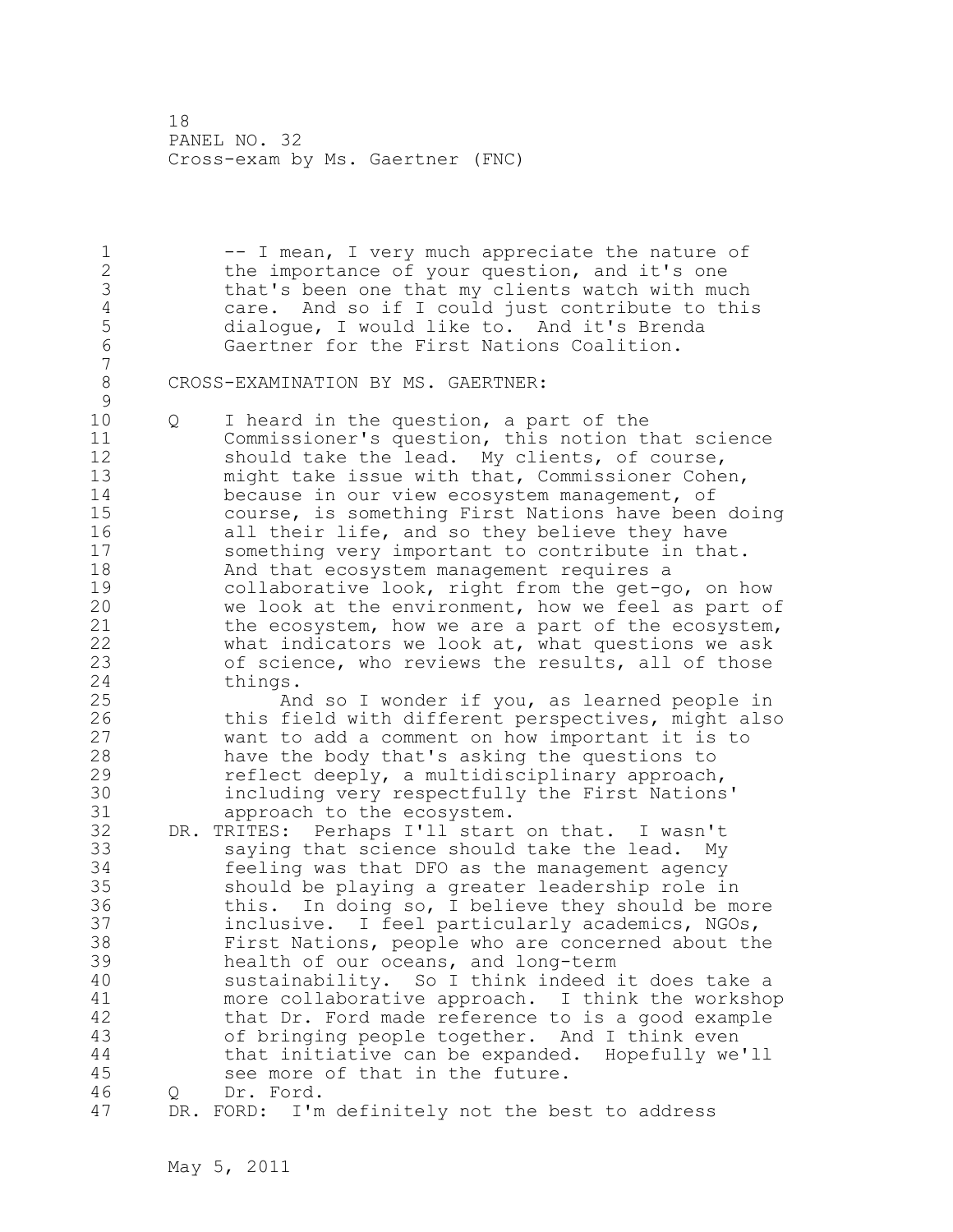-- I mean, I very much appreciate the nature of the importance of your question, and it's one that's been one that my clients watch with much care. And so if I could just contribute to this dialogue, I would like to. And it's Brenda Gaertner for the First Nations Coalition.

CROSS-EXAMINATION BY MS. GAERTNER:

Q I heard in the question, a part of the Commissioner's question, this notion that science should take the lead. My clients, of course, might take issue with that, Commissioner Cohen, because in our view ecosystem management, of course, is something First Nations have been doing all their life, and so they believe they have something very important to contribute in that. And that ecosystem management requires a collaborative look, right from the get-go, on how we look at the environment, how we feel as part of the ecosystem, how we are a part of the ecosystem, what indicators we look at, what questions we ask of science, who reviews the results, all of those things.

And so I wonder if you, as learned people in this field with different perspectives, might also want to add a comment on how important it is to have the body that's asking the questions to reflect deeply, a multidisciplinary approach, including very respectfully the First Nations' approach to the ecosystem.

DR. TRITES: Perhaps I'll start on that. I wasn't saying that science should take the lead. My feeling was that DFO as the management agency should be playing a greater leadership role in this. In doing so, I believe they should be more inclusive. I feel particularly academics, NGOs, First Nations, people who are concerned about the health of our oceans, and long-term sustainability. So I think indeed it does take a more collaborative approach. I think the workshop that Dr. Ford made reference to is a good example of bringing people together. And I think even that initiative can be expanded. Hopefully we'll see more of that in the future.

Q Dr. Ford.

DR. FORD: I'm definitely not the best to address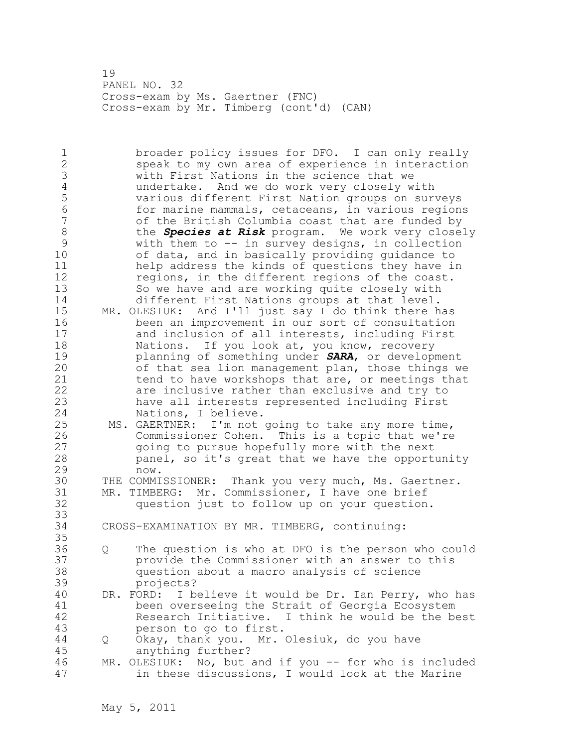broader policy issues for DFO. I can only really speak to my own area of experience in interaction with First Nations in the science that we undertake. And we do work very closely with various different First Nation groups on surveys for marine mammals, cetaceans, in various regions of the British Columbia coast that are funded by the ***Species at Risk*** program. We work very closely with them to -- in survey designs, in collection of data, and in basically providing guidance to help address the kinds of questions they have in regions, in the different regions of the coast. So we have and are working quite closely with different First Nations groups at that level.

MR. OLESIUK: And I'll just say I do think there has been an improvement in our sort of consultation and inclusion of all interests, including First Nations. If you look at, you know, recovery planning of something under ***SARA***, or development of that sea lion management plan, those things we tend to have workshops that are, or meetings that are inclusive rather than exclusive and try to have all interests represented including First Nations, I believe.

MS. GAERTNER: I'm not going to take any more time, Commissioner Cohen. This is a topic that we're going to pursue hopefully more with the next panel, so it's great that we have the opportunity now.

THE COMMISSIONER: Thank you very much, Ms. Gaertner.

MR. TIMBERG: Mr. Commissioner, I have one brief question just to follow up on your question.

CROSS-EXAMINATION BY MR. TIMBERG, continuing:

Q The question is who at DFO is the person who could provide the Commissioner with an answer to this question about a macro analysis of science projects?

DR. FORD: I believe it would be Dr. Ian Perry, who has been overseeing the Strait of Georgia Ecosystem Research Initiative. I think he would be the best person to go to first.

Q Okay, thank you. Mr. Olesiuk, do you have anything further?

MR. OLESIUK: No, but and if you -- for who is included in these discussions, I would look at the Marine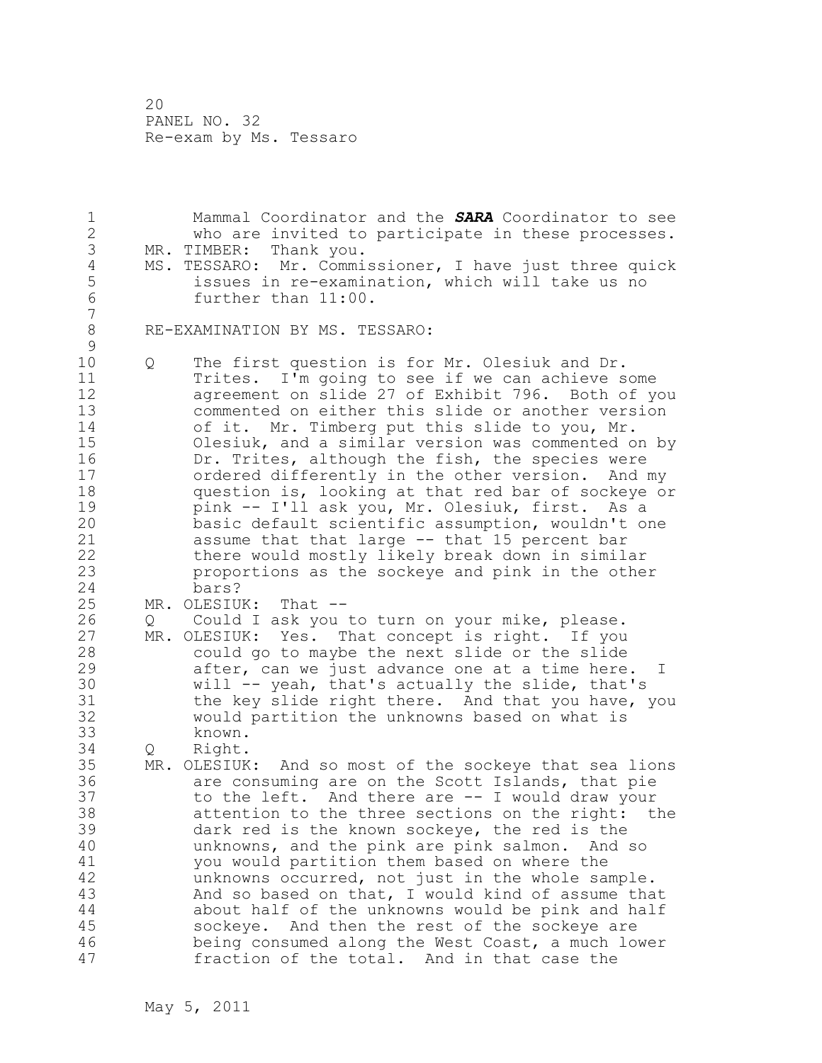Mammal Coordinator and the ***SARA*** Coordinator to see who are invited to participate in these processes.

MR. TIMBER: Thank you.

MS. TESSARO: Mr. Commissioner, I have just three quick issues in re-examination, which will take us no further than 11:00.

RE-EXAMINATION BY MS. TESSARO:

Q The first question is for Mr. Olesiuk and Dr. Trites. I'm going to see if we can achieve some agreement on slide 27 of Exhibit 796. Both of you commented on either this slide or another version of it. Mr. Timberg put this slide to you, Mr. Olesiuk, and a similar version was commented on by Dr. Trites, although the fish, the species were ordered differently in the other version. And my question is, looking at that red bar of sockeye or pink -- I'll ask you, Mr. Olesiuk, first. As a basic default scientific assumption, wouldn't one assume that that large -- that 15 percent bar there would mostly likely break down in similar proportions as the sockeye and pink in the other bars?

MR. OLESIUK: That --

Q Could I ask you to turn on your mike, please.

MR. OLESIUK: Yes. That concept is right. If you could go to maybe the next slide or the slide after, can we just advance one at a time here. I will -- yeah, that's actually the slide, that's the key slide right there. And that you have, you would partition the unknowns based on what is known.

Q Right.

MR. OLESIUK: And so most of the sockeye that sea lions are consuming are on the Scott Islands, that pie to the left. And there are -- I would draw your attention to the three sections on the right: the dark red is the known sockeye, the red is the unknowns, and the pink are pink salmon. And so you would partition them based on where the unknowns occurred, not just in the whole sample. And so based on that, I would kind of assume that about half of the unknowns would be pink and half sockeye. And then the rest of the sockeye are being consumed along the West Coast, a much lower fraction of the total. And in that case the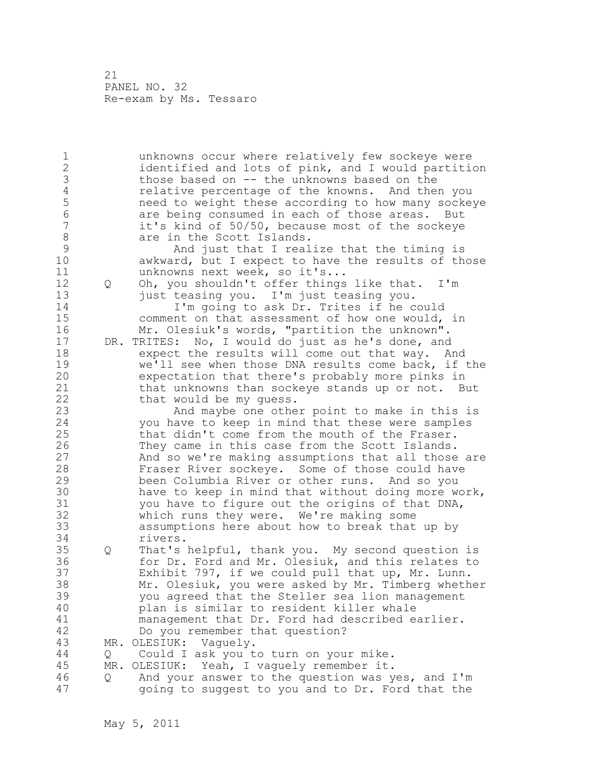unknowns occur where relatively few sockeye were identified and lots of pink, and I would partition those based on -- the unknowns based on the relative percentage of the knowns. And then you need to weight these according to how many sockeye are being consumed in each of those areas. But it's kind of 50/50, because most of the sockeye are in the Scott Islands.

And just that I realize that the timing is awkward, but I expect to have the results of those unknowns next week, so it's...

Q Oh, you shouldn't offer things like that. I'm just teasing you. I'm just teasing you.

I'm going to ask Dr. Trites if he could comment on that assessment of how one would, in Mr. Olesiuk's words, "partition the unknown".

DR. TRITES: No, I would do just as he's done, and expect the results will come out that way. And we'll see when those DNA results come back, if the expectation that there's probably more pinks in that unknowns than sockeye stands up or not. But that would be my guess.

And maybe one other point to make in this is you have to keep in mind that these were samples that didn't come from the mouth of the Fraser. They came in this case from the Scott Islands. And so we're making assumptions that all those are Fraser River sockeye. Some of those could have been Columbia River or other runs. And so you have to keep in mind that without doing more work, you have to figure out the origins of that DNA, which runs they were. We're making some assumptions here about how to break that up by rivers.

Q That's helpful, thank you. My second question is for Dr. Ford and Mr. Olesiuk, and this relates to Exhibit 797, if we could pull that up, Mr. Lunn. Mr. Olesiuk, you were asked by Mr. Timberg whether you agreed that the Steller sea lion management plan is similar to resident killer whale management that Dr. Ford had described earlier. Do you remember that question?

MR. OLESIUK: Vaguely.

Q Could I ask you to turn on your mike.

MR. OLESIUK: Yeah, I vaguely remember it.

Q And your answer to the question was yes, and I'm going to suggest to you and to Dr. Ford that the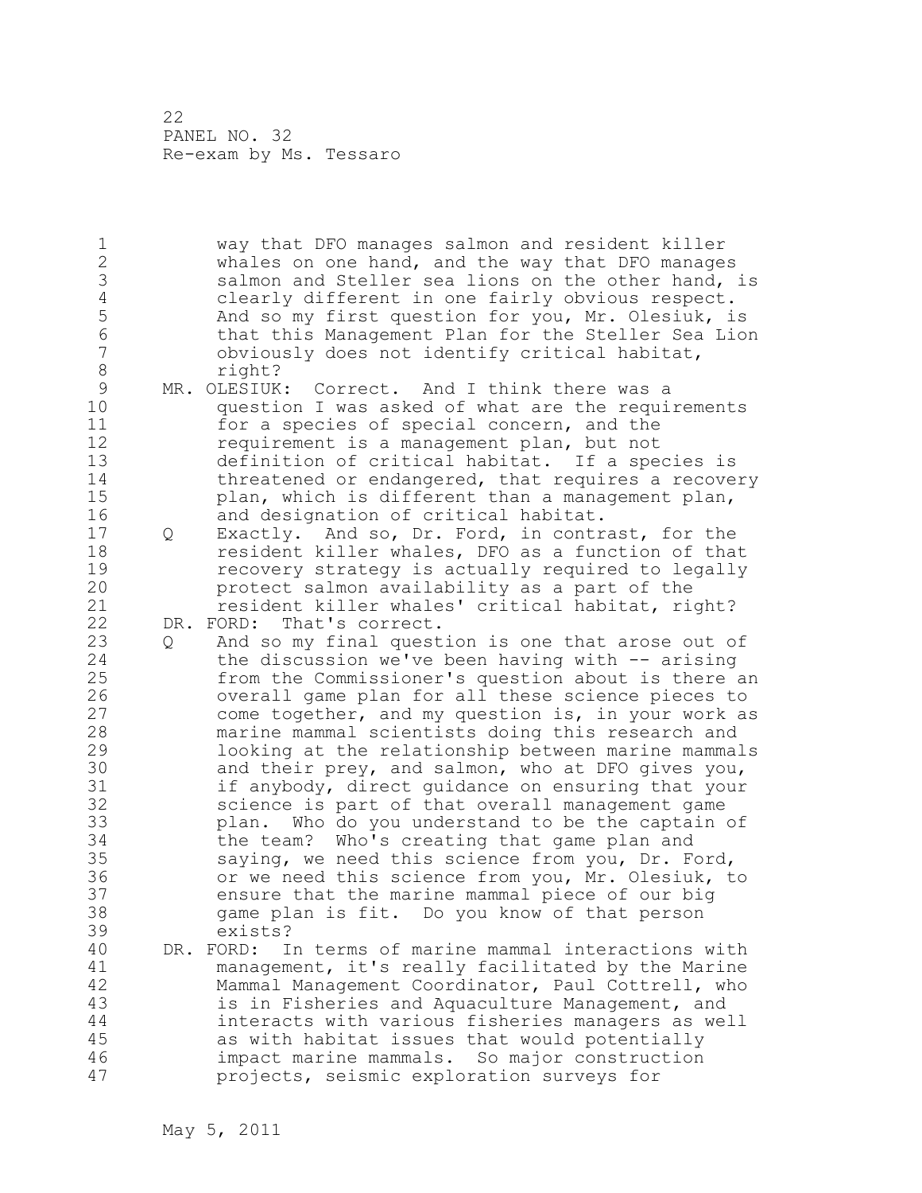way that DFO manages salmon and resident killer whales on one hand, and the way that DFO manages salmon and Steller sea lions on the other hand, is clearly different in one fairly obvious respect. And so my first question for you, Mr. Olesiuk, is that this Management Plan for the Steller Sea Lion obviously does not identify critical habitat, right?

MR. OLESIUK: Correct. And I think there was a question I was asked of what are the requirements for a species of special concern, and the requirement is a management plan, but not definition of critical habitat. If a species is threatened or endangered, that requires a recovery plan, which is different than a management plan, and designation of critical habitat.

Q Exactly. And so, Dr. Ford, in contrast, for the resident killer whales, DFO as a function of that recovery strategy is actually required to legally protect salmon availability as a part of the resident killer whales' critical habitat, right?

DR. FORD: That's correct.

Q And so my final question is one that arose out of the discussion we've been having with -- arising from the Commissioner's question about is there an overall game plan for all these science pieces to come together, and my question is, in your work as marine mammal scientists doing this research and looking at the relationship between marine mammals and their prey, and salmon, who at DFO gives you, if anybody, direct guidance on ensuring that your science is part of that overall management game plan. Who do you understand to be the captain of the team? Who's creating that game plan and saying, we need this science from you, Dr. Ford, or we need this science from you, Mr. Olesiuk, to ensure that the marine mammal piece of our big game plan is fit. Do you know of that person exists?

DR. FORD: In terms of marine mammal interactions with management, it's really facilitated by the Marine Mammal Management Coordinator, Paul Cottrell, who is in Fisheries and Aquaculture Management, and interacts with various fisheries managers as well as with habitat issues that would potentially impact marine mammals. So major construction projects, seismic exploration surveys for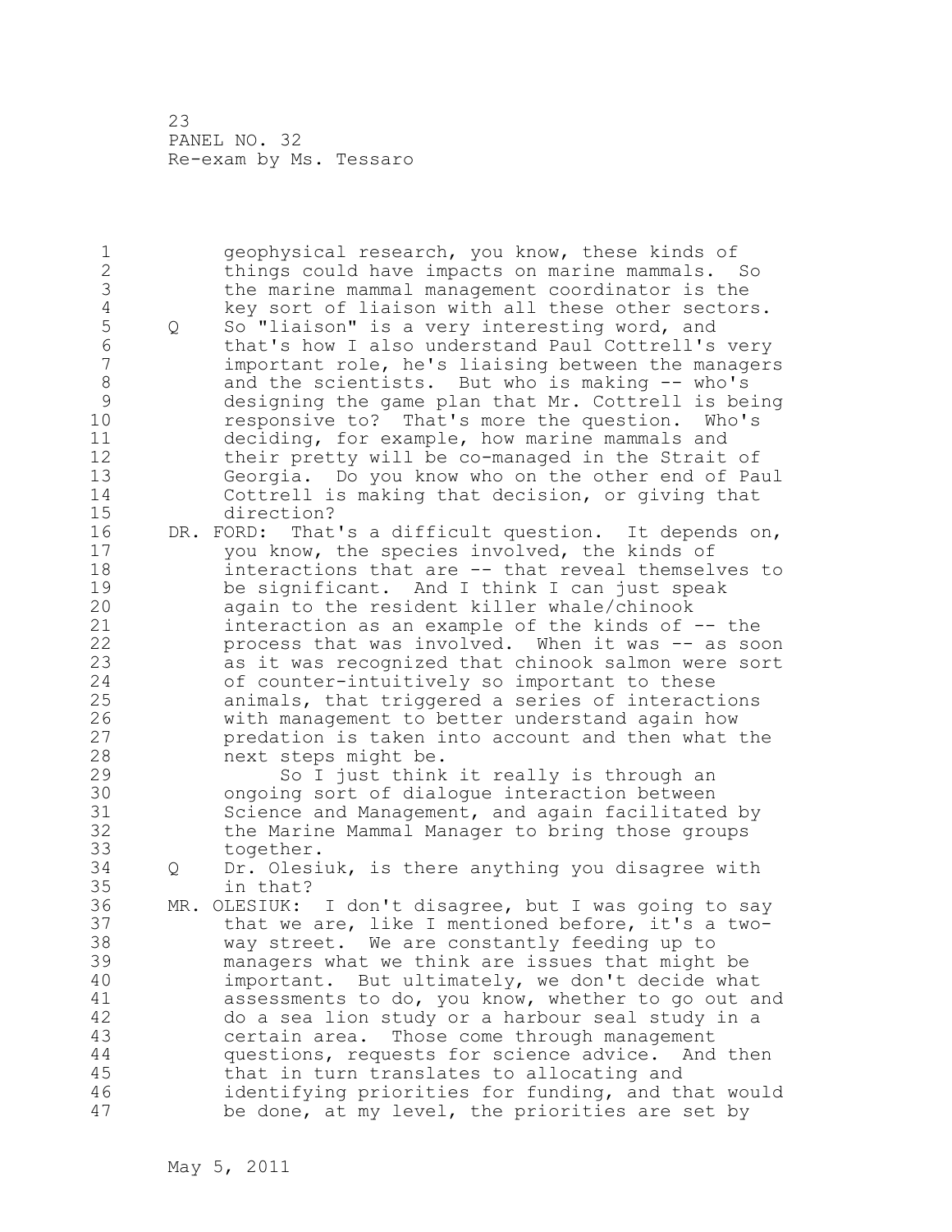geophysical research, you know, these kinds of things could have impacts on marine mammals. So the marine mammal management coordinator is the key sort of liaison with all these other sectors.

Q So "liaison" is a very interesting word, and that's how I also understand Paul Cottrell's very important role, he's liaising between the managers and the scientists. But who is making -- who's designing the game plan that Mr. Cottrell is being responsive to? That's more the question. Who's deciding, for example, how marine mammals and their pretty will be co-managed in the Strait of Georgia. Do you know who on the other end of Paul Cottrell is making that decision, or giving that direction?

DR. FORD: That's a difficult question. It depends on, you know, the species involved, the kinds of interactions that are -- that reveal themselves to be significant. And I think I can just speak again to the resident killer whale/chinook interaction as an example of the kinds of -- the process that was involved. When it was -- as soon as it was recognized that chinook salmon were sort of counter-intuitively so important to these animals, that triggered a series of interactions with management to better understand again how predation is taken into account and then what the next steps might be.

So I just think it really is through an ongoing sort of dialogue interaction between Science and Management, and again facilitated by the Marine Mammal Manager to bring those groups together.

Q Dr. Olesiuk, is there anything you disagree with in that?

MR. OLESIUK: I don't disagree, but I was going to say that we are, like I mentioned before, it's a two-way street. We are constantly feeding up to managers what we think are issues that might be important. But ultimately, we don't decide what assessments to do, you know, whether to go out and do a sea lion study or a harbour seal study in a certain area. Those come through management questions, requests for science advice. And then that in turn translates to allocating and identifying priorities for funding, and that would be done, at my level, the priorities are set by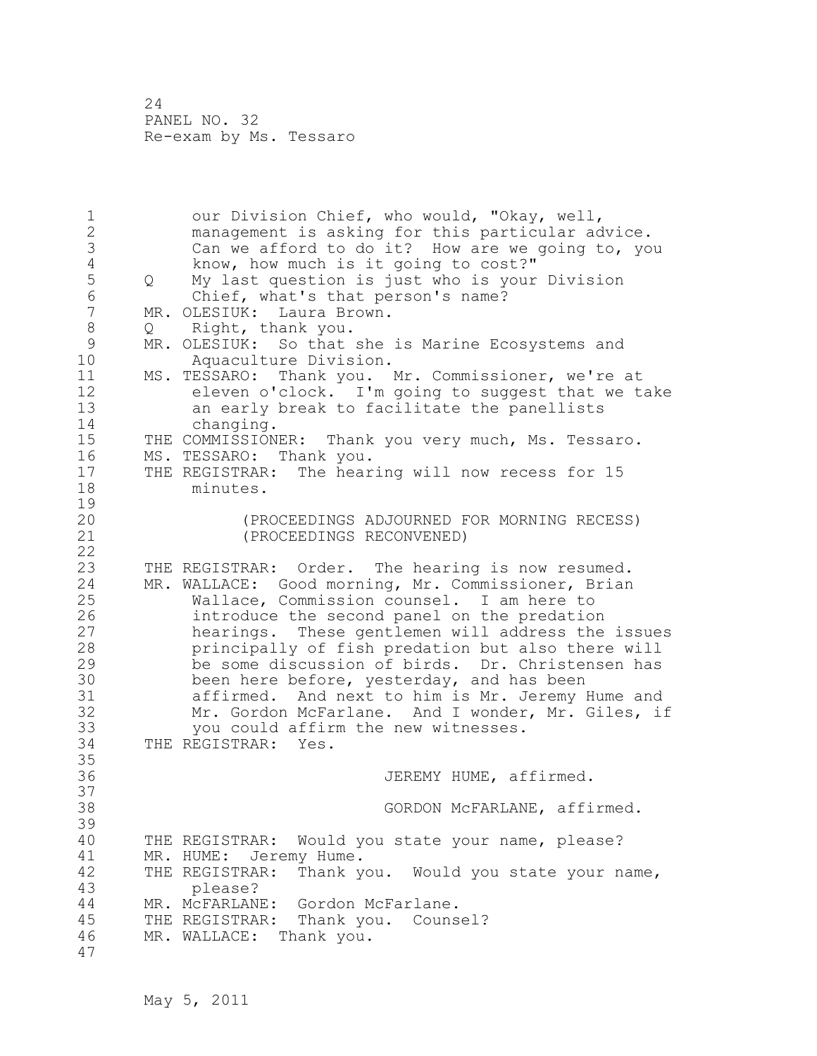our Division Chief, who would, "Okay, well, management is asking for this particular advice. Can we afford to do it? How are we going to, you know, how much is it going to cost?"

Q My last question is just who is your Division Chief, what's that person's name?

MR. OLESIUK: Laura Brown.

Q Right, thank you.

MR. OLESIUK: So that she is Marine Ecosystems and Aquaculture Division.

MS. TESSARO: Thank you. Mr. Commissioner, we're at eleven o'clock. I'm going to suggest that we take an early break to facilitate the panellists changing.

THE COMMISSIONER: Thank you very much, Ms. Tessaro.

MS. TESSARO: Thank you.

THE REGISTRAR: The hearing will now recess for 15 minutes.

(PROCEEDINGS ADJOURNED FOR MORNING RECESS)
(PROCEEDINGS RECONVENED)

THE REGISTRAR: Order. The hearing is now resumed.

MR. WALLACE: Good morning, Mr. Commissioner, Brian Wallace, Commission counsel. I am here to introduce the second panel on the predation hearings. These gentlemen will address the issues principally of fish predation but also there will be some discussion of birds. Dr. Christensen has been here before, yesterday, and has been affirmed. And next to him is Mr. Jeremy Hume and Mr. Gordon McFarlane. And I wonder, Mr. Giles, if you could affirm the new witnesses.

THE REGISTRAR: Yes.

JEREMY HUME, affirmed.

GORDON McFARLANE, affirmed.

THE REGISTRAR: Would you state your name, please?

MR. HUME: Jeremy Hume.

THE REGISTRAR: Thank you. Would you state your name, please?

MR. McFARLANE: Gordon McFarlane.

THE REGISTRAR: Thank you. Counsel?

MR. WALLACE: Thank you.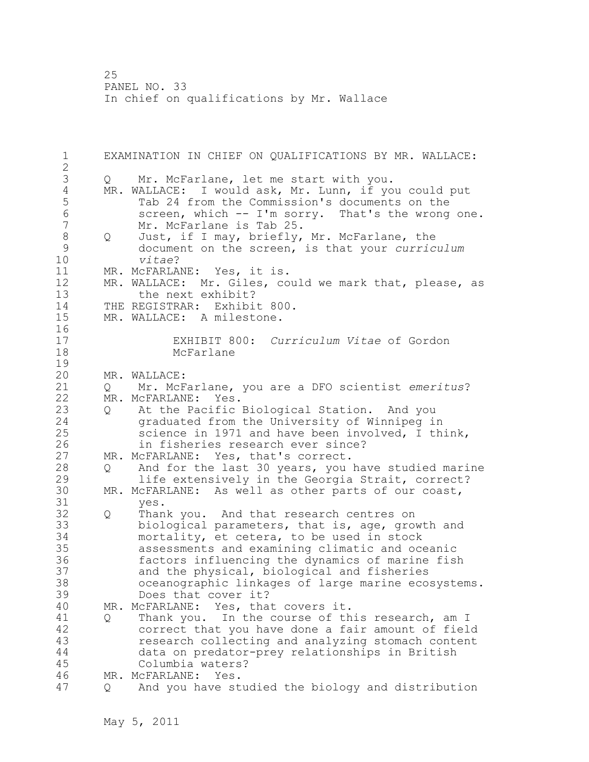EXAMINATION IN CHIEF ON QUALIFICATIONS BY MR. WALLACE:

Q Mr. McFarlane, let me start with you.

MR. WALLACE: I would ask, Mr. Lunn, if you could put Tab 24 from the Commission's documents on the screen, which -- I'm sorry. That's the wrong one. Mr. McFarlane is Tab 25.

Q Just, if I may, briefly, Mr. McFarlane, the document on the screen, is that your *curriculum vitae*?

MR. McFARLANE: Yes, it is.

MR. WALLACE: Mr. Giles, could we mark that, please, as the next exhibit?

THE REGISTRAR: Exhibit 800.

MR. WALLACE: A milestone.

EXHIBIT 800: *Curriculum Vitae* of Gordon McFarlane

MR. WALLACE:

Q Mr. McFarlane, you are a DFO scientist *emeritus*?

MR. McFARLANE: Yes.

Q At the Pacific Biological Station. And you graduated from the University of Winnipeg in science in 1971 and have been involved, I think, in fisheries research ever since?

MR. McFARLANE: Yes, that's correct.

Q And for the last 30 years, you have studied marine life extensively in the Georgia Strait, correct?

MR. McFARLANE: As well as other parts of our coast, yes.

Q Thank you. And that research centres on biological parameters, that is, age, growth and mortality, et cetera, to be used in stock assessments and examining climatic and oceanic factors influencing the dynamics of marine fish and the physical, biological and fisheries oceanographic linkages of large marine ecosystems. Does that cover it?

MR. McFARLANE: Yes, that covers it.

Q Thank you. In the course of this research, am I correct that you have done a fair amount of field research collecting and analyzing stomach content data on predator-prey relationships in British Columbia waters?

MR. McFARLANE: Yes.

Q And you have studied the biology and distribution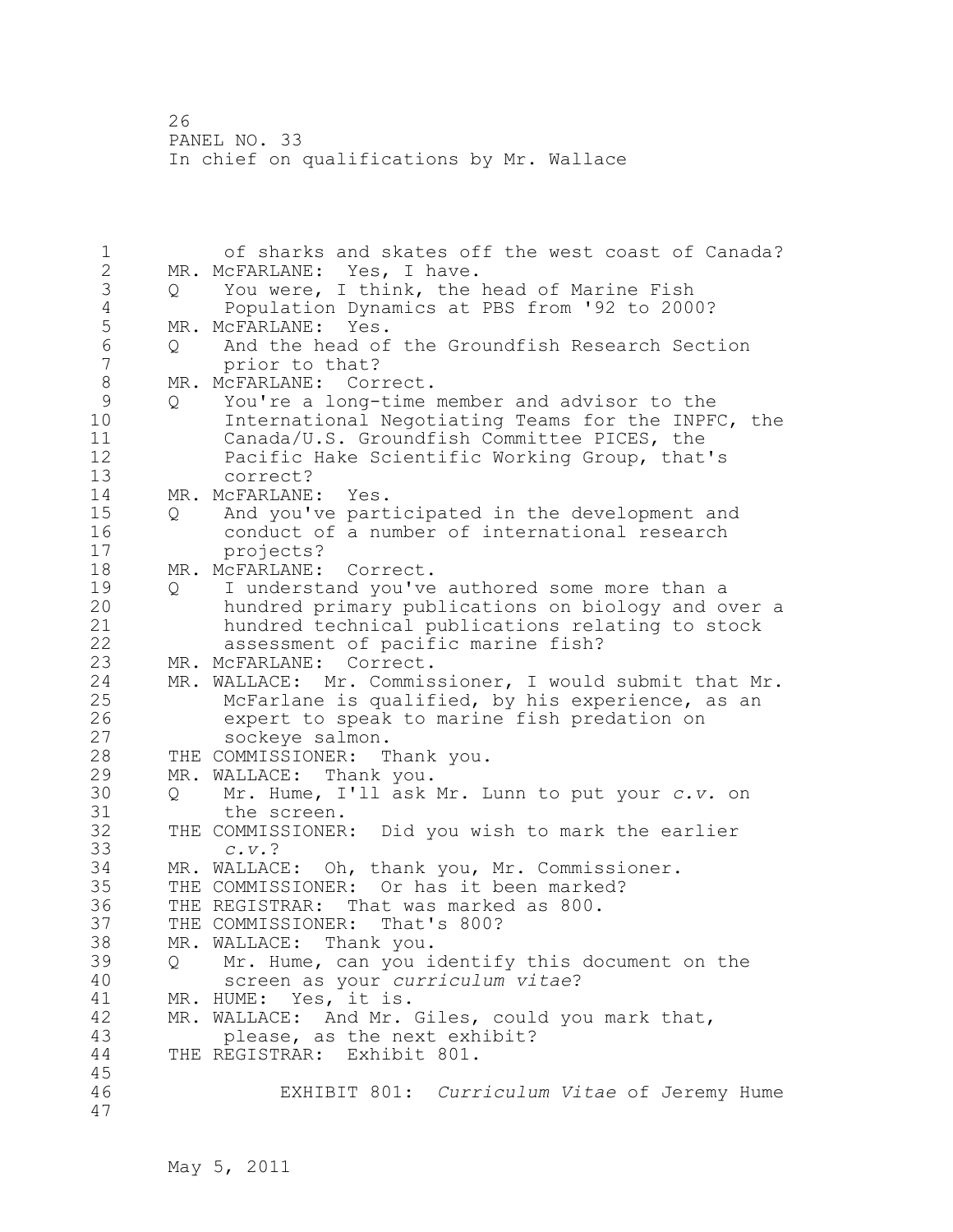of sharks and skates off the west coast of Canada?

MR. McFARLANE: Yes, I have.

Q You were, I think, the head of Marine Fish Population Dynamics at PBS from '92 to 2000?

MR. McFARLANE: Yes.

Q And the head of the Groundfish Research Section prior to that?

MR. McFARLANE: Correct.

Q You're a long-time member and advisor to the International Negotiating Teams for the INPFC, the Canada/U.S. Groundfish Committee PICES, the Pacific Hake Scientific Working Group, that's correct?

MR. McFARLANE: Yes.

Q And you've participated in the development and conduct of a number of international research projects?

MR. McFARLANE: Correct.

Q I understand you've authored some more than a hundred primary publications on biology and over a hundred technical publications relating to stock assessment of pacific marine fish?

MR. McFARLANE: Correct.

MR. WALLACE: Mr. Commissioner, I would submit that Mr. McFarlane is qualified, by his experience, as an expert to speak to marine fish predation on sockeye salmon.

THE COMMISSIONER: Thank you.

MR. WALLACE: Thank you.

Q Mr. Hume, I'll ask Mr. Lunn to put your *c.v.* on the screen.

THE COMMISSIONER: Did you wish to mark the earlier *c.v.*?

MR. WALLACE: Oh, thank you, Mr. Commissioner.

THE COMMISSIONER: Or has it been marked?

THE REGISTRAR: That was marked as 800.

THE COMMISSIONER: That's 800?

MR. WALLACE: Thank you.

Q Mr. Hume, can you identify this document on the screen as your *curriculum vitae*?

MR. HUME: Yes, it is.

MR. WALLACE: And Mr. Giles, could you mark that, please, as the next exhibit?

THE REGISTRAR: Exhibit 801.

EXHIBIT 801: *Curriculum Vitae* of Jeremy Hume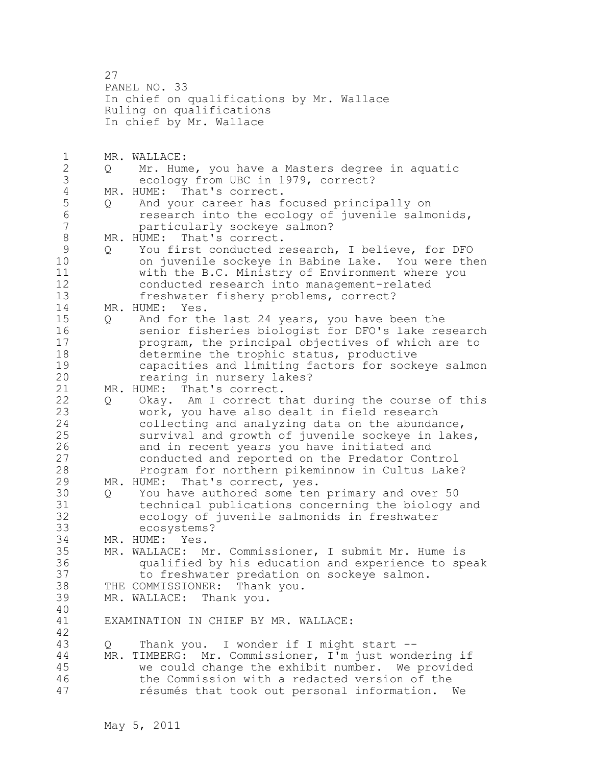MR. WALLACE:

Q Mr. Hume, you have a Masters degree in aquatic ecology from UBC in 1979, correct?

MR. HUME: That's correct.

Q And your career has focused principally on research into the ecology of juvenile salmonids, particularly sockeye salmon?

MR. HUME: That's correct.

Q You first conducted research, I believe, for DFO on juvenile sockeye in Babine Lake. You were then with the B.C. Ministry of Environment where you conducted research into management-related freshwater fishery problems, correct?

MR. HUME: Yes.

Q And for the last 24 years, you have been the senior fisheries biologist for DFO's lake research program, the principal objectives of which are to determine the trophic status, productive capacities and limiting factors for sockeye salmon rearing in nursery lakes?

MR. HUME: That's correct.

Q Okay. Am I correct that during the course of this work, you have also dealt in field research collecting and analyzing data on the abundance, survival and growth of juvenile sockeye in lakes, and in recent years you have initiated and conducted and reported on the Predator Control Program for northern pikeminnow in Cultus Lake?

MR. HUME: That's correct, yes.

Q You have authored some ten primary and over 50 technical publications concerning the biology and ecology of juvenile salmonids in freshwater ecosystems?

MR. HUME: Yes.

MR. WALLACE: Mr. Commissioner, I submit Mr. Hume is qualified by his education and experience to speak to freshwater predation on sockeye salmon.

THE COMMISSIONER: Thank you.

MR. WALLACE: Thank you.

EXAMINATION IN CHIEF BY MR. WALLACE:

Q Thank you. I wonder if I might start --

MR. TIMBERG: Mr. Commissioner, I'm just wondering if we could change the exhibit number. We provided the Commission with a redacted version of the résumés that took out personal information. We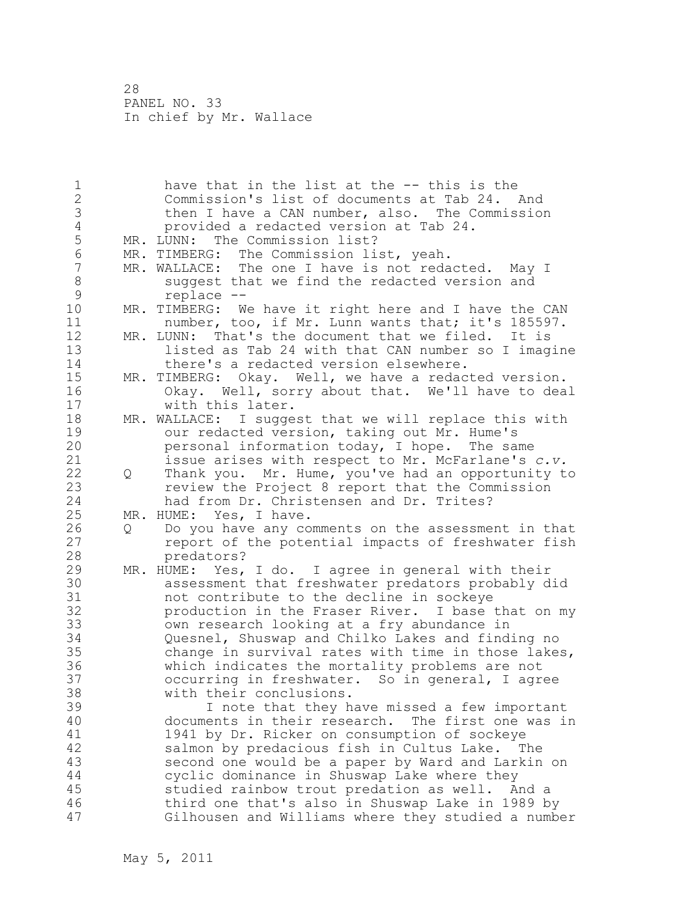have that in the list at the -- this is the Commission's list of documents at Tab 24. And then I have a CAN number, also. The Commission provided a redacted version at Tab 24.

MR. LUNN: The Commission list?

MR. TIMBERG: The Commission list, yeah.

MR. WALLACE: The one I have is not redacted. May I suggest that we find the redacted version and replace --

MR. TIMBERG: We have it right here and I have the CAN number, too, if Mr. Lunn wants that; it's 185597.

MR. LUNN: That's the document that we filed. It is listed as Tab 24 with that CAN number so I imagine there's a redacted version elsewhere.

MR. TIMBERG: Okay. Well, we have a redacted version. Okay. Well, sorry about that. We'll have to deal with this later.

MR. WALLACE: I suggest that we will replace this with our redacted version, taking out Mr. Hume's personal information today, I hope. The same issue arises with respect to Mr. McFarlane's *c.v.*

Q Thank you. Mr. Hume, you've had an opportunity to review the Project 8 report that the Commission had from Dr. Christensen and Dr. Trites?

MR. HUME: Yes, I have.

Q Do you have any comments on the assessment in that report of the potential impacts of freshwater fish predators?

MR. HUME: Yes, I do. I agree in general with their assessment that freshwater predators probably did not contribute to the decline in sockeye production in the Fraser River. I base that on my own research looking at a fry abundance in Quesnel, Shuswap and Chilko Lakes and finding no change in survival rates with time in those lakes, which indicates the mortality problems are not occurring in freshwater. So in general, I agree with their conclusions.

I note that they have missed a few important documents in their research. The first one was in 1941 by Dr. Ricker on consumption of sockeye salmon by predacious fish in Cultus Lake. The second one would be a paper by Ward and Larkin on cyclic dominance in Shuswap Lake where they studied rainbow trout predation as well. And a third one that's also in Shuswap Lake in 1989 by Gilhousen and Williams where they studied a number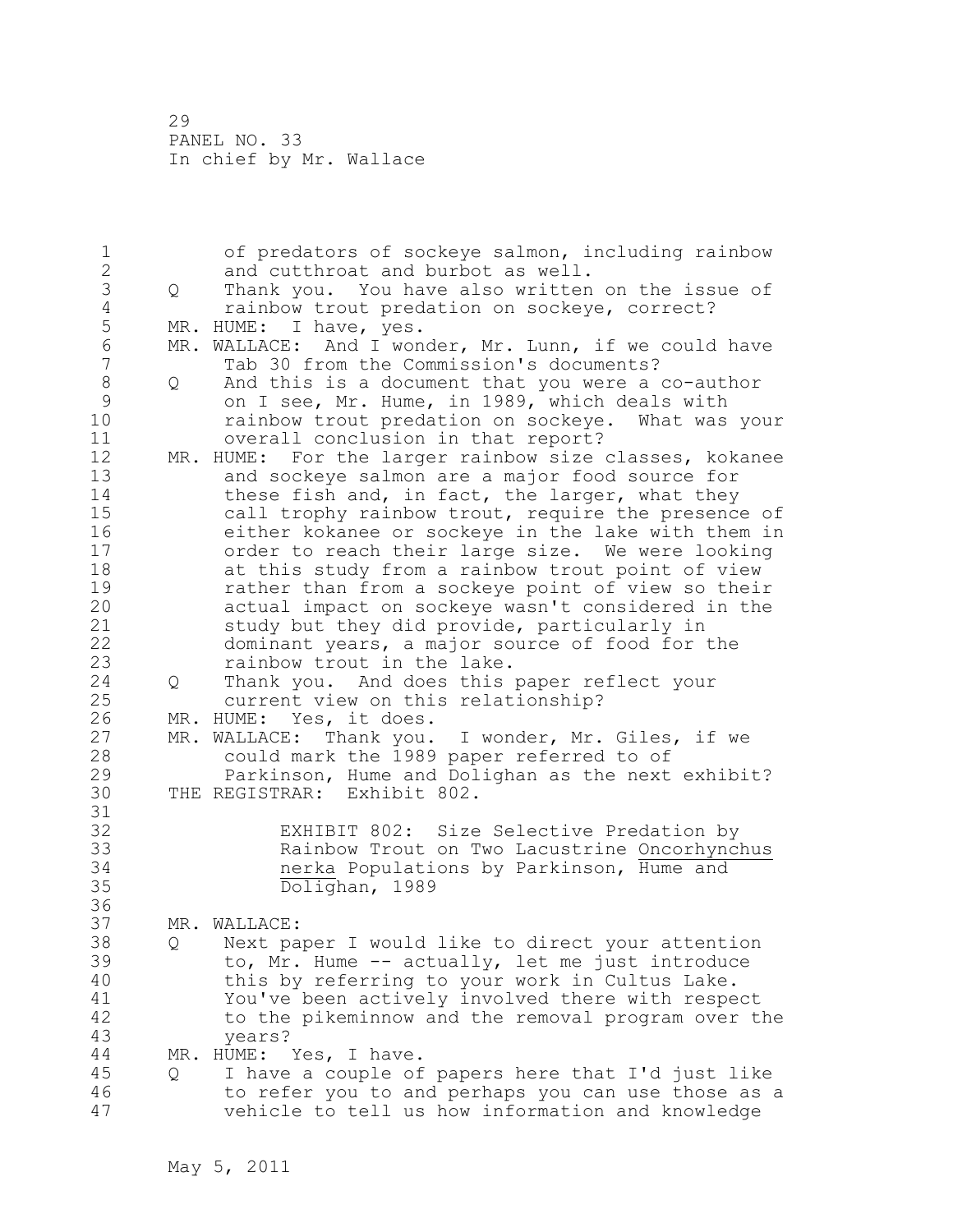of predators of sockeye salmon, including rainbow and cutthroat and burbot as well.

Q Thank you. You have also written on the issue of rainbow trout predation on sockeye, correct?

MR. HUME: I have, yes.

MR. WALLACE: And I wonder, Mr. Lunn, if we could have Tab 30 from the Commission's documents?

Q And this is a document that you were a co-author on I see, Mr. Hume, in 1989, which deals with rainbow trout predation on sockeye. What was your overall conclusion in that report?

MR. HUME: For the larger rainbow size classes, kokanee and sockeye salmon are a major food source for these fish and, in fact, the larger, what they call trophy rainbow trout, require the presence of either kokanee or sockeye in the lake with them in order to reach their large size. We were looking at this study from a rainbow trout point of view rather than from a sockeye point of view so their actual impact on sockeye wasn't considered in the study but they did provide, particularly in dominant years, a major source of food for the rainbow trout in the lake.

Q Thank you. And does this paper reflect your current view on this relationship?

MR. HUME: Yes, it does.

MR. WALLACE: Thank you. I wonder, Mr. Giles, if we could mark the 1989 paper referred to of Parkinson, Hume and Dolighan as the next exhibit?

THE REGISTRAR: Exhibit 802.

EXHIBIT 802: Size Selective Predation by Rainbow Trout on Two Lacustrine _Oncorhynchus nerka_ Populations by Parkinson, Hume and Dolighan, 1989

MR. WALLACE:

Q Next paper I would like to direct your attention to, Mr. Hume -- actually, let me just introduce this by referring to your work in Cultus Lake. You've been actively involved there with respect to the pikeminnow and the removal program over the years?

MR. HUME: Yes, I have.

Q I have a couple of papers here that I'd just like to refer you to and perhaps you can use those as a vehicle to tell us how information and knowledge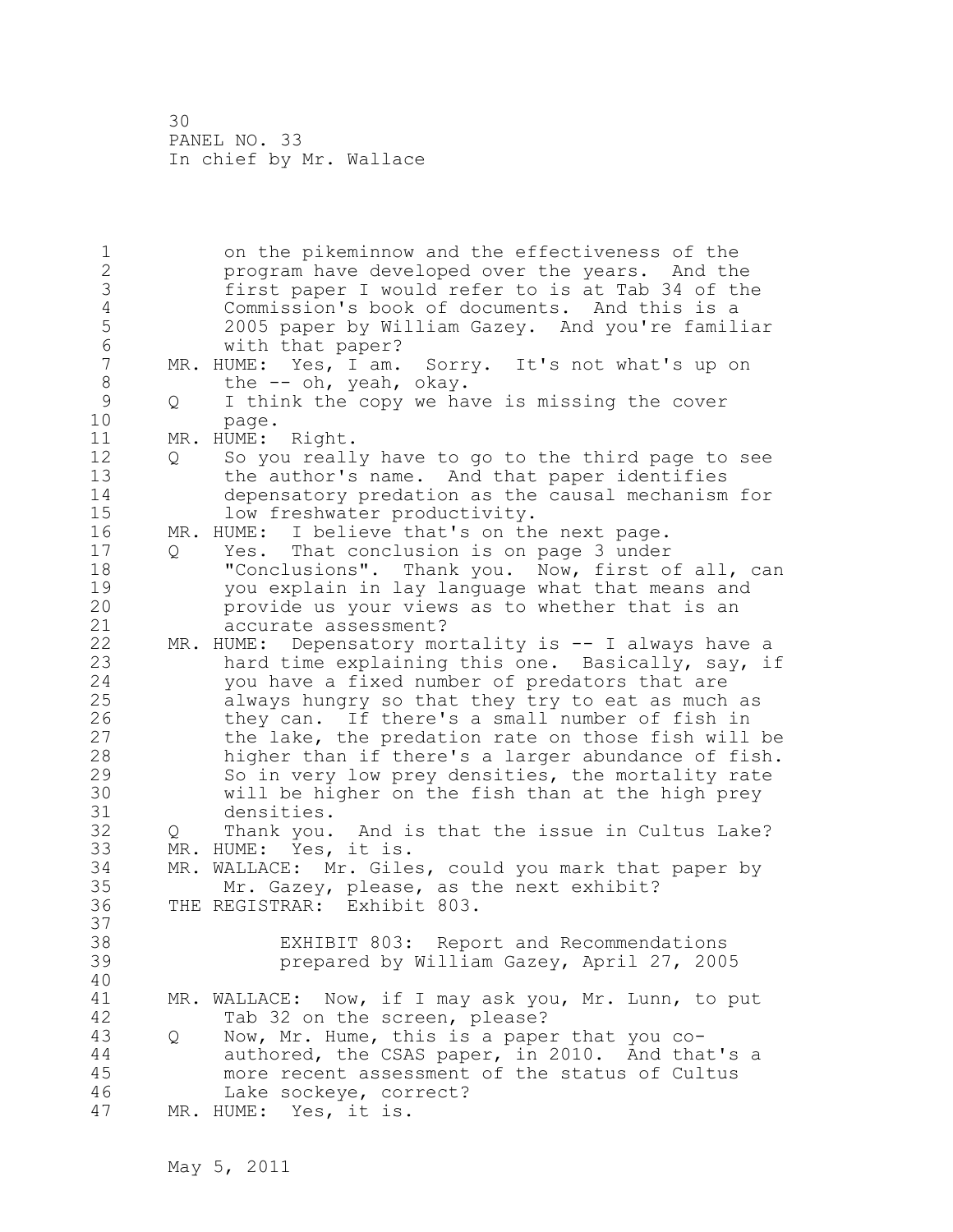on the pikeminnow and the effectiveness of the program have developed over the years. And the first paper I would refer to is at Tab 34 of the Commission's book of documents. And this is a 2005 paper by William Gazey. And you're familiar with that paper?

MR. HUME: Yes, I am. Sorry. It's not what's up on the -- oh, yeah, okay.

Q I think the copy we have is missing the cover page.

MR. HUME: Right.

Q So you really have to go to the third page to see the author's name. And that paper identifies depensatory predation as the causal mechanism for low freshwater productivity.

MR. HUME: I believe that's on the next page.

Q Yes. That conclusion is on page 3 under "Conclusions". Thank you. Now, first of all, can you explain in lay language what that means and provide us your views as to whether that is an accurate assessment?

MR. HUME: Depensatory mortality is -- I always have a hard time explaining this one. Basically, say, if you have a fixed number of predators that are always hungry so that they try to eat as much as they can. If there's a small number of fish in the lake, the predation rate on those fish will be higher than if there's a larger abundance of fish. So in very low prey densities, the mortality rate will be higher on the fish than at the high prey densities.

Q Thank you. And is that the issue in Cultus Lake?

MR. HUME: Yes, it is.

MR. WALLACE: Mr. Giles, could you mark that paper by Mr. Gazey, please, as the next exhibit?

THE REGISTRAR: Exhibit 803.

EXHIBIT 803: Report and Recommendations prepared by William Gazey, April 27, 2005

MR. WALLACE: Now, if I may ask you, Mr. Lunn, to put Tab 32 on the screen, please?

Q Now, Mr. Hume, this is a paper that you co-authored, the CSAS paper, in 2010. And that's a more recent assessment of the status of Cultus Lake sockeye, correct?

MR. HUME: Yes, it is.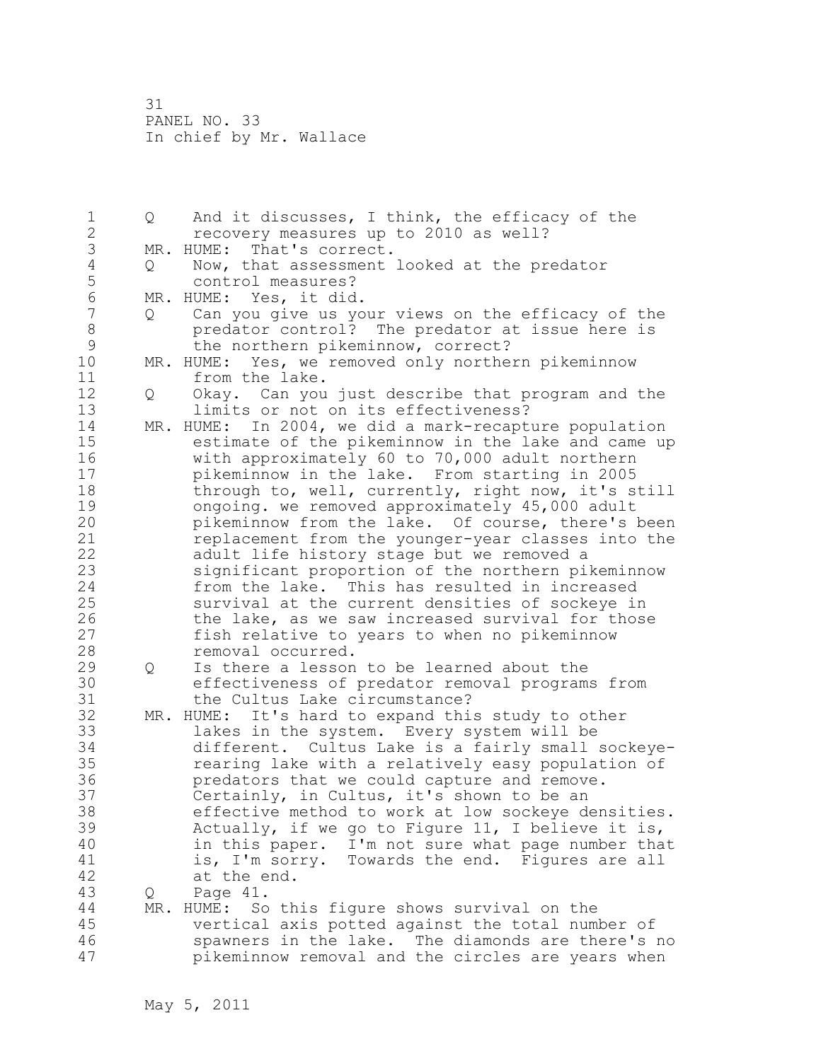Q And it discusses, I think, the efficacy of the recovery measures up to 2010 as well?

MR. HUME: That's correct.

Q Now, that assessment looked at the predator control measures?

MR. HUME: Yes, it did.

Q Can you give us your views on the efficacy of the predator control? The predator at issue here is the northern pikeminnow, correct?

MR. HUME: Yes, we removed only northern pikeminnow from the lake.

Q Okay. Can you just describe that program and the limits or not on its effectiveness?

MR. HUME: In 2004, we did a mark-recapture population estimate of the pikeminnow in the lake and came up with approximately 60 to 70,000 adult northern pikeminnow in the lake. From starting in 2005 through to, well, currently, right now, it's still ongoing. we removed approximately 45,000 adult pikeminnow from the lake. Of course, there's been replacement from the younger-year classes into the adult life history stage but we removed a significant proportion of the northern pikeminnow from the lake. This has resulted in increased survival at the current densities of sockeye in the lake, as we saw increased survival for those fish relative to years to when no pikeminnow removal occurred.

Q Is there a lesson to be learned about the effectiveness of predator removal programs from the Cultus Lake circumstance?

MR. HUME: It's hard to expand this study to other lakes in the system. Every system will be different. Cultus Lake is a fairly small sockeye-rearing lake with a relatively easy population of predators that we could capture and remove. Certainly, in Cultus, it's shown to be an effective method to work at low sockeye densities. Actually, if we go to Figure 11, I believe it is, in this paper. I'm not sure what page number that is, I'm sorry. Towards the end. Figures are all at the end.

Q Page 41.

MR. HUME: So this figure shows survival on the vertical axis potted against the total number of spawners in the lake. The diamonds are there's no pikeminnow removal and the circles are years when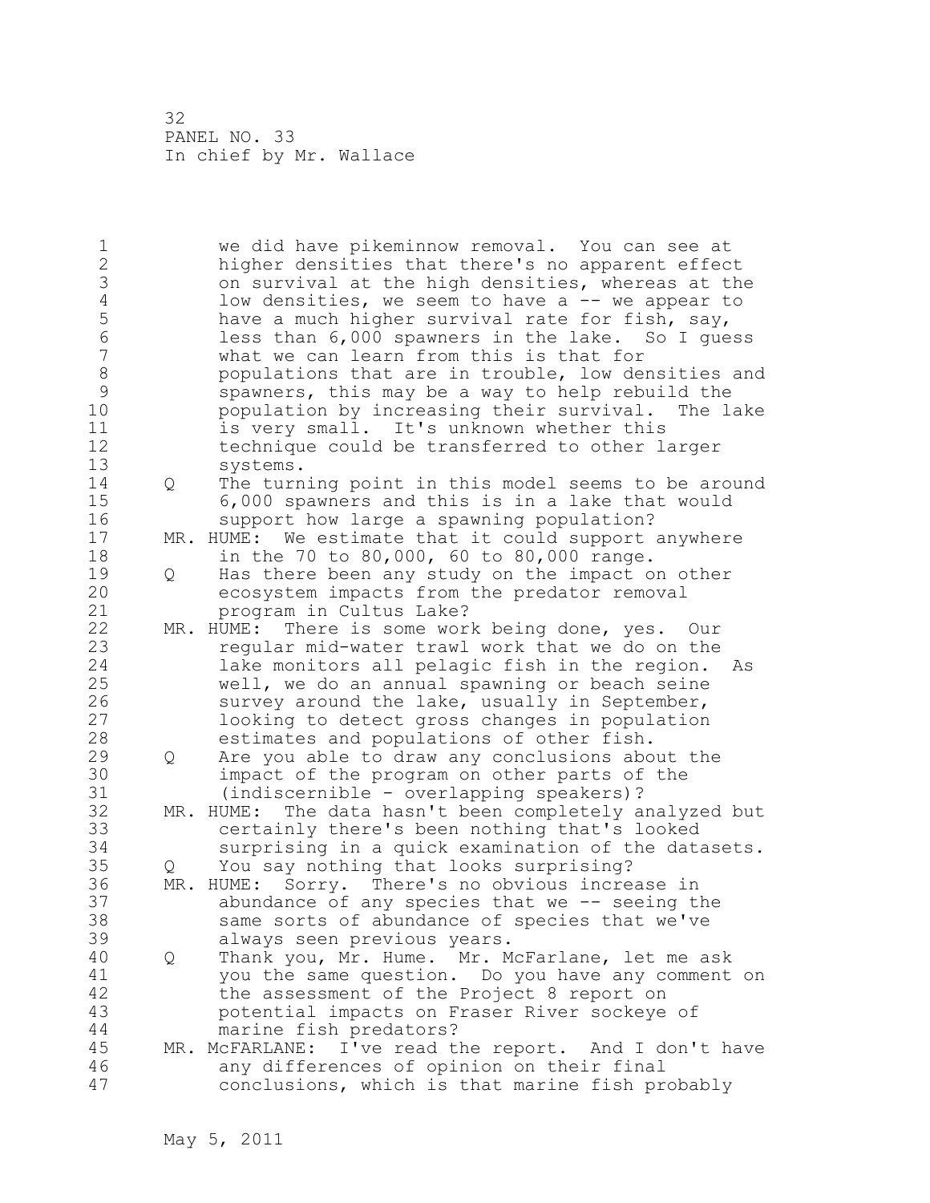we did have pikeminnow removal. You can see at higher densities that there's no apparent effect on survival at the high densities, whereas at the low densities, we seem to have a -- we appear to have a much higher survival rate for fish, say, less than 6,000 spawners in the lake. So I guess what we can learn from this is that for populations that are in trouble, low densities and spawners, this may be a way to help rebuild the population by increasing their survival. The lake is very small. It's unknown whether this technique could be transferred to other larger systems.

Q The turning point in this model seems to be around 6,000 spawners and this is in a lake that would support how large a spawning population?

MR. HUME: We estimate that it could support anywhere in the 70 to 80,000, 60 to 80,000 range.

Q Has there been any study on the impact on other ecosystem impacts from the predator removal program in Cultus Lake?

MR. HUME: There is some work being done, yes. Our regular mid-water trawl work that we do on the lake monitors all pelagic fish in the region. As well, we do an annual spawning or beach seine survey around the lake, usually in September, looking to detect gross changes in population estimates and populations of other fish.

Q Are you able to draw any conclusions about the impact of the program on other parts of the (indiscernible - overlapping speakers)?

MR. HUME: The data hasn't been completely analyzed but certainly there's been nothing that's looked surprising in a quick examination of the datasets.

Q You say nothing that looks surprising?

MR. HUME: Sorry. There's no obvious increase in abundance of any species that we -- seeing the same sorts of abundance of species that we've always seen previous years.

Q Thank you, Mr. Hume. Mr. McFarlane, let me ask you the same question. Do you have any comment on the assessment of the Project 8 report on potential impacts on Fraser River sockeye of marine fish predators?

MR. McFARLANE: I've read the report. And I don't have any differences of opinion on their final conclusions, which is that marine fish probably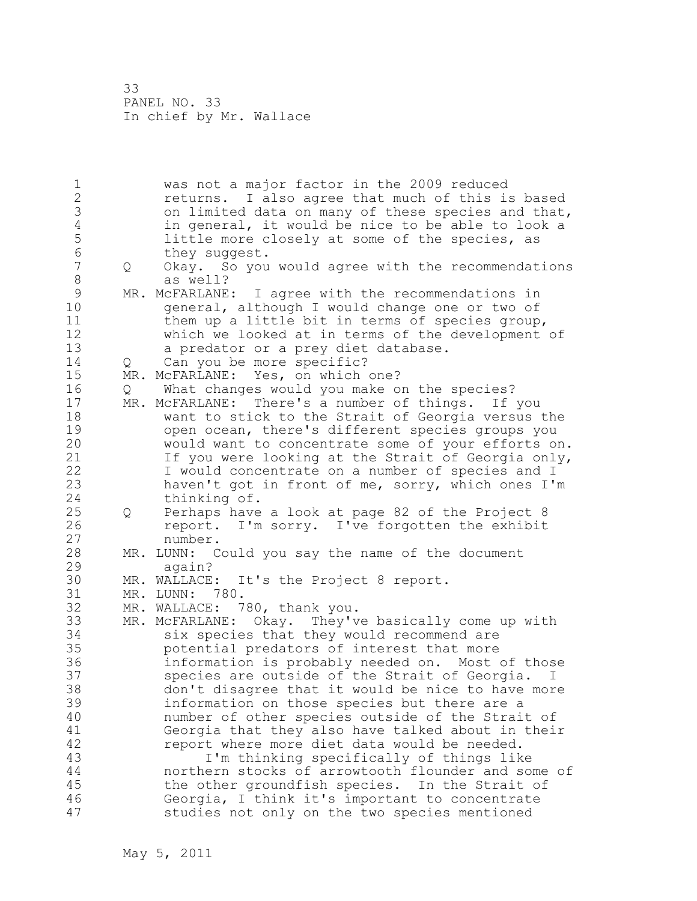was not a major factor in the 2009 reduced returns. I also agree that much of this is based on limited data on many of these species and that, in general, it would be nice to be able to look a little more closely at some of the species, as they suggest.

Q Okay. So you would agree with the recommendations as well?

MR. McFARLANE: I agree with the recommendations in general, although I would change one or two of them up a little bit in terms of species group, which we looked at in terms of the development of a predator or a prey diet database.

Q Can you be more specific?

MR. McFARLANE: Yes, on which one?

Q What changes would you make on the species?

MR. McFARLANE: There's a number of things. If you want to stick to the Strait of Georgia versus the open ocean, there's different species groups you would want to concentrate some of your efforts on. If you were looking at the Strait of Georgia only, I would concentrate on a number of species and I haven't got in front of me, sorry, which ones I'm thinking of.

Q Perhaps have a look at page 82 of the Project 8 report. I'm sorry. I've forgotten the exhibit number.

MR. LUNN: Could you say the name of the document again?

MR. WALLACE: It's the Project 8 report.

MR. LUNN: 780.

MR. WALLACE: 780, thank you.

MR. McFARLANE: Okay. They've basically come up with six species that they would recommend are potential predators of interest that more information is probably needed on. Most of those species are outside of the Strait of Georgia. I don't disagree that it would be nice to have more information on those species but there are a number of other species outside of the Strait of Georgia that they also have talked about in their report where more diet data would be needed.

I'm thinking specifically of things like northern stocks of arrowtooth flounder and some of the other groundfish species. In the Strait of Georgia, I think it's important to concentrate studies not only on the two species mentioned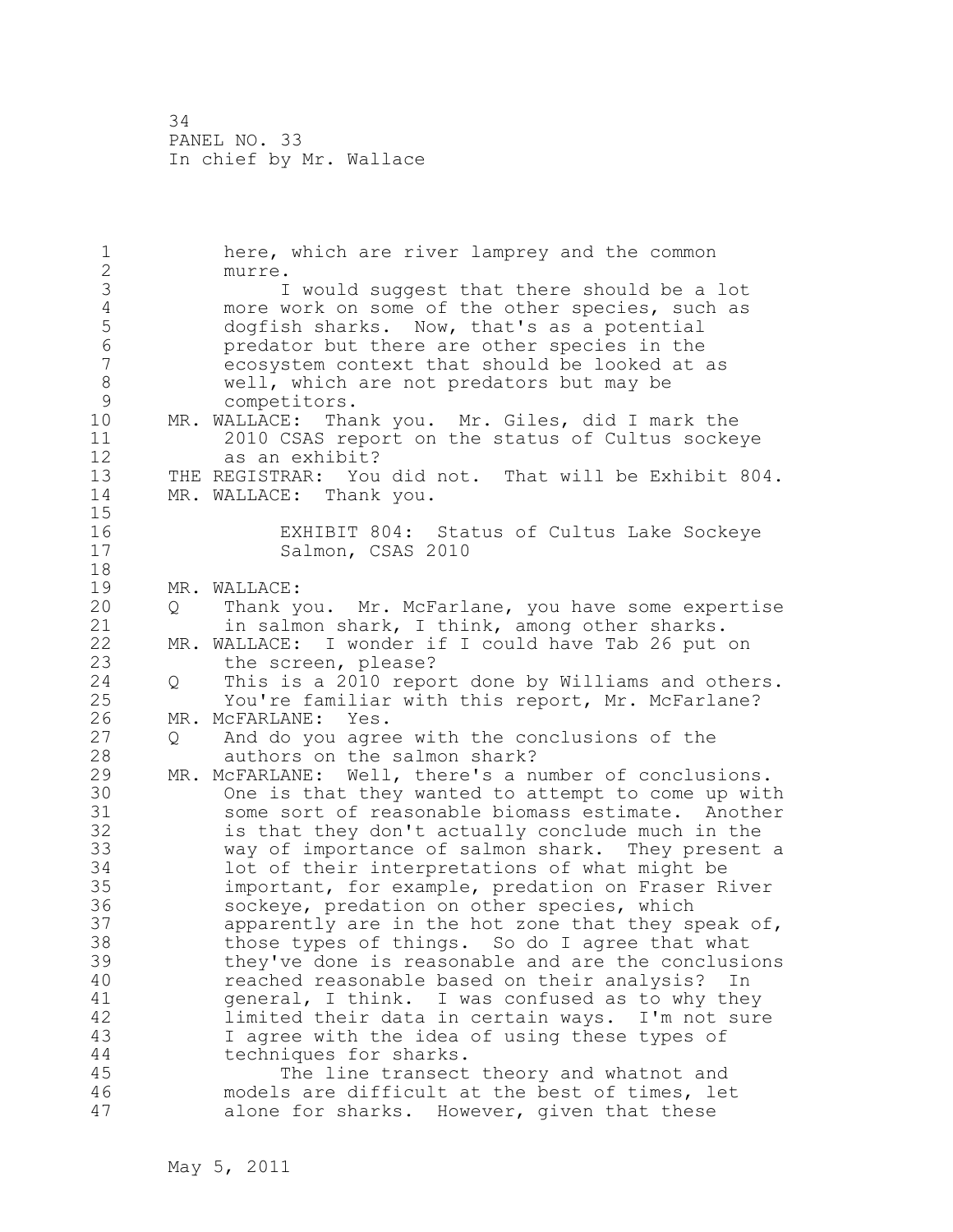here, which are river lamprey and the common murre.

I would suggest that there should be a lot more work on some of the other species, such as dogfish sharks. Now, that's as a potential predator but there are other species in the ecosystem context that should be looked at as well, which are not predators but may be competitors.

MR. WALLACE: Thank you. Mr. Giles, did I mark the 2010 CSAS report on the status of Cultus sockeye as an exhibit?

THE REGISTRAR: You did not. That will be Exhibit 804.

MR. WALLACE: Thank you.

EXHIBIT 804: Status of Cultus Lake Sockeye Salmon, CSAS 2010

MR. WALLACE:

Q Thank you. Mr. McFarlane, you have some expertise in salmon shark, I think, among other sharks.

MR. WALLACE: I wonder if I could have Tab 26 put on the screen, please?

Q This is a 2010 report done by Williams and others. You're familiar with this report, Mr. McFarlane?

MR. McFARLANE: Yes.

Q And do you agree with the conclusions of the authors on the salmon shark?

MR. McFARLANE: Well, there's a number of conclusions. One is that they wanted to attempt to come up with some sort of reasonable biomass estimate. Another is that they don't actually conclude much in the way of importance of salmon shark. They present a lot of their interpretations of what might be important, for example, predation on Fraser River sockeye, predation on other species, which apparently are in the hot zone that they speak of, those types of things. So do I agree that what they've done is reasonable and are the conclusions reached reasonable based on their analysis? In general, I think. I was confused as to why they limited their data in certain ways. I'm not sure I agree with the idea of using these types of techniques for sharks.

The line transect theory and whatnot and models are difficult at the best of times, let alone for sharks. However, given that these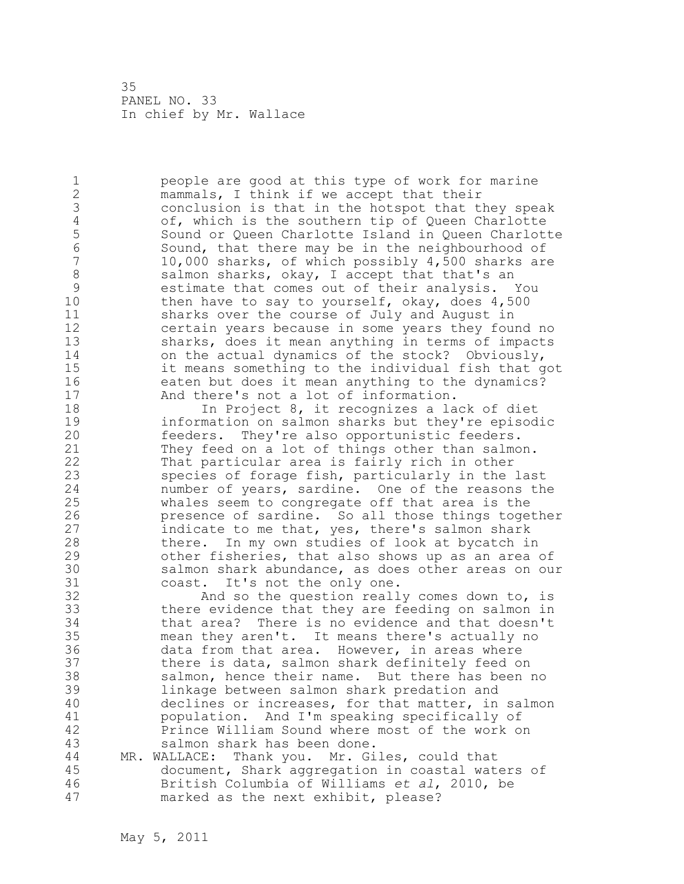people are good at this type of work for marine mammals, I think if we accept that their conclusion is that in the hotspot that they speak of, which is the southern tip of Queen Charlotte Sound or Queen Charlotte Island in Queen Charlotte Sound, that there may be in the neighbourhood of 10,000 sharks, of which possibly 4,500 sharks are salmon sharks, okay, I accept that that's an estimate that comes out of their analysis. You then have to say to yourself, okay, does 4,500 sharks over the course of July and August in certain years because in some years they found no sharks, does it mean anything in terms of impacts on the actual dynamics of the stock? Obviously, it means something to the individual fish that got eaten but does it mean anything to the dynamics? And there's not a lot of information.

In Project 8, it recognizes a lack of diet information on salmon sharks but they're episodic feeders. They're also opportunistic feeders. They feed on a lot of things other than salmon. That particular area is fairly rich in other species of forage fish, particularly in the last number of years, sardine. One of the reasons the whales seem to congregate off that area is the presence of sardine. So all those things together indicate to me that, yes, there's salmon shark there. In my own studies of look at bycatch in other fisheries, that also shows up as an area of salmon shark abundance, as does other areas on our coast. It's not the only one.

And so the question really comes down to, is there evidence that they are feeding on salmon in that area? There is no evidence and that doesn't mean they aren't. It means there's actually no data from that area. However, in areas where there is data, salmon shark definitely feed on salmon, hence their name. But there has been no linkage between salmon shark predation and declines or increases, for that matter, in salmon population. And I'm speaking specifically of Prince William Sound where most of the work on salmon shark has been done.

MR. WALLACE: Thank you. Mr. Giles, could that document, Shark aggregation in coastal waters of British Columbia of Williams *et al*, 2010, be marked as the next exhibit, please?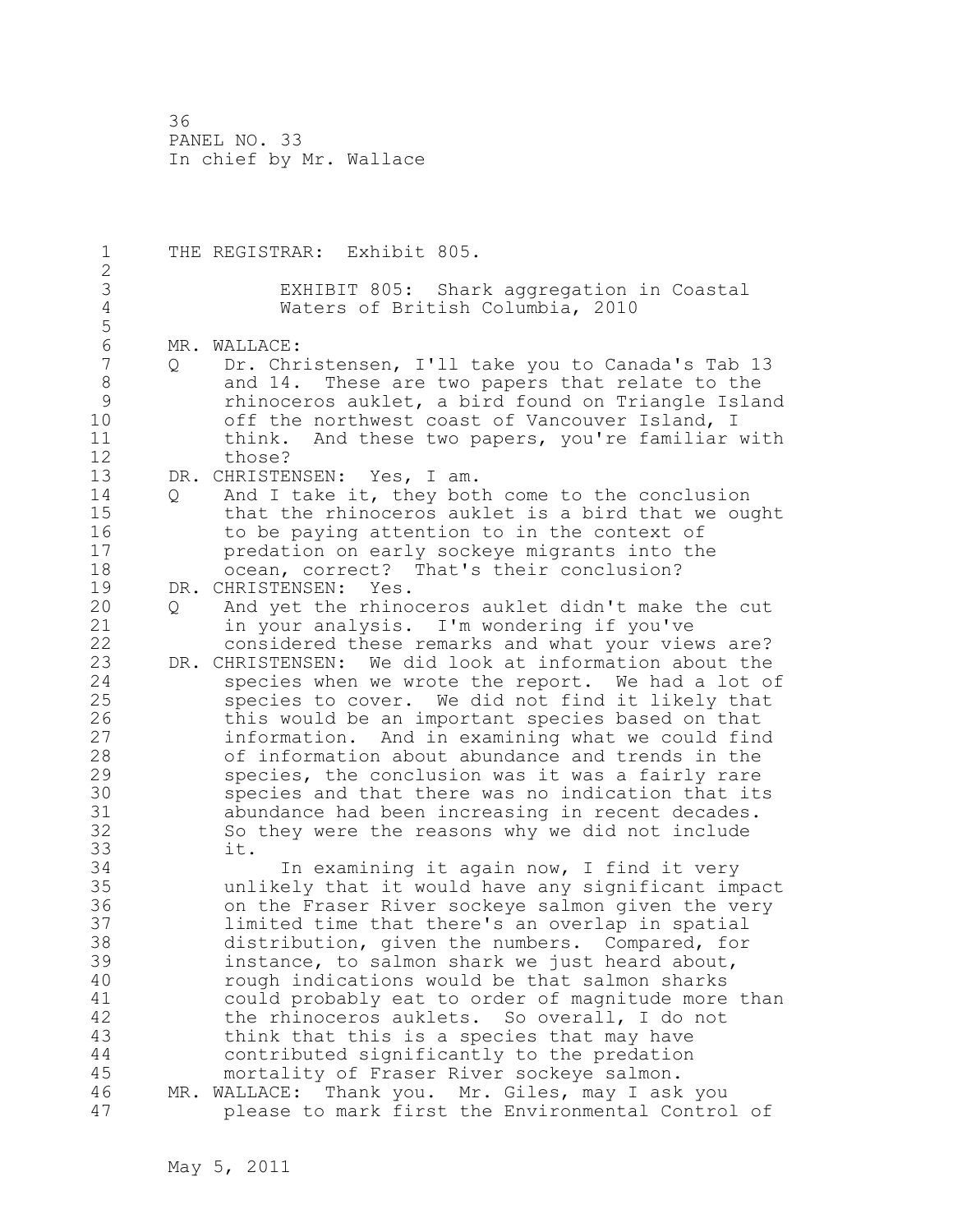THE REGISTRAR: Exhibit 805.

EXHIBIT 805: Shark aggregation in Coastal Waters of British Columbia, 2010

MR. WALLACE:

Q Dr. Christensen, I'll take you to Canada's Tab 13 and 14. These are two papers that relate to the rhinoceros auklet, a bird found on Triangle Island off the northwest coast of Vancouver Island, I think. And these two papers, you're familiar with those?

DR. CHRISTENSEN: Yes, I am.

Q And I take it, they both come to the conclusion that the rhinoceros auklet is a bird that we ought to be paying attention to in the context of predation on early sockeye migrants into the ocean, correct? That's their conclusion?

DR. CHRISTENSEN: Yes.

Q And yet the rhinoceros auklet didn't make the cut in your analysis. I'm wondering if you've considered these remarks and what your views are?

DR. CHRISTENSEN: We did look at information about the species when we wrote the report. We had a lot of species to cover. We did not find it likely that this would be an important species based on that information. And in examining what we could find of information about abundance and trends in the species, the conclusion was it was a fairly rare species and that there was no indication that its abundance had been increasing in recent decades. So they were the reasons why we did not include it.

In examining it again now, I find it very unlikely that it would have any significant impact on the Fraser River sockeye salmon given the very limited time that there's an overlap in spatial distribution, given the numbers. Compared, for instance, to salmon shark we just heard about, rough indications would be that salmon sharks could probably eat to order of magnitude more than the rhinoceros auklets. So overall, I do not think that this is a species that may have contributed significantly to the predation mortality of Fraser River sockeye salmon.

MR. WALLACE: Thank you. Mr. Giles, may I ask you please to mark first the Environmental Control of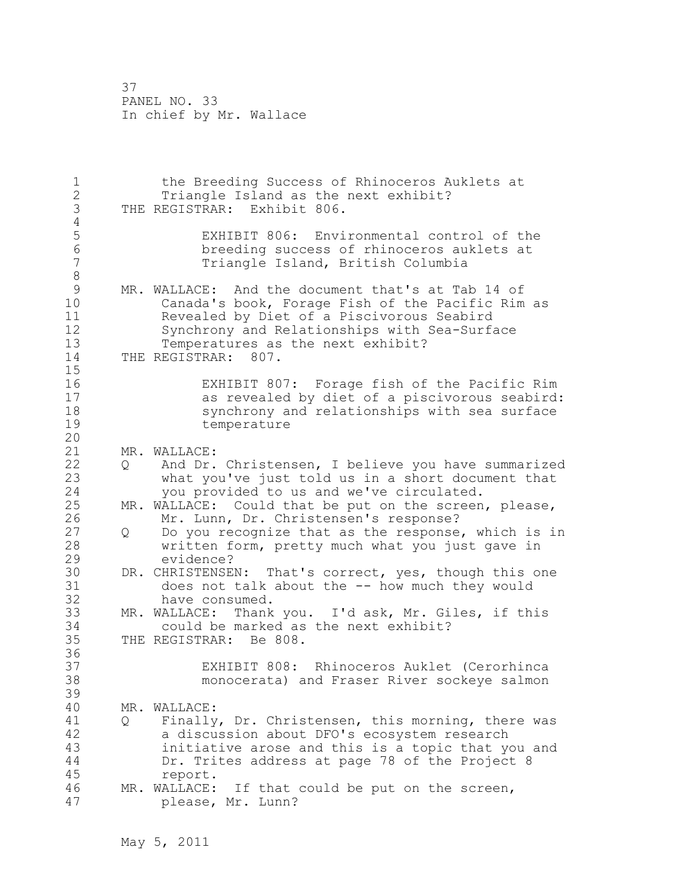the Breeding Success of Rhinoceros Auklets at Triangle Island as the next exhibit?

THE REGISTRAR: Exhibit 806.

EXHIBIT 806: Environmental control of the breeding success of rhinoceros auklets at Triangle Island, British Columbia

MR. WALLACE: And the document that's at Tab 14 of Canada's book, Forage Fish of the Pacific Rim as Revealed by Diet of a Piscivorous Seabird Synchrony and Relationships with Sea-Surface Temperatures as the next exhibit?

THE REGISTRAR: 807.

EXHIBIT 807: Forage fish of the Pacific Rim as revealed by diet of a piscivorous seabird: synchrony and relationships with sea surface temperature

MR. WALLACE:

Q And Dr. Christensen, I believe you have summarized what you've just told us in a short document that you provided to us and we've circulated.

MR. WALLACE: Could that be put on the screen, please, Mr. Lunn, Dr. Christensen's response?

Q Do you recognize that as the response, which is in written form, pretty much what you just gave in evidence?

DR. CHRISTENSEN: That's correct, yes, though this one does not talk about the -- how much they would have consumed.

MR. WALLACE: Thank you. I'd ask, Mr. Giles, if this could be marked as the next exhibit?

THE REGISTRAR: Be 808.

EXHIBIT 808: Rhinoceros Auklet (Cerorhinca monocerata) and Fraser River sockeye salmon

MR. WALLACE:

Q Finally, Dr. Christensen, this morning, there was a discussion about DFO's ecosystem research initiative arose and this is a topic that you and Dr. Trites address at page 78 of the Project 8 report.

MR. WALLACE: If that could be put on the screen, please, Mr. Lunn?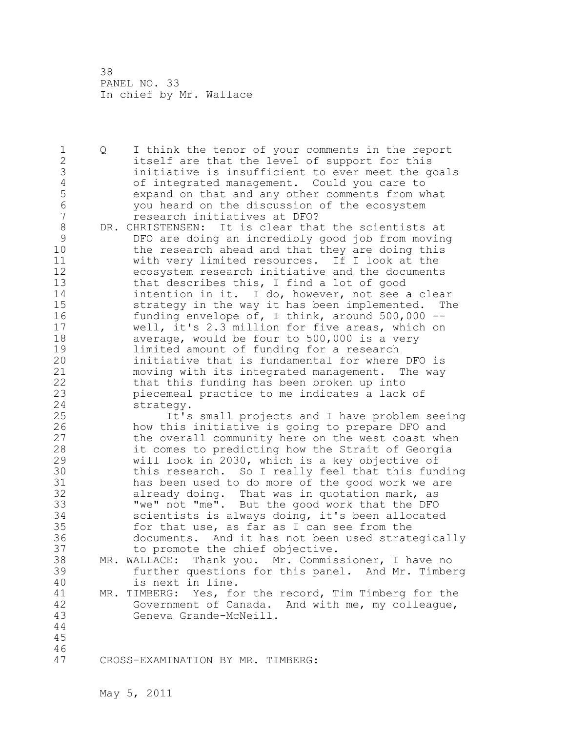Q I think the tenor of your comments in the report itself are that the level of support for this initiative is insufficient to ever meet the goals of integrated management. Could you care to expand on that and any other comments from what you heard on the discussion of the ecosystem research initiatives at DFO?

DR. CHRISTENSEN: It is clear that the scientists at DFO are doing an incredibly good job from moving the research ahead and that they are doing this with very limited resources. If I look at the ecosystem research initiative and the documents that describes this, I find a lot of good intention in it. I do, however, not see a clear strategy in the way it has been implemented. The funding envelope of, I think, around 500,000 -- well, it's 2.3 million for five areas, which on average, would be four to 500,000 is a very limited amount of funding for a research initiative that is fundamental for where DFO is moving with its integrated management. The way that this funding has been broken up into piecemeal practice to me indicates a lack of strategy.

It's small projects and I have problem seeing how this initiative is going to prepare DFO and the overall community here on the west coast when it comes to predicting how the Strait of Georgia will look in 2030, which is a key objective of this research. So I really feel that this funding has been used to do more of the good work we are already doing. That was in quotation mark, as "we" not "me". But the good work that the DFO scientists is always doing, it's been allocated for that use, as far as I can see from the documents. And it has not been used strategically to promote the chief objective.

MR. WALLACE: Thank you. Mr. Commissioner, I have no further questions for this panel. And Mr. Timberg is next in line.

MR. TIMBERG: Yes, for the record, Tim Timberg for the Government of Canada. And with me, my colleague, Geneva Grande-McNeill.

CROSS-EXAMINATION BY MR. TIMBERG: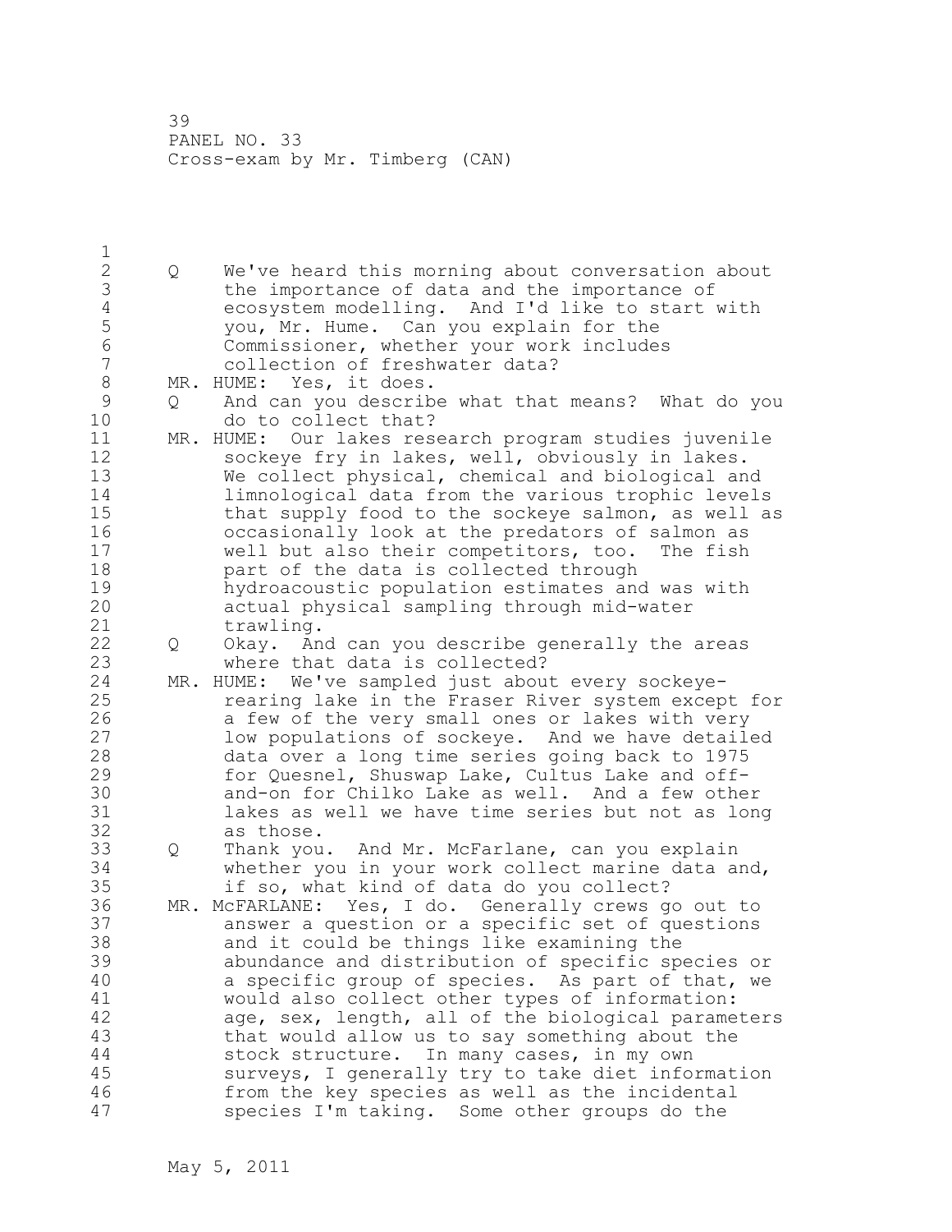Q We've heard this morning about conversation about the importance of data and the importance of ecosystem modelling. And I'd like to start with you, Mr. Hume. Can you explain for the Commissioner, whether your work includes collection of freshwater data?

MR. HUME: Yes, it does.

Q And can you describe what that means? What do you do to collect that?

MR. HUME: Our lakes research program studies juvenile sockeye fry in lakes, well, obviously in lakes. We collect physical, chemical and biological and limnological data from the various trophic levels that supply food to the sockeye salmon, as well as occasionally look at the predators of salmon as well but also their competitors, too. The fish part of the data is collected through hydroacoustic population estimates and was with actual physical sampling through mid-water trawling.

Q Okay. And can you describe generally the areas where that data is collected?

MR. HUME: We've sampled just about every sockeye-rearing lake in the Fraser River system except for a few of the very small ones or lakes with very low populations of sockeye. And we have detailed data over a long time series going back to 1975 for Quesnel, Shuswap Lake, Cultus Lake and off-and-on for Chilko Lake as well. And a few other lakes as well we have time series but not as long as those.

Q Thank you. And Mr. McFarlane, can you explain whether you in your work collect marine data and, if so, what kind of data do you collect?

MR. McFARLANE: Yes, I do. Generally crews go out to answer a question or a specific set of questions and it could be things like examining the abundance and distribution of specific species or a specific group of species. As part of that, we would also collect other types of information: age, sex, length, all of the biological parameters that would allow us to say something about the stock structure. In many cases, in my own surveys, I generally try to take diet information from the key species as well as the incidental species I'm taking. Some other groups do the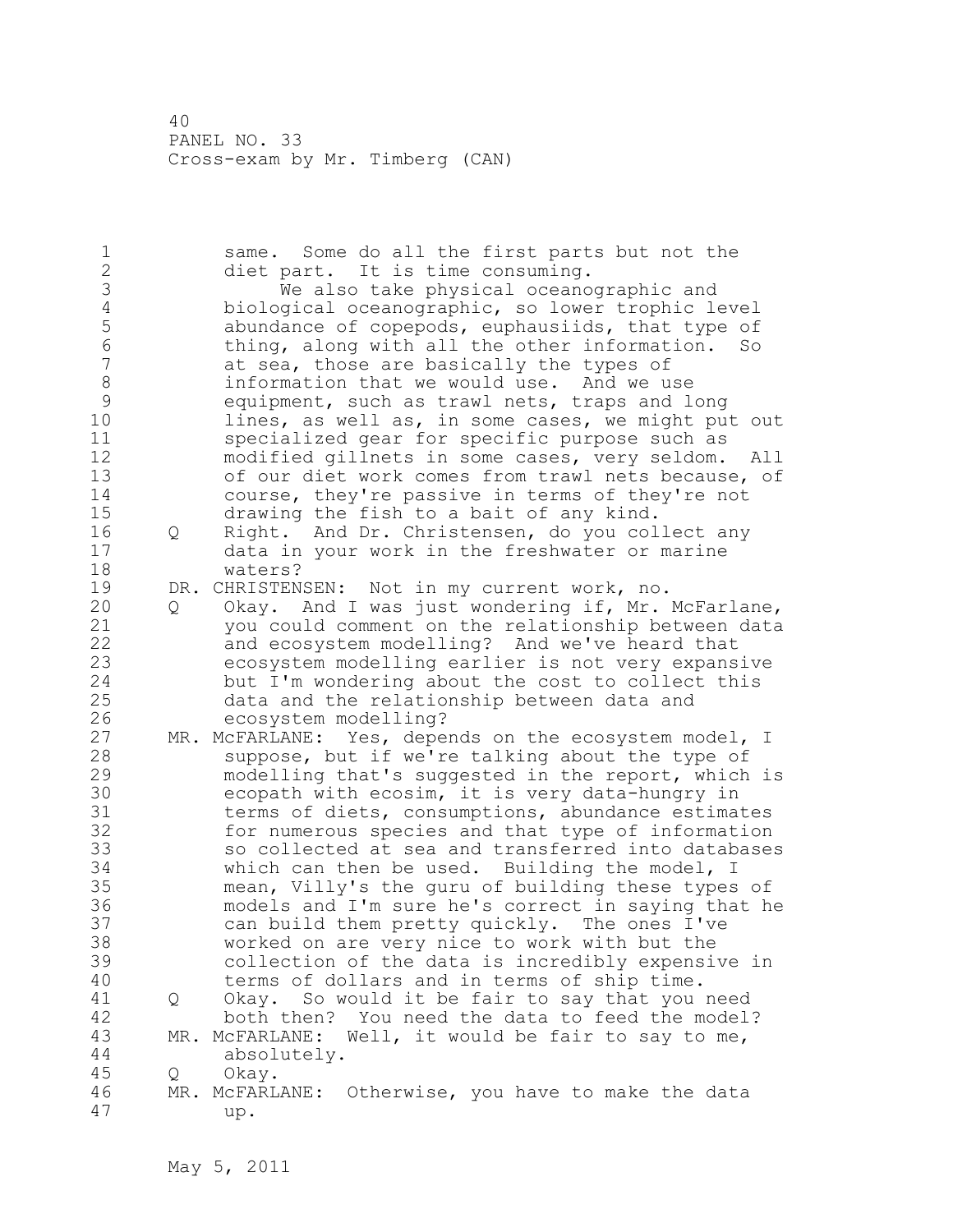same. Some do all the first parts but not the diet part. It is time consuming.

We also take physical oceanographic and biological oceanographic, so lower trophic level abundance of copepods, euphausiids, that type of thing, along with all the other information. So at sea, those are basically the types of information that we would use. And we use equipment, such as trawl nets, traps and long lines, as well as, in some cases, we might put out specialized gear for specific purpose such as modified gillnets in some cases, very seldom. All of our diet work comes from trawl nets because, of course, they're passive in terms of they're not drawing the fish to a bait of any kind.

Q Right. And Dr. Christensen, do you collect any data in your work in the freshwater or marine waters?

DR. CHRISTENSEN: Not in my current work, no.

Q Okay. And I was just wondering if, Mr. McFarlane, you could comment on the relationship between data and ecosystem modelling? And we've heard that ecosystem modelling earlier is not very expansive but I'm wondering about the cost to collect this data and the relationship between data and ecosystem modelling?

MR. McFARLANE: Yes, depends on the ecosystem model, I suppose, but if we're talking about the type of modelling that's suggested in the report, which is ecopath with ecosim, it is very data-hungry in terms of diets, consumptions, abundance estimates for numerous species and that type of information so collected at sea and transferred into databases which can then be used. Building the model, I mean, Villy's the guru of building these types of models and I'm sure he's correct in saying that he can build them pretty quickly. The ones I've worked on are very nice to work with but the collection of the data is incredibly expensive in terms of dollars and in terms of ship time.

Q Okay. So would it be fair to say that you need both then? You need the data to feed the model?

MR. McFARLANE: Well, it would be fair to say to me, absolutely.

Q Okay.

MR. McFARLANE: Otherwise, you have to make the data up.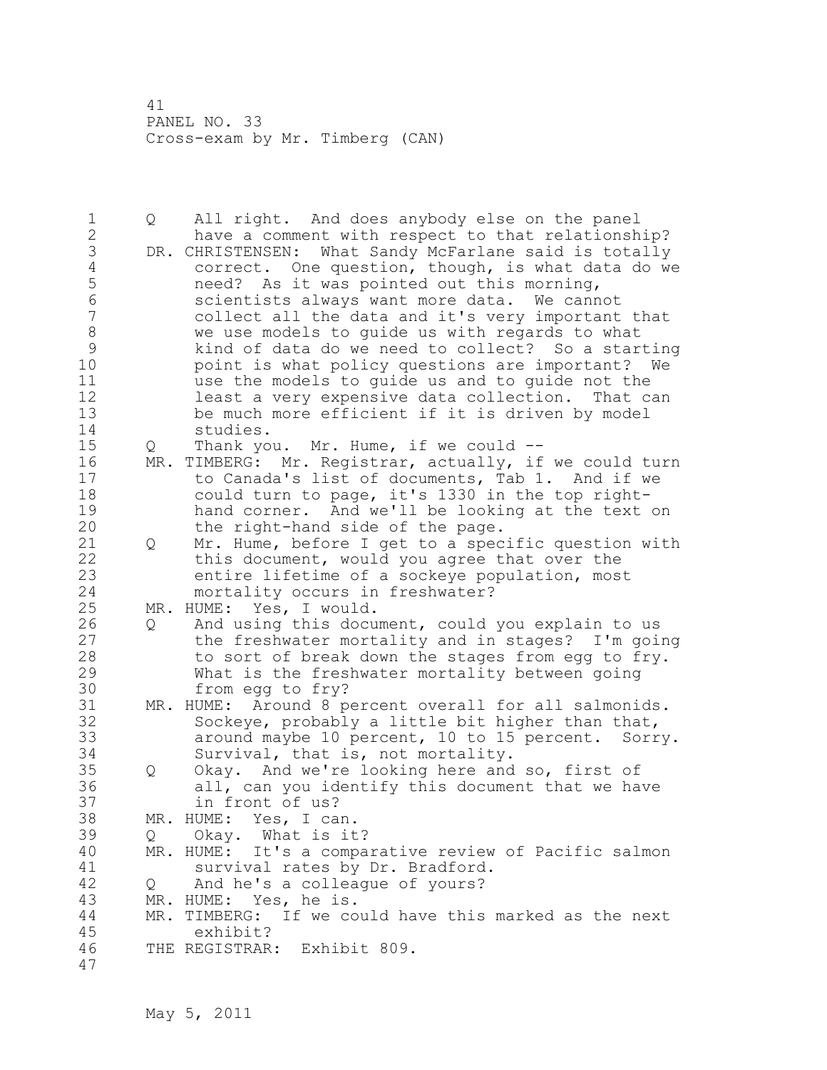Q All right. And does anybody else on the panel have a comment with respect to that relationship?

DR. CHRISTENSEN: What Sandy McFarlane said is totally correct. One question, though, is what data do we need? As it was pointed out this morning, scientists always want more data. We cannot collect all the data and it's very important that we use models to guide us with regards to what kind of data do we need to collect? So a starting point is what policy questions are important? We use the models to guide us and to guide not the least a very expensive data collection. That can be much more efficient if it is driven by model studies.

Q Thank you. Mr. Hume, if we could --

MR. TIMBERG: Mr. Registrar, actually, if we could turn to Canada's list of documents, Tab 1. And if we could turn to page, it's 1330 in the top right-hand corner. And we'll be looking at the text on the right-hand side of the page.

Q Mr. Hume, before I get to a specific question with this document, would you agree that over the entire lifetime of a sockeye population, most mortality occurs in freshwater?

MR. HUME: Yes, I would.

Q And using this document, could you explain to us the freshwater mortality and in stages? I'm going to sort of break down the stages from egg to fry. What is the freshwater mortality between going from egg to fry?

MR. HUME: Around 8 percent overall for all salmonids. Sockeye, probably a little bit higher than that, around maybe 10 percent, 10 to 15 percent. Sorry. Survival, that is, not mortality.

Q Okay. And we're looking here and so, first of all, can you identify this document that we have in front of us?

MR. HUME: Yes, I can.

Q Okay. What is it?

MR. HUME: It's a comparative review of Pacific salmon survival rates by Dr. Bradford.

Q And he's a colleague of yours?

MR. HUME: Yes, he is.

MR. TIMBERG: If we could have this marked as the next exhibit?

THE REGISTRAR: Exhibit 809.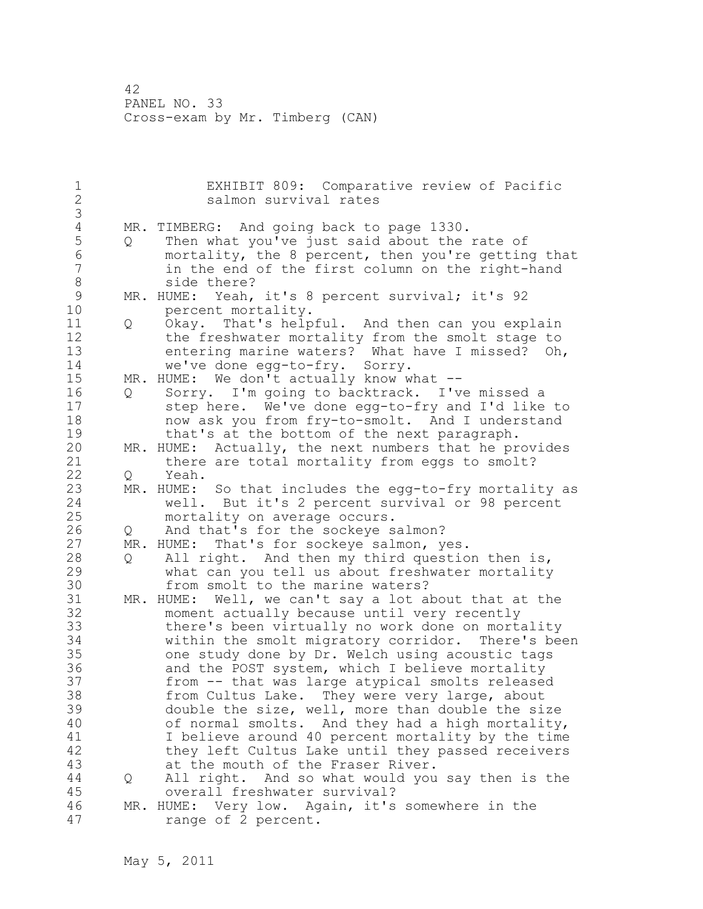EXHIBIT 809: Comparative review of Pacific salmon survival rates

MR. TIMBERG: And going back to page 1330.

Q Then what you've just said about the rate of mortality, the 8 percent, then you're getting that in the end of the first column on the right-hand side there?

MR. HUME: Yeah, it's 8 percent survival; it's 92 percent mortality.

Q Okay. That's helpful. And then can you explain the freshwater mortality from the smolt stage to entering marine waters? What have I missed? Oh, we've done egg-to-fry. Sorry.

MR. HUME: We don't actually know what --

Q Sorry. I'm going to backtrack. I've missed a step here. We've done egg-to-fry and I'd like to now ask you from fry-to-smolt. And I understand that's at the bottom of the next paragraph.

MR. HUME: Actually, the next numbers that he provides there are total mortality from eggs to smolt?

Q Yeah.

MR. HUME: So that includes the egg-to-fry mortality as well. But it's 2 percent survival or 98 percent mortality on average occurs.

Q And that's for the sockeye salmon?

MR. HUME: That's for sockeye salmon, yes.

Q All right. And then my third question then is, what can you tell us about freshwater mortality from smolt to the marine waters?

MR. HUME: Well, we can't say a lot about that at the moment actually because until very recently there's been virtually no work done on mortality within the smolt migratory corridor. There's been one study done by Dr. Welch using acoustic tags and the POST system, which I believe mortality from -- that was large atypical smolts released from Cultus Lake. They were very large, about double the size, well, more than double the size of normal smolts. And they had a high mortality, I believe around 40 percent mortality by the time they left Cultus Lake until they passed receivers at the mouth of the Fraser River.

Q All right. And so what would you say then is the overall freshwater survival?

MR. HUME: Very low. Again, it's somewhere in the range of 2 percent.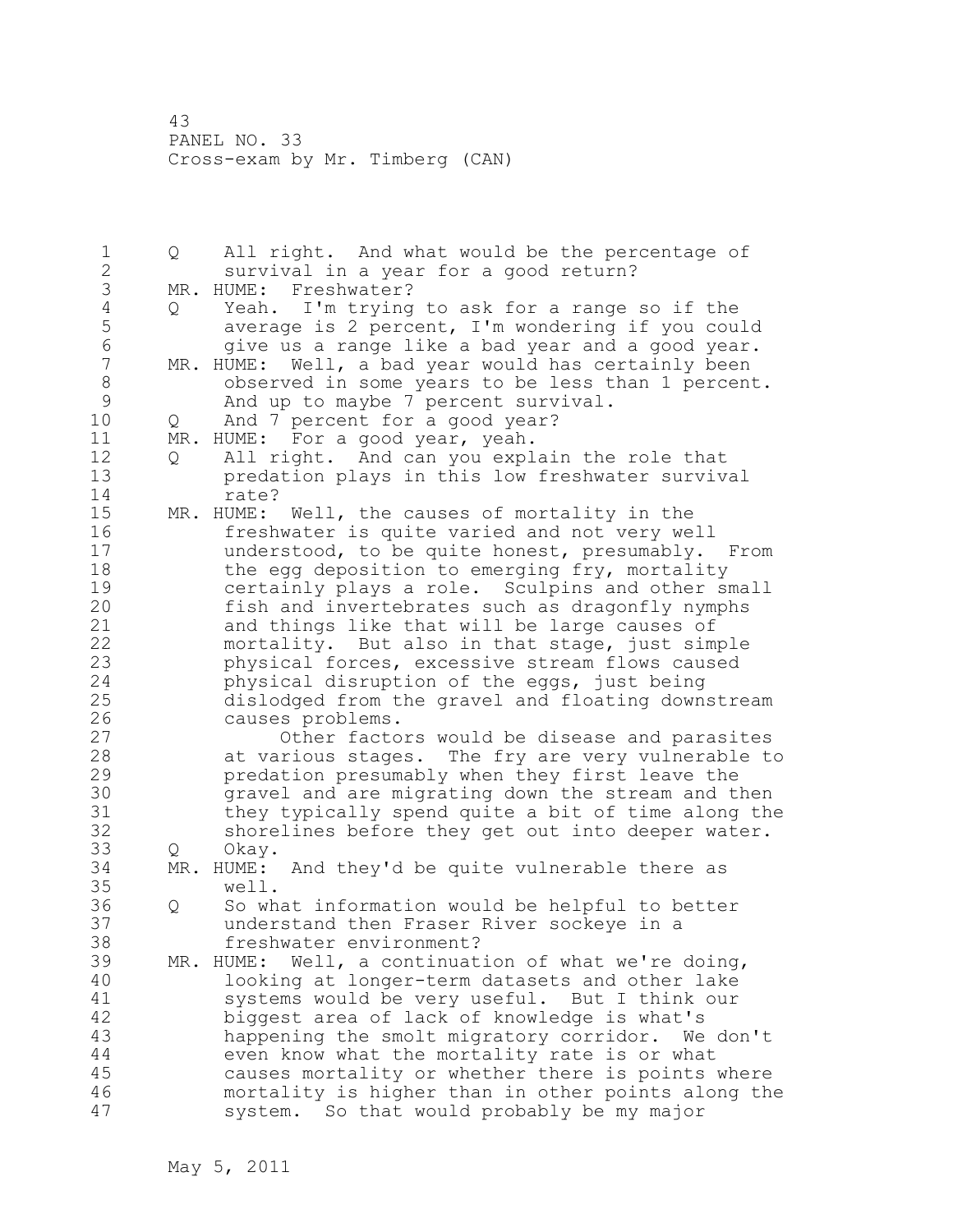Q All right. And what would be the percentage of survival in a year for a good return?

MR. HUME: Freshwater?

Q Yeah. I'm trying to ask for a range so if the average is 2 percent, I'm wondering if you could give us a range like a bad year and a good year.

MR. HUME: Well, a bad year would has certainly been observed in some years to be less than 1 percent. And up to maybe 7 percent survival.

Q And 7 percent for a good year?

MR. HUME: For a good year, yeah.

Q All right. And can you explain the role that predation plays in this low freshwater survival rate?

MR. HUME: Well, the causes of mortality in the freshwater is quite varied and not very well understood, to be quite honest, presumably. From the egg deposition to emerging fry, mortality certainly plays a role. Sculpins and other small fish and invertebrates such as dragonfly nymphs and things like that will be large causes of mortality. But also in that stage, just simple physical forces, excessive stream flows caused physical disruption of the eggs, just being dislodged from the gravel and floating downstream causes problems.

Other factors would be disease and parasites at various stages. The fry are very vulnerable to predation presumably when they first leave the gravel and are migrating down the stream and then they typically spend quite a bit of time along the shorelines before they get out into deeper water.

Q Okay.

MR. HUME: And they'd be quite vulnerable there as well.

Q So what information would be helpful to better understand then Fraser River sockeye in a freshwater environment?

MR. HUME: Well, a continuation of what we're doing, looking at longer-term datasets and other lake systems would be very useful. But I think our biggest area of lack of knowledge is what's happening the smolt migratory corridor. We don't even know what the mortality rate is or what causes mortality or whether there is points where mortality is higher than in other points along the system. So that would probably be my major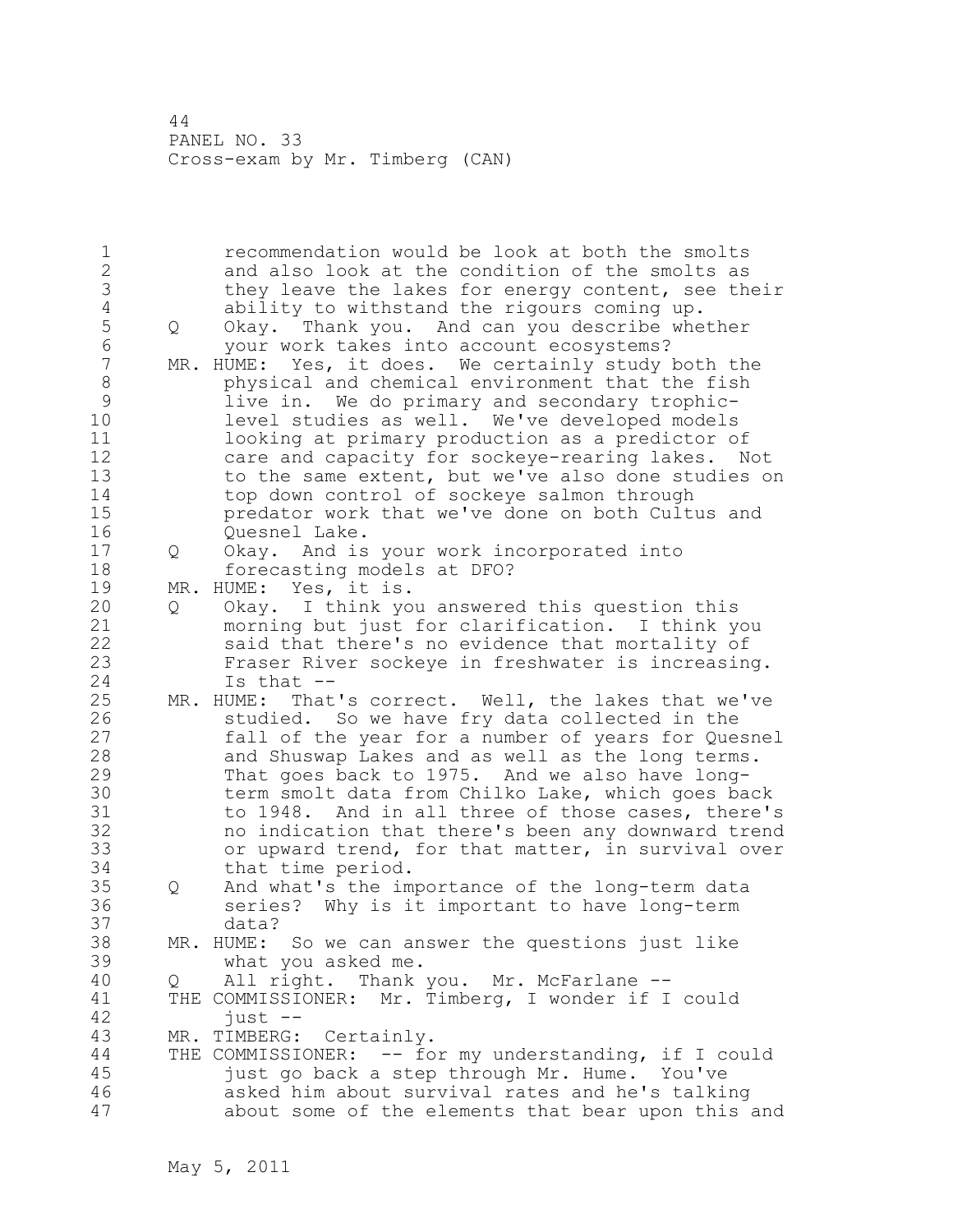recommendation would be look at both the smolts and also look at the condition of the smolts as they leave the lakes for energy content, see their ability to withstand the rigours coming up.

Q Okay. Thank you. And can you describe whether your work takes into account ecosystems?

MR. HUME: Yes, it does. We certainly study both the physical and chemical environment that the fish live in. We do primary and secondary trophic-level studies as well. We've developed models looking at primary production as a predictor of care and capacity for sockeye-rearing lakes. Not to the same extent, but we've also done studies on top down control of sockeye salmon through predator work that we've done on both Cultus and Quesnel Lake.

Q Okay. And is your work incorporated into forecasting models at DFO?

MR. HUME: Yes, it is.

Q Okay. I think you answered this question this morning but just for clarification. I think you said that there's no evidence that mortality of Fraser River sockeye in freshwater is increasing. Is that --

MR. HUME: That's correct. Well, the lakes that we've studied. So we have fry data collected in the fall of the year for a number of years for Quesnel and Shuswap Lakes and as well as the long terms. That goes back to 1975. And we also have long-term smolt data from Chilko Lake, which goes back to 1948. And in all three of those cases, there's no indication that there's been any downward trend or upward trend, for that matter, in survival over that time period.

Q And what's the importance of the long-term data series? Why is it important to have long-term data?

MR. HUME: So we can answer the questions just like what you asked me.

Q All right. Thank you. Mr. McFarlane --

THE COMMISSIONER: Mr. Timberg, I wonder if I could just --

MR. TIMBERG: Certainly.

THE COMMISSIONER: -- for my understanding, if I could just go back a step through Mr. Hume. You've asked him about survival rates and he's talking about some of the elements that bear upon this and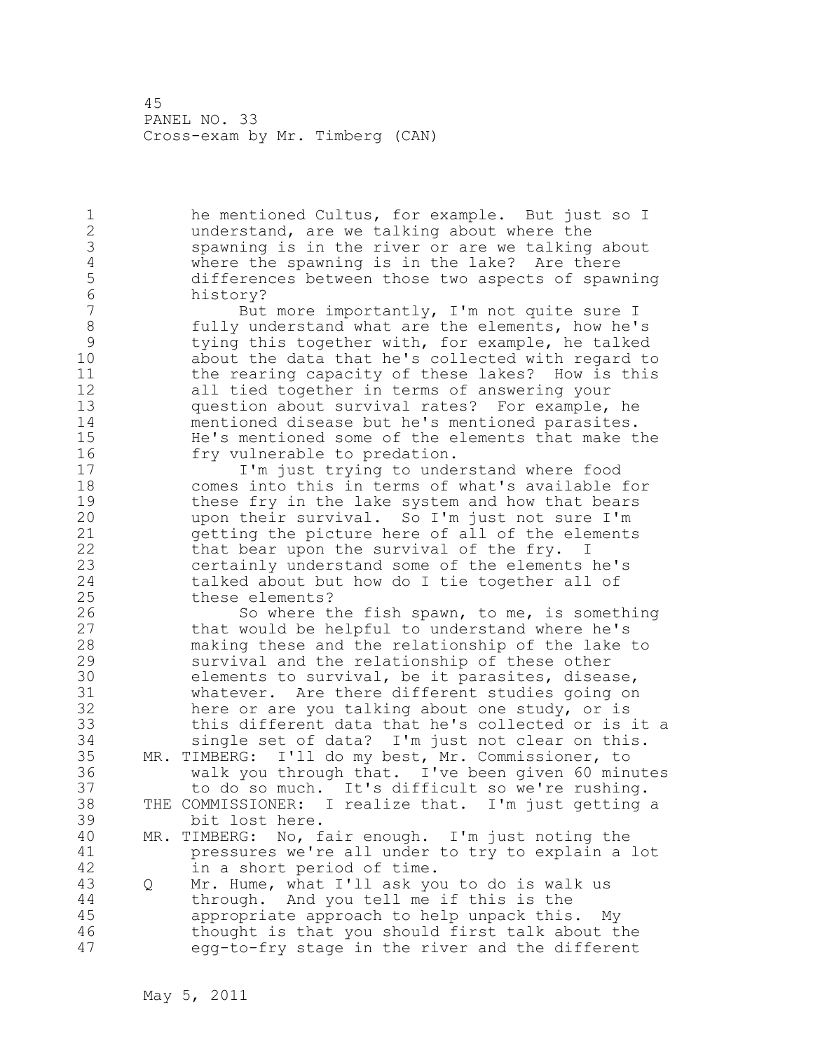he mentioned Cultus, for example. But just so I understand, are we talking about where the spawning is in the river or are we talking about where the spawning is in the lake? Are there differences between those two aspects of spawning history?

But more importantly, I'm not quite sure I fully understand what are the elements, how he's tying this together with, for example, he talked about the data that he's collected with regard to the rearing capacity of these lakes? How is this all tied together in terms of answering your question about survival rates? For example, he mentioned disease but he's mentioned parasites. He's mentioned some of the elements that make the fry vulnerable to predation.

I'm just trying to understand where food comes into this in terms of what's available for these fry in the lake system and how that bears upon their survival. So I'm just not sure I'm getting the picture here of all of the elements that bear upon the survival of the fry. I certainly understand some of the elements he's talked about but how do I tie together all of these elements?

So where the fish spawn, to me, is something that would be helpful to understand where he's making these and the relationship of the lake to survival and the relationship of these other elements to survival, be it parasites, disease, whatever. Are there different studies going on here or are you talking about one study, or is this different data that he's collected or is it a single set of data? I'm just not clear on this.

MR. TIMBERG: I'll do my best, Mr. Commissioner, to walk you through that. I've been given 60 minutes to do so much. It's difficult so we're rushing.

THE COMMISSIONER: I realize that. I'm just getting a bit lost here.

MR. TIMBERG: No, fair enough. I'm just noting the pressures we're all under to try to explain a lot in a short period of time.

Q Mr. Hume, what I'll ask you to do is walk us through. And you tell me if this is the appropriate approach to help unpack this. My thought is that you should first talk about the egg-to-fry stage in the river and the different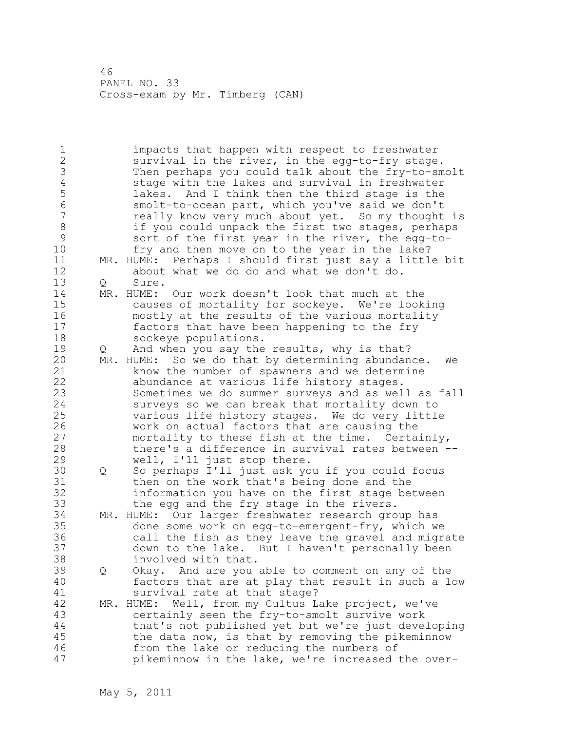impacts that happen with respect to freshwater survival in the river, in the egg-to-fry stage. Then perhaps you could talk about the fry-to-smolt stage with the lakes and survival in freshwater lakes. And I think then the third stage is the smolt-to-ocean part, which you've said we don't really know very much about yet. So my thought is if you could unpack the first two stages, perhaps sort of the first year in the river, the egg-to-fry and then move on to the year in the lake?

MR. HUME: Perhaps I should first just say a little bit about what we do do and what we don't do.

Q Sure.

MR. HUME: Our work doesn't look that much at the causes of mortality for sockeye. We're looking mostly at the results of the various mortality factors that have been happening to the fry sockeye populations.

Q And when you say the results, why is that?

MR. HUME: So we do that by determining abundance. We know the number of spawners and we determine abundance at various life history stages. Sometimes we do summer surveys and as well as fall surveys so we can break that mortality down to various life history stages. We do very little work on actual factors that are causing the mortality to these fish at the time. Certainly, there's a difference in survival rates between -- well, I'll just stop there.

Q So perhaps I'll just ask you if you could focus then on the work that's being done and the information you have on the first stage between the egg and the fry stage in the rivers.

MR. HUME: Our larger freshwater research group has done some work on egg-to-emergent-fry, which we call the fish as they leave the gravel and migrate down to the lake. But I haven't personally been involved with that.

Q Okay. And are you able to comment on any of the factors that are at play that result in such a low survival rate at that stage?

MR. HUME: Well, from my Cultus Lake project, we've certainly seen the fry-to-smolt survive work that's not published yet but we're just developing the data now, is that by removing the pikeminnow from the lake or reducing the numbers of pikeminnow in the lake, we're increased the over-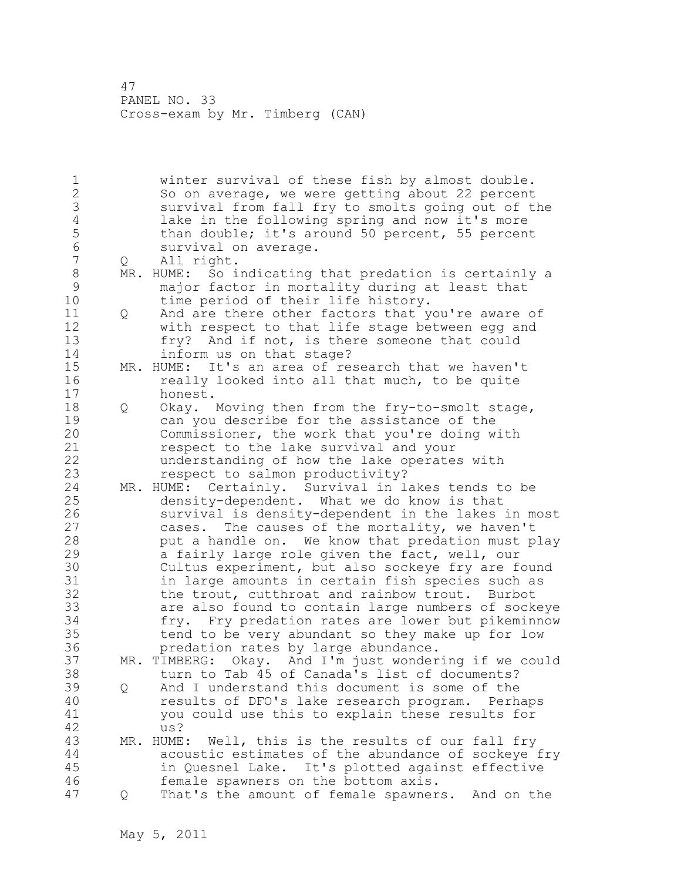winter survival of these fish by almost double. So on average, we were getting about 22 percent survival from fall fry to smolts going out of the lake in the following spring and now it's more than double; it's around 50 percent, 55 percent survival on average.

Q All right.

MR. HUME: So indicating that predation is certainly a major factor in mortality during at least that time period of their life history.

Q And are there other factors that you're aware of with respect to that life stage between egg and fry? And if not, is there someone that could inform us on that stage?

MR. HUME: It's an area of research that we haven't really looked into all that much, to be quite honest.

Q Okay. Moving then from the fry-to-smolt stage, can you describe for the assistance of the Commissioner, the work that you're doing with respect to the lake survival and your understanding of how the lake operates with respect to salmon productivity?

MR. HUME: Certainly. Survival in lakes tends to be density-dependent. What we do know is that survival is density-dependent in the lakes in most cases. The causes of the mortality, we haven't put a handle on. We know that predation must play a fairly large role given the fact, well, our Cultus experiment, but also sockeye fry are found in large amounts in certain fish species such as the trout, cutthroat and rainbow trout. Burbot are also found to contain large numbers of sockeye fry. Fry predation rates are lower but pikeminnow tend to be very abundant so they make up for low predation rates by large abundance.

MR. TIMBERG: Okay. And I'm just wondering if we could turn to Tab 45 of Canada's list of documents?

Q And I understand this document is some of the results of DFO's lake research program. Perhaps you could use this to explain these results for us?

MR. HUME: Well, this is the results of our fall fry acoustic estimates of the abundance of sockeye fry in Quesnel Lake. It's plotted against effective female spawners on the bottom axis.

Q That's the amount of female spawners. And on the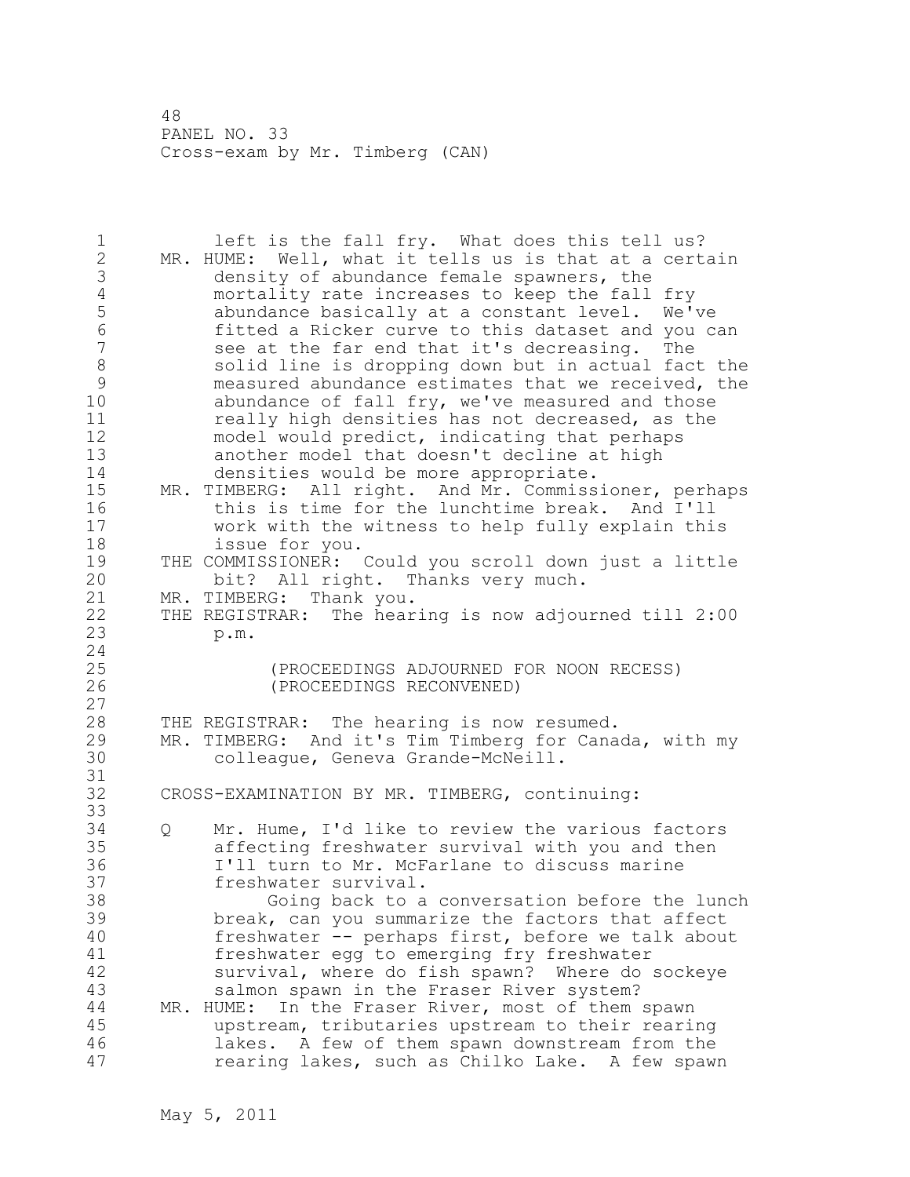left is the fall fry. What does this tell us?

MR. HUME: Well, what it tells us is that at a certain density of abundance female spawners, the mortality rate increases to keep the fall fry abundance basically at a constant level. We've fitted a Ricker curve to this dataset and you can see at the far end that it's decreasing. The solid line is dropping down but in actual fact the measured abundance estimates that we received, the abundance of fall fry, we've measured and those really high densities has not decreased, as the model would predict, indicating that perhaps another model that doesn't decline at high densities would be more appropriate.

MR. TIMBERG: All right. And Mr. Commissioner, perhaps this is time for the lunchtime break. And I'll work with the witness to help fully explain this issue for you.

THE COMMISSIONER: Could you scroll down just a little bit? All right. Thanks very much.

MR. TIMBERG: Thank you.

THE REGISTRAR: The hearing is now adjourned till 2:00 p.m.

(PROCEEDINGS ADJOURNED FOR NOON RECESS)
(PROCEEDINGS RECONVENED)

THE REGISTRAR: The hearing is now resumed.

MR. TIMBERG: And it's Tim Timberg for Canada, with my colleague, Geneva Grande-McNeill.

CROSS-EXAMINATION BY MR. TIMBERG, continuing:

Q Mr. Hume, I'd like to review the various factors affecting freshwater survival with you and then I'll turn to Mr. McFarlane to discuss marine freshwater survival.

Going back to a conversation before the lunch break, can you summarize the factors that affect freshwater -- perhaps first, before we talk about freshwater egg to emerging fry freshwater survival, where do fish spawn? Where do sockeye salmon spawn in the Fraser River system?

MR. HUME: In the Fraser River, most of them spawn upstream, tributaries upstream to their rearing lakes. A few of them spawn downstream from the rearing lakes, such as Chilko Lake. A few spawn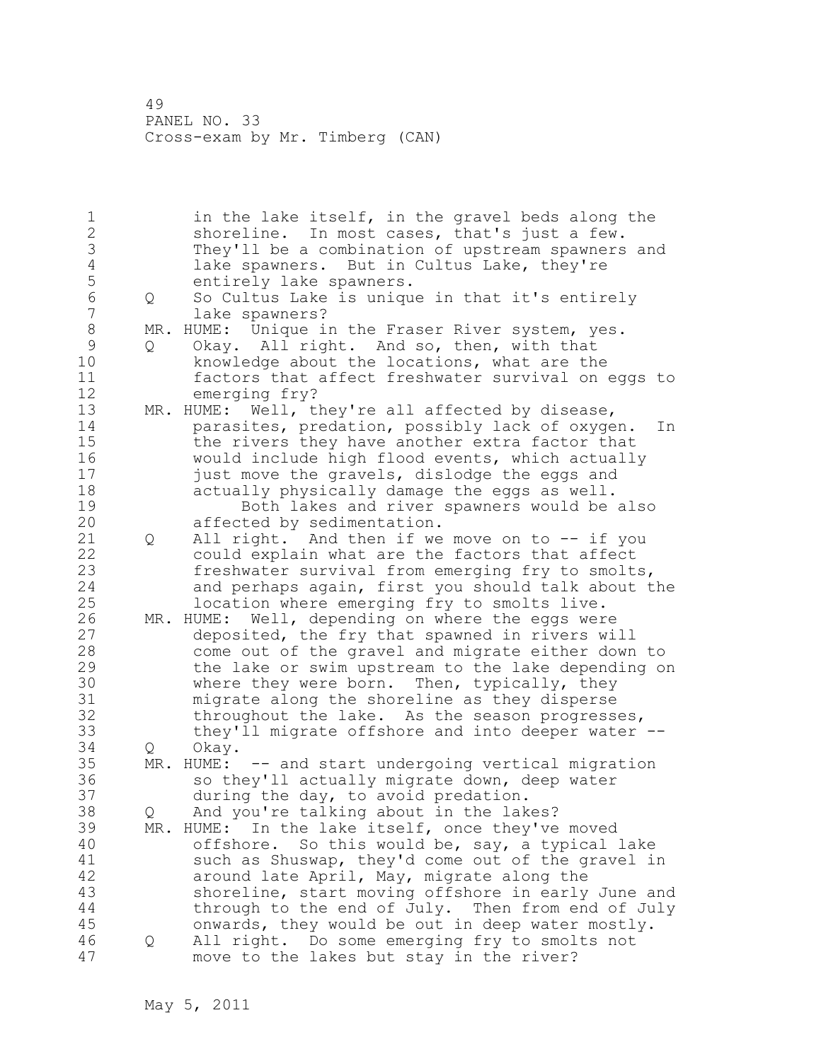in the lake itself, in the gravel beds along the shoreline. In most cases, that's just a few. They'll be a combination of upstream spawners and lake spawners. But in Cultus Lake, they're entirely lake spawners.

Q So Cultus Lake is unique in that it's entirely lake spawners?

MR. HUME: Unique in the Fraser River system, yes.

Q Okay. All right. And so, then, with that knowledge about the locations, what are the factors that affect freshwater survival on eggs to emerging fry?

MR. HUME: Well, they're all affected by disease, parasites, predation, possibly lack of oxygen. In the rivers they have another extra factor that would include high flood events, which actually just move the gravels, dislodge the eggs and actually physically damage the eggs as well.

Both lakes and river spawners would be also affected by sedimentation.

Q All right. And then if we move on to -- if you could explain what are the factors that affect freshwater survival from emerging fry to smolts, and perhaps again, first you should talk about the location where emerging fry to smolts live.

MR. HUME: Well, depending on where the eggs were deposited, the fry that spawned in rivers will come out of the gravel and migrate either down to the lake or swim upstream to the lake depending on where they were born. Then, typically, they migrate along the shoreline as they disperse throughout the lake. As the season progresses, they'll migrate offshore and into deeper water --

Q Okay.

MR. HUME: -- and start undergoing vertical migration so they'll actually migrate down, deep water during the day, to avoid predation.

Q And you're talking about in the lakes?

MR. HUME: In the lake itself, once they've moved offshore. So this would be, say, a typical lake such as Shuswap, they'd come out of the gravel in around late April, May, migrate along the shoreline, start moving offshore in early June and through to the end of July. Then from end of July onwards, they would be out in deep water mostly.

Q All right. Do some emerging fry to smolts not move to the lakes but stay in the river?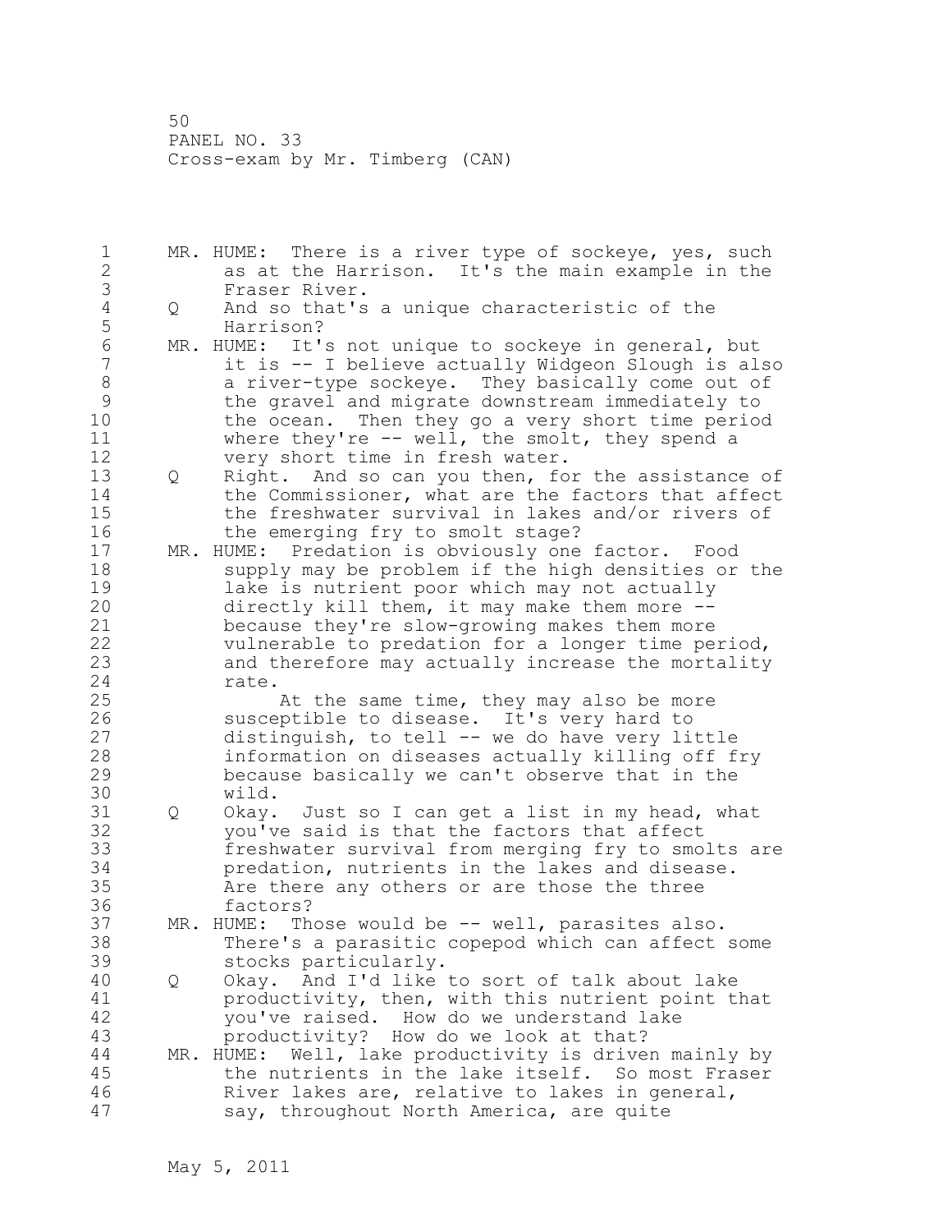MR. HUME: There is a river type of sockeye, yes, such as at the Harrison. It's the main example in the Fraser River.

Q And so that's a unique characteristic of the Harrison?

MR. HUME: It's not unique to sockeye in general, but it is -- I believe actually Widgeon Slough is also a river-type sockeye. They basically come out of the gravel and migrate downstream immediately to the ocean. Then they go a very short time period where they're -- well, the smolt, they spend a very short time in fresh water.

Q Right. And so can you then, for the assistance of the Commissioner, what are the factors that affect the freshwater survival in lakes and/or rivers of the emerging fry to smolt stage?

MR. HUME: Predation is obviously one factor. Food supply may be problem if the high densities or the lake is nutrient poor which may not actually directly kill them, it may make them more -- because they're slow-growing makes them more vulnerable to predation for a longer time period, and therefore may actually increase the mortality rate.

At the same time, they may also be more susceptible to disease. It's very hard to distinguish, to tell -- we do have very little information on diseases actually killing off fry because basically we can't observe that in the wild.

Q Okay. Just so I can get a list in my head, what you've said is that the factors that affect freshwater survival from merging fry to smolts are predation, nutrients in the lakes and disease. Are there any others or are those the three factors?

MR. HUME: Those would be -- well, parasites also. There's a parasitic copepod which can affect some stocks particularly.

Q Okay. And I'd like to sort of talk about lake productivity, then, with this nutrient point that you've raised. How do we understand lake productivity? How do we look at that?

MR. HUME: Well, lake productivity is driven mainly by the nutrients in the lake itself. So most Fraser River lakes are, relative to lakes in general, say, throughout North America, are quite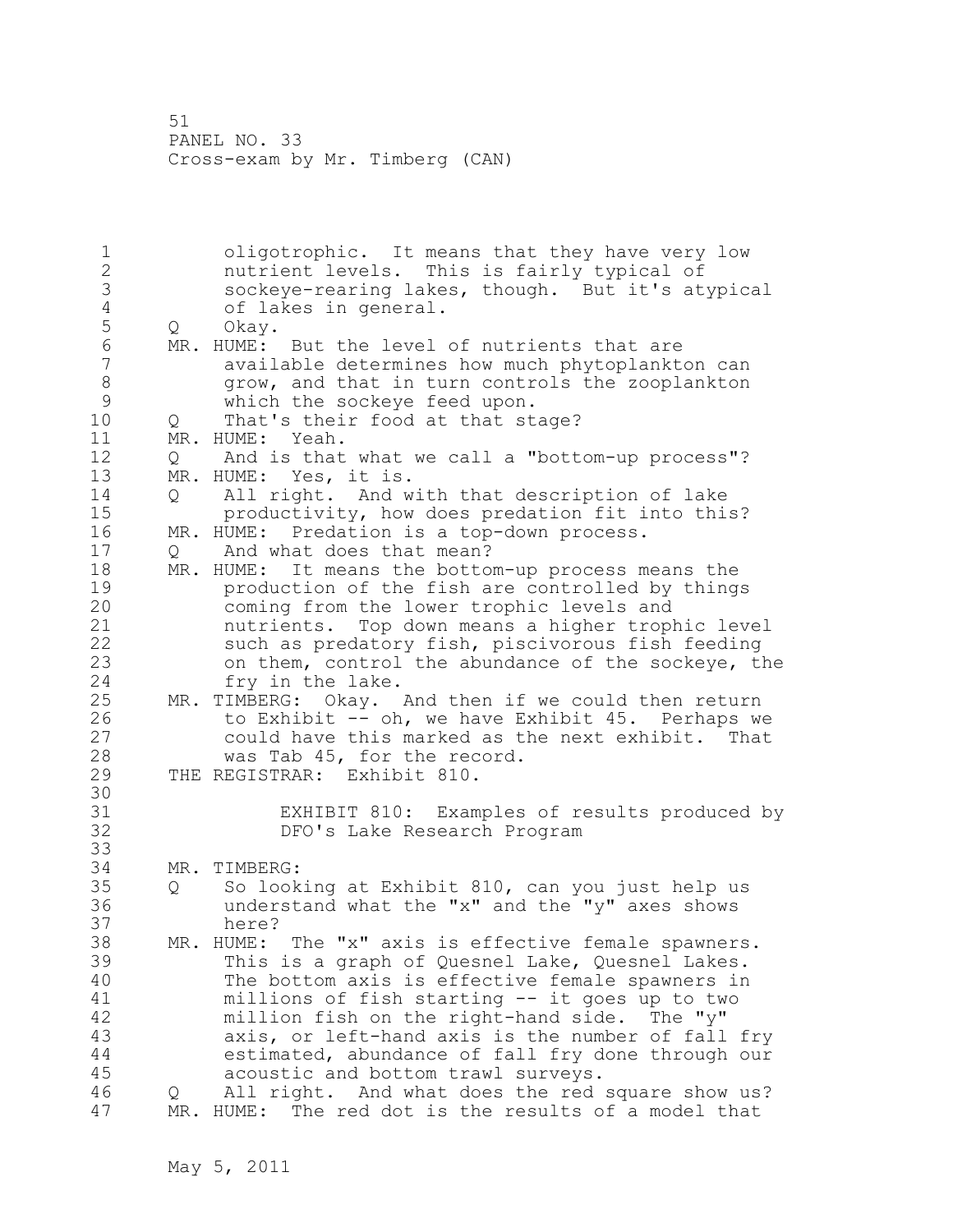oligotrophic. It means that they have very low nutrient levels. This is fairly typical of sockeye-rearing lakes, though. But it's atypical of lakes in general.

Q Okay.

MR. HUME: But the level of nutrients that are available determines how much phytoplankton can grow, and that in turn controls the zooplankton which the sockeye feed upon.

Q That's their food at that stage?

MR. HUME: Yeah.

Q And is that what we call a "bottom-up process"?

MR. HUME: Yes, it is.

Q All right. And with that description of lake productivity, how does predation fit into this?

MR. HUME: Predation is a top-down process.

Q And what does that mean?

MR. HUME: It means the bottom-up process means the production of the fish are controlled by things coming from the lower trophic levels and nutrients. Top down means a higher trophic level such as predatory fish, piscivorous fish feeding on them, control the abundance of the sockeye, the fry in the lake.

MR. TIMBERG: Okay. And then if we could then return to Exhibit -- oh, we have Exhibit 45. Perhaps we could have this marked as the next exhibit. That was Tab 45, for the record.

THE REGISTRAR: Exhibit 810.

EXHIBIT 810: Examples of results produced by DFO's Lake Research Program

MR. TIMBERG:

Q So looking at Exhibit 810, can you just help us understand what the "x" and the "y" axes shows here?

MR. HUME: The "x" axis is effective female spawners. This is a graph of Quesnel Lake, Quesnel Lakes. The bottom axis is effective female spawners in millions of fish starting -- it goes up to two million fish on the right-hand side. The "y" axis, or left-hand axis is the number of fall fry estimated, abundance of fall fry done through our acoustic and bottom trawl surveys.

Q All right. And what does the red square show us?

MR. HUME: The red dot is the results of a model that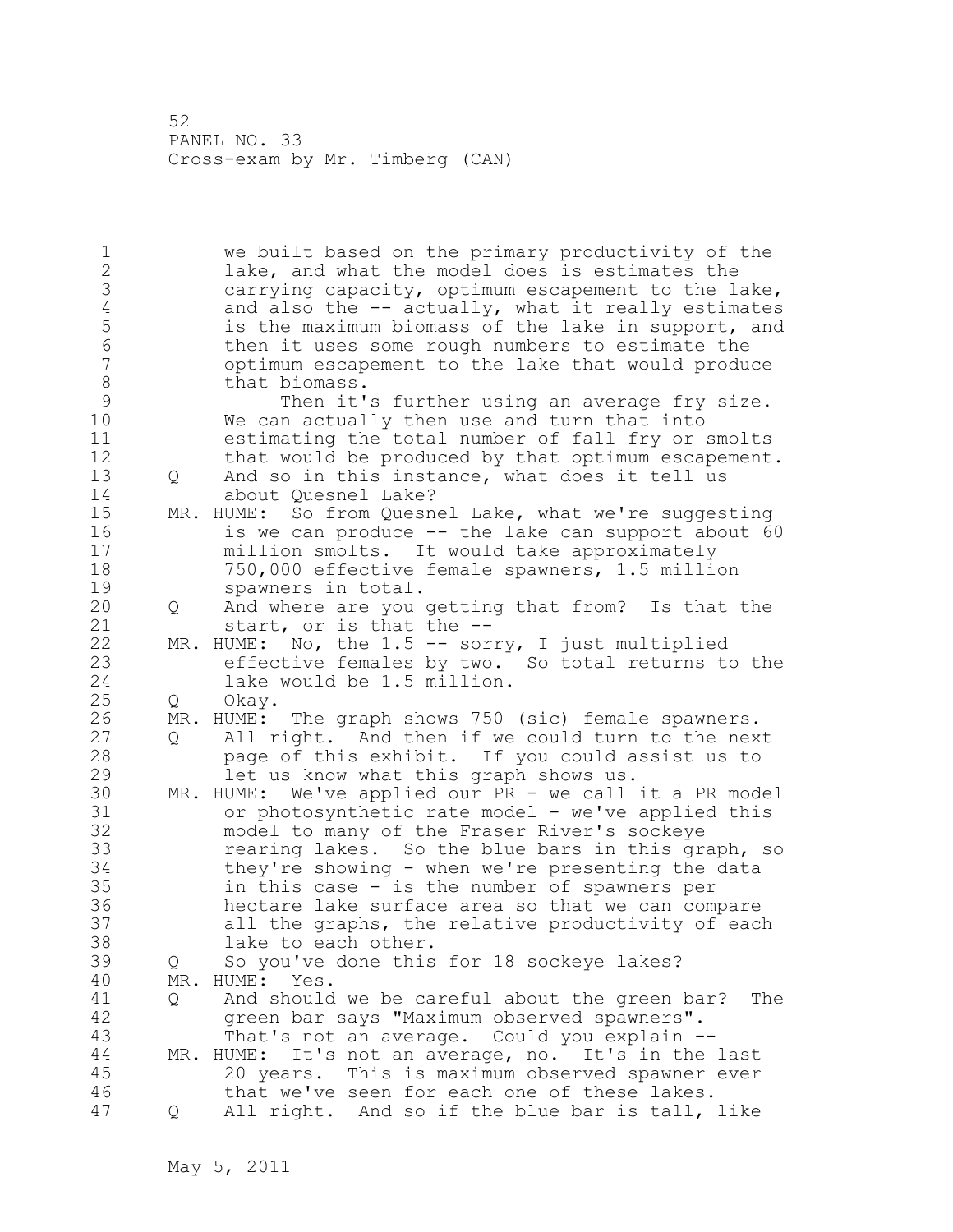we built based on the primary productivity of the lake, and what the model does is estimates the carrying capacity, optimum escapement to the lake, and also the -- actually, what it really estimates is the maximum biomass of the lake in support, and then it uses some rough numbers to estimate the optimum escapement to the lake that would produce that biomass.

Then it's further using an average fry size. We can actually then use and turn that into estimating the total number of fall fry or smolts that would be produced by that optimum escapement.

Q And so in this instance, what does it tell us about Quesnel Lake?

MR. HUME: So from Quesnel Lake, what we're suggesting is we can produce -- the lake can support about 60 million smolts. It would take approximately 750,000 effective female spawners, 1.5 million spawners in total.

Q And where are you getting that from? Is that the start, or is that the --

MR. HUME: No, the 1.5 -- sorry, I just multiplied effective females by two. So total returns to the lake would be 1.5 million.

Q Okay.

MR. HUME: The graph shows 750 (sic) female spawners.

Q All right. And then if we could turn to the next page of this exhibit. If you could assist us to let us know what this graph shows us.

MR. HUME: We've applied our PR - we call it a PR model or photosynthetic rate model - we've applied this model to many of the Fraser River's sockeye rearing lakes. So the blue bars in this graph, so they're showing - when we're presenting the data in this case - is the number of spawners per hectare lake surface area so that we can compare all the graphs, the relative productivity of each lake to each other.

Q So you've done this for 18 sockeye lakes?

MR. HUME: Yes.

Q And should we be careful about the green bar? The green bar says "Maximum observed spawners". That's not an average. Could you explain --

MR. HUME: It's not an average, no. It's in the last 20 years. This is maximum observed spawner ever that we've seen for each one of these lakes.

Q All right. And so if the blue bar is tall, like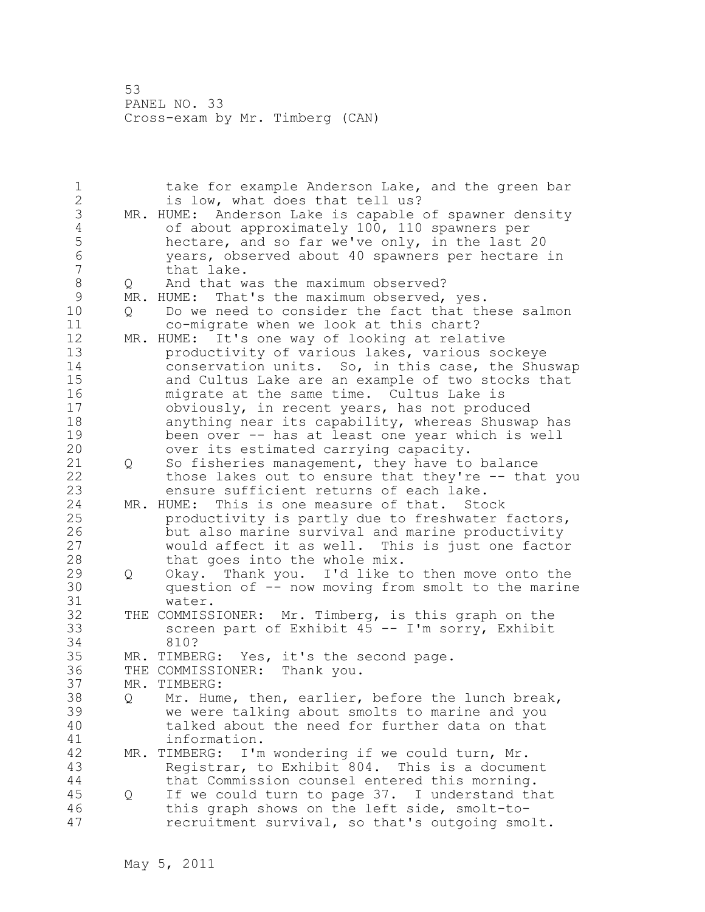take for example Anderson Lake, and the green bar is low, what does that tell us?

MR. HUME: Anderson Lake is capable of spawner density of about approximately 100, 110 spawners per hectare, and so far we've only, in the last 20 years, observed about 40 spawners per hectare in that lake.

Q And that was the maximum observed?

MR. HUME: That's the maximum observed, yes.

Q Do we need to consider the fact that these salmon co-migrate when we look at this chart?

MR. HUME: It's one way of looking at relative productivity of various lakes, various sockeye conservation units. So, in this case, the Shuswap and Cultus Lake are an example of two stocks that migrate at the same time. Cultus Lake is obviously, in recent years, has not produced anything near its capability, whereas Shuswap has been over -- has at least one year which is well over its estimated carrying capacity.

Q So fisheries management, they have to balance those lakes out to ensure that they're -- that you ensure sufficient returns of each lake.

MR. HUME: This is one measure of that. Stock productivity is partly due to freshwater factors, but also marine survival and marine productivity would affect it as well. This is just one factor that goes into the whole mix.

Q Okay. Thank you. I'd like to then move onto the question of -- now moving from smolt to the marine water.

THE COMMISSIONER: Mr. Timberg, is this graph on the screen part of Exhibit 45 -- I'm sorry, Exhibit 810?

MR. TIMBERG: Yes, it's the second page.

THE COMMISSIONER: Thank you.

MR. TIMBERG:

Q Mr. Hume, then, earlier, before the lunch break, we were talking about smolts to marine and you talked about the need for further data on that information.

MR. TIMBERG: I'm wondering if we could turn, Mr. Registrar, to Exhibit 804. This is a document that Commission counsel entered this morning.

Q If we could turn to page 37. I understand that this graph shows on the left side, smolt-to-recruitment survival, so that's outgoing smolt.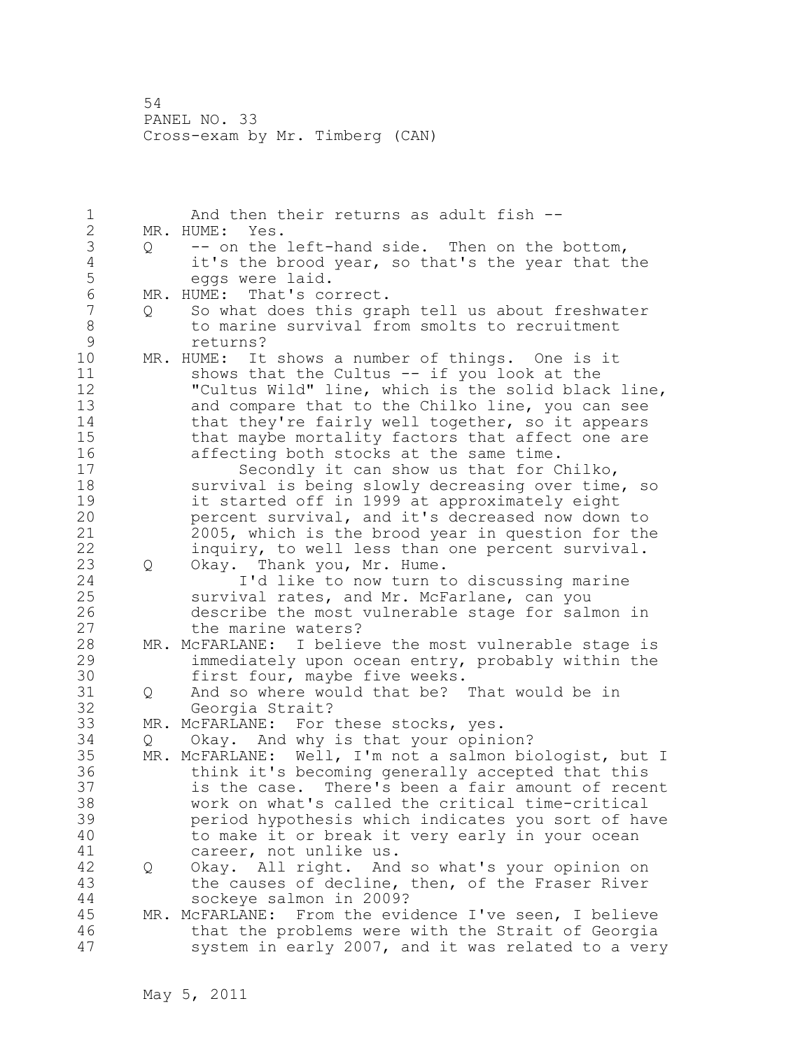And then their returns as adult fish --

MR. HUME: Yes.

Q -- on the left-hand side. Then on the bottom, it's the brood year, so that's the year that the eggs were laid.

MR. HUME: That's correct.

Q So what does this graph tell us about freshwater to marine survival from smolts to recruitment returns?

MR. HUME: It shows a number of things. One is it shows that the Cultus -- if you look at the "Cultus Wild" line, which is the solid black line, and compare that to the Chilko line, you can see that they're fairly well together, so it appears that maybe mortality factors that affect one are affecting both stocks at the same time.

Secondly it can show us that for Chilko, survival is being slowly decreasing over time, so it started off in 1999 at approximately eight percent survival, and it's decreased now down to 2005, which is the brood year in question for the inquiry, to well less than one percent survival.

Q Okay. Thank you, Mr. Hume.

I'd like to now turn to discussing marine survival rates, and Mr. McFarlane, can you describe the most vulnerable stage for salmon in the marine waters?

MR. McFARLANE: I believe the most vulnerable stage is immediately upon ocean entry, probably within the first four, maybe five weeks.

Q And so where would that be? That would be in Georgia Strait?

MR. McFARLANE: For these stocks, yes.

Q Okay. And why is that your opinion?

MR. McFARLANE: Well, I'm not a salmon biologist, but I think it's becoming generally accepted that this is the case. There's been a fair amount of recent work on what's called the critical time-critical period hypothesis which indicates you sort of have to make it or break it very early in your ocean career, not unlike us.

Q Okay. All right. And so what's your opinion on the causes of decline, then, of the Fraser River sockeye salmon in 2009?

MR. McFARLANE: From the evidence I've seen, I believe that the problems were with the Strait of Georgia system in early 2007, and it was related to a very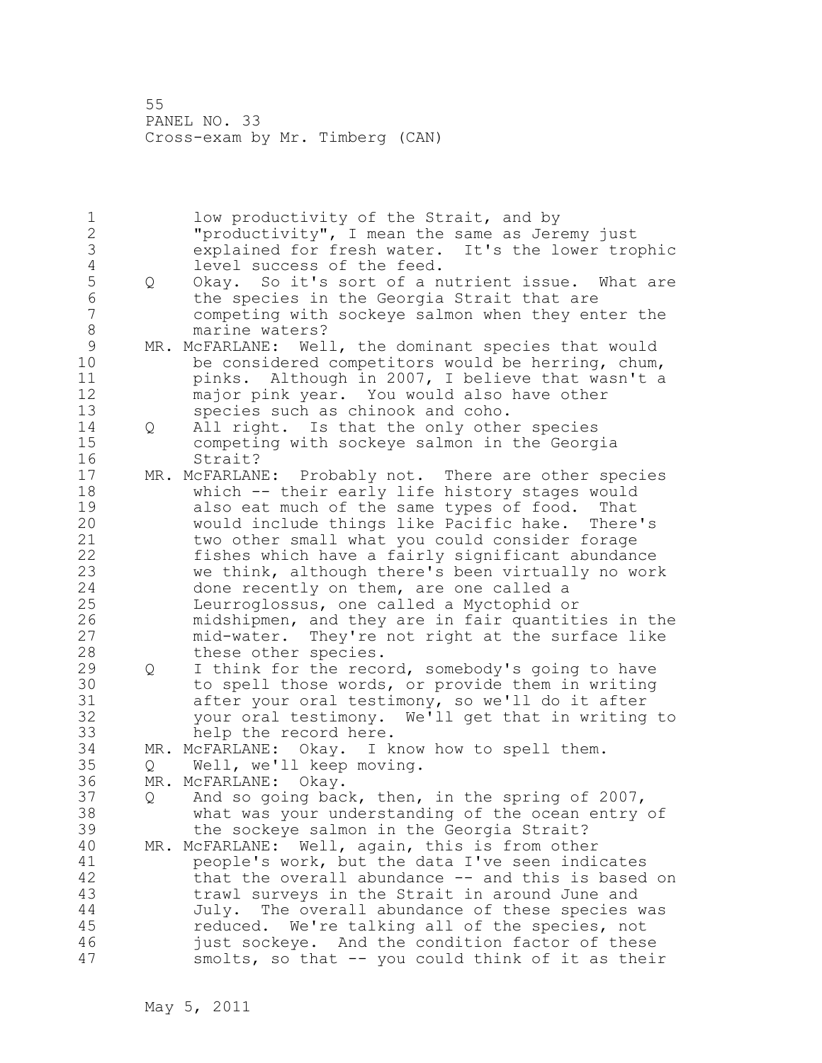low productivity of the Strait, and by "productivity", I mean the same as Jeremy just explained for fresh water. It's the lower trophic level success of the feed.

Q Okay. So it's sort of a nutrient issue. What are the species in the Georgia Strait that are competing with sockeye salmon when they enter the marine waters?

MR. McFARLANE: Well, the dominant species that would be considered competitors would be herring, chum, pinks. Although in 2007, I believe that wasn't a major pink year. You would also have other species such as chinook and coho.

Q All right. Is that the only other species competing with sockeye salmon in the Georgia Strait?

MR. McFARLANE: Probably not. There are other species which -- their early life history stages would also eat much of the same types of food. That would include things like Pacific hake. There's two other small what you could consider forage fishes which have a fairly significant abundance we think, although there's been virtually no work done recently on them, are one called a Leurroglossus, one called a Myctophid or midshipmen, and they are in fair quantities in the mid-water. They're not right at the surface like these other species.

Q I think for the record, somebody's going to have to spell those words, or provide them in writing after your oral testimony, so we'll do it after your oral testimony. We'll get that in writing to help the record here.

MR. McFARLANE: Okay. I know how to spell them.

Q Well, we'll keep moving.

MR. McFARLANE: Okay.

Q And so going back, then, in the spring of 2007, what was your understanding of the ocean entry of the sockeye salmon in the Georgia Strait?

MR. McFARLANE: Well, again, this is from other people's work, but the data I've seen indicates that the overall abundance -- and this is based on trawl surveys in the Strait in around June and July. The overall abundance of these species was reduced. We're talking all of the species, not just sockeye. And the condition factor of these smolts, so that -- you could think of it as their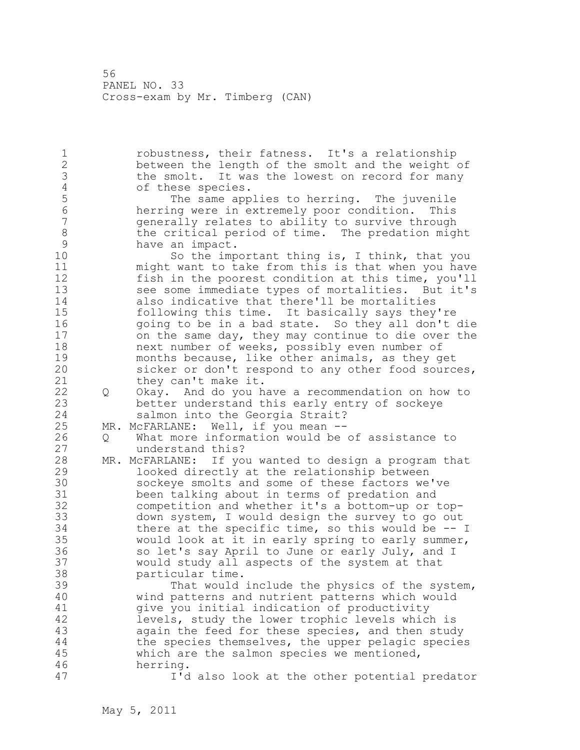robustness, their fatness. It's a relationship between the length of the smolt and the weight of the smolt. It was the lowest on record for many of these species.

The same applies to herring. The juvenile herring were in extremely poor condition. This generally relates to ability to survive through the critical period of time. The predation might have an impact.

So the important thing is, I think, that you might want to take from this is that when you have fish in the poorest condition at this time, you'll see some immediate types of mortalities. But it's also indicative that there'll be mortalities following this time. It basically says they're going to be in a bad state. So they all don't die on the same day, they may continue to die over the next number of weeks, possibly even number of months because, like other animals, as they get sicker or don't respond to any other food sources, they can't make it.

Q Okay. And do you have a recommendation on how to better understand this early entry of sockeye salmon into the Georgia Strait?

MR. McFARLANE: Well, if you mean --

Q What more information would be of assistance to understand this?

MR. McFARLANE: If you wanted to design a program that looked directly at the relationship between sockeye smolts and some of these factors we've been talking about in terms of predation and competition and whether it's a bottom-up or top-down system, I would design the survey to go out there at the specific time, so this would be -- I would look at it in early spring to early summer, so let's say April to June or early July, and I would study all aspects of the system at that particular time.

That would include the physics of the system, wind patterns and nutrient patterns which would give you initial indication of productivity levels, study the lower trophic levels which is again the feed for these species, and then study the species themselves, the upper pelagic species which are the salmon species we mentioned, herring.

I'd also look at the other potential predator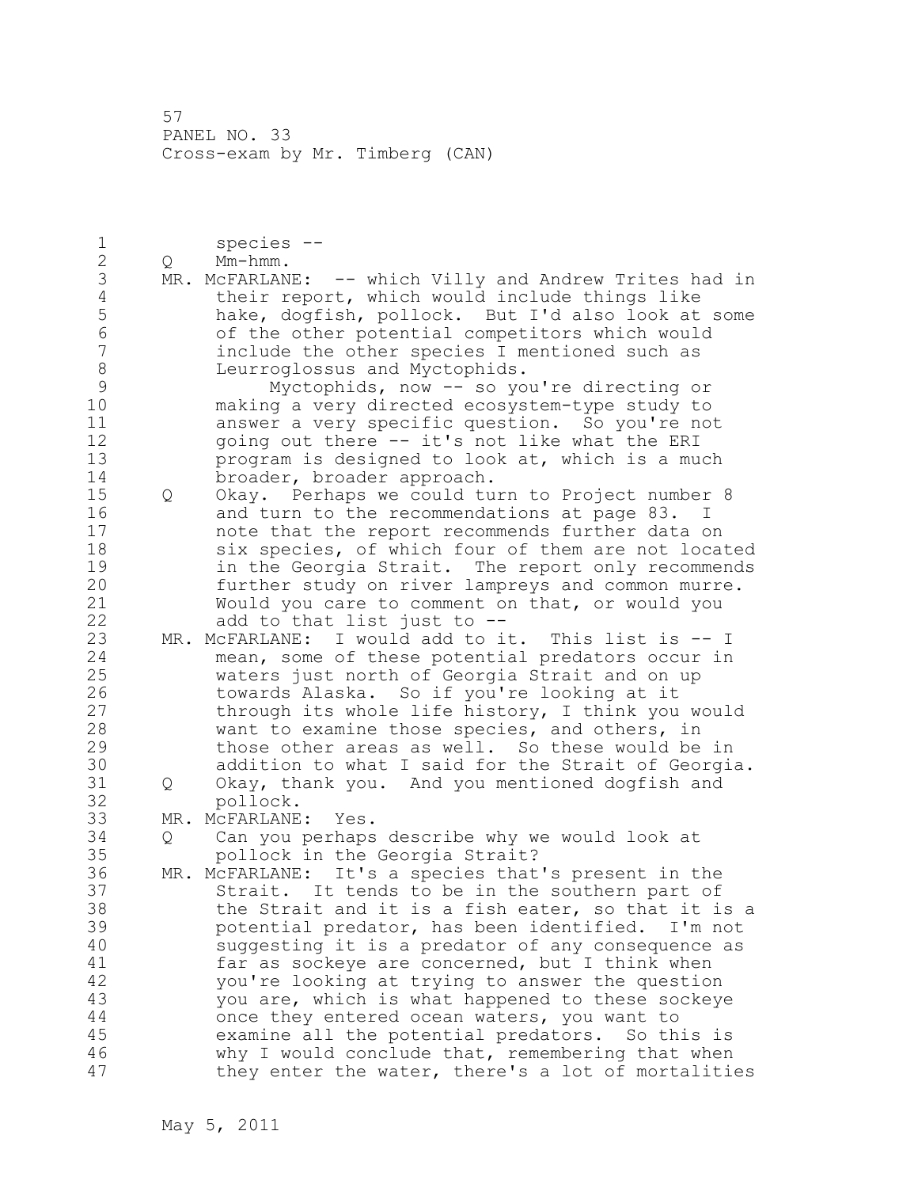species --

Q Mm-hmm.

MR. McFARLANE: -- which Villy and Andrew Trites had in their report, which would include things like hake, dogfish, pollock. But I'd also look at some of the other potential competitors which would include the other species I mentioned such as Leurroglossus and Myctophids.

Myctophids, now -- so you're directing or making a very directed ecosystem-type study to answer a very specific question. So you're not going out there -- it's not like what the ERI program is designed to look at, which is a much broader, broader approach.

Q Okay. Perhaps we could turn to Project number 8 and turn to the recommendations at page 83. I note that the report recommends further data on six species, of which four of them are not located in the Georgia Strait. The report only recommends further study on river lampreys and common murre. Would you care to comment on that, or would you add to that list just to --

MR. McFARLANE: I would add to it. This list is -- I mean, some of these potential predators occur in waters just north of Georgia Strait and on up towards Alaska. So if you're looking at it through its whole life history, I think you would want to examine those species, and others, in those other areas as well. So these would be in addition to what I said for the Strait of Georgia.

Q Okay, thank you. And you mentioned dogfish and pollock.

MR. McFARLANE: Yes.

Q Can you perhaps describe why we would look at pollock in the Georgia Strait?

MR. McFARLANE: It's a species that's present in the Strait. It tends to be in the southern part of the Strait and it is a fish eater, so that it is a potential predator, has been identified. I'm not suggesting it is a predator of any consequence as far as sockeye are concerned, but I think when you're looking at trying to answer the question you are, which is what happened to these sockeye once they entered ocean waters, you want to examine all the potential predators. So this is why I would conclude that, remembering that when they enter the water, there's a lot of mortalities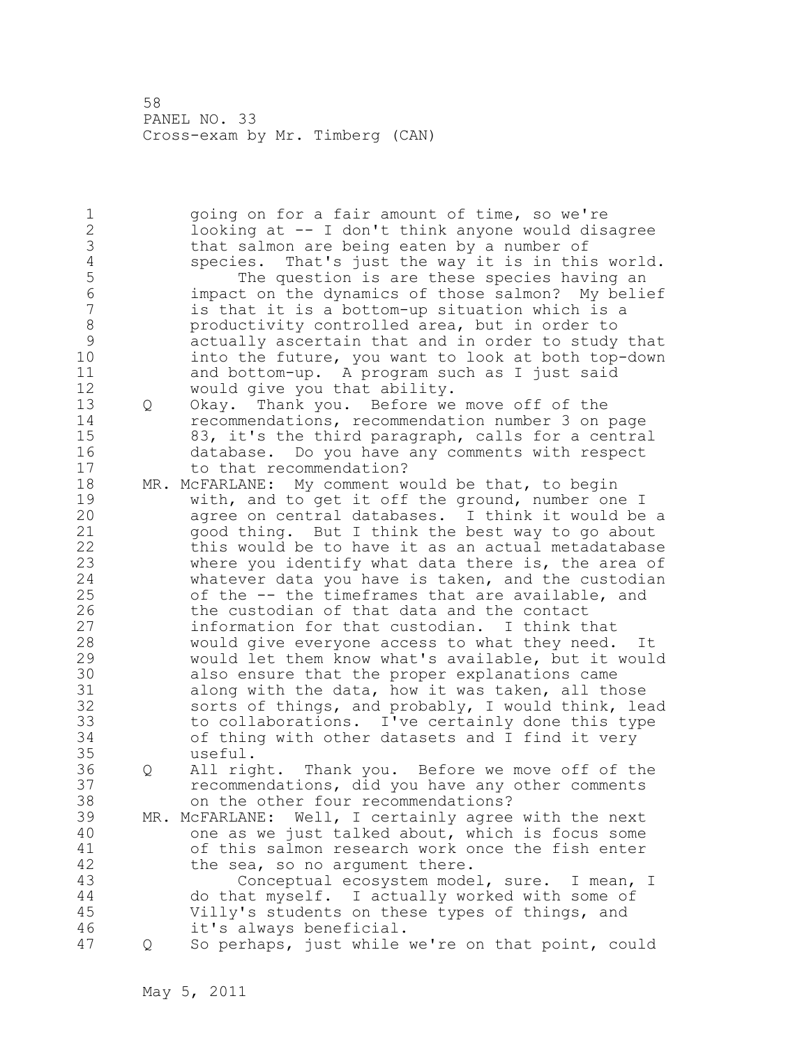going on for a fair amount of time, so we're looking at -- I don't think anyone would disagree that salmon are being eaten by a number of species. That's just the way it is in this world.

The question is are these species having an impact on the dynamics of those salmon? My belief is that it is a bottom-up situation which is a productivity controlled area, but in order to actually ascertain that and in order to study that into the future, you want to look at both top-down and bottom-up. A program such as I just said would give you that ability.

Q Okay. Thank you. Before we move off of the recommendations, recommendation number 3 on page 83, it's the third paragraph, calls for a central database. Do you have any comments with respect to that recommendation?

MR. McFARLANE: My comment would be that, to begin with, and to get it off the ground, number one I agree on central databases. I think it would be a good thing. But I think the best way to go about this would be to have it as an actual metadatabase where you identify what data there is, the area of whatever data you have is taken, and the custodian of the -- the timeframes that are available, and the custodian of that data and the contact information for that custodian. I think that would give everyone access to what they need. It would let them know what's available, but it would also ensure that the proper explanations came along with the data, how it was taken, all those sorts of things, and probably, I would think, lead to collaborations. I've certainly done this type of thing with other datasets and I find it very useful.

Q All right. Thank you. Before we move off of the recommendations, did you have any other comments on the other four recommendations?

MR. McFARLANE: Well, I certainly agree with the next one as we just talked about, which is focus some of this salmon research work once the fish enter the sea, so no argument there.

Conceptual ecosystem model, sure. I mean, I do that myself. I actually worked with some of Villy's students on these types of things, and it's always beneficial.

Q So perhaps, just while we're on that point, could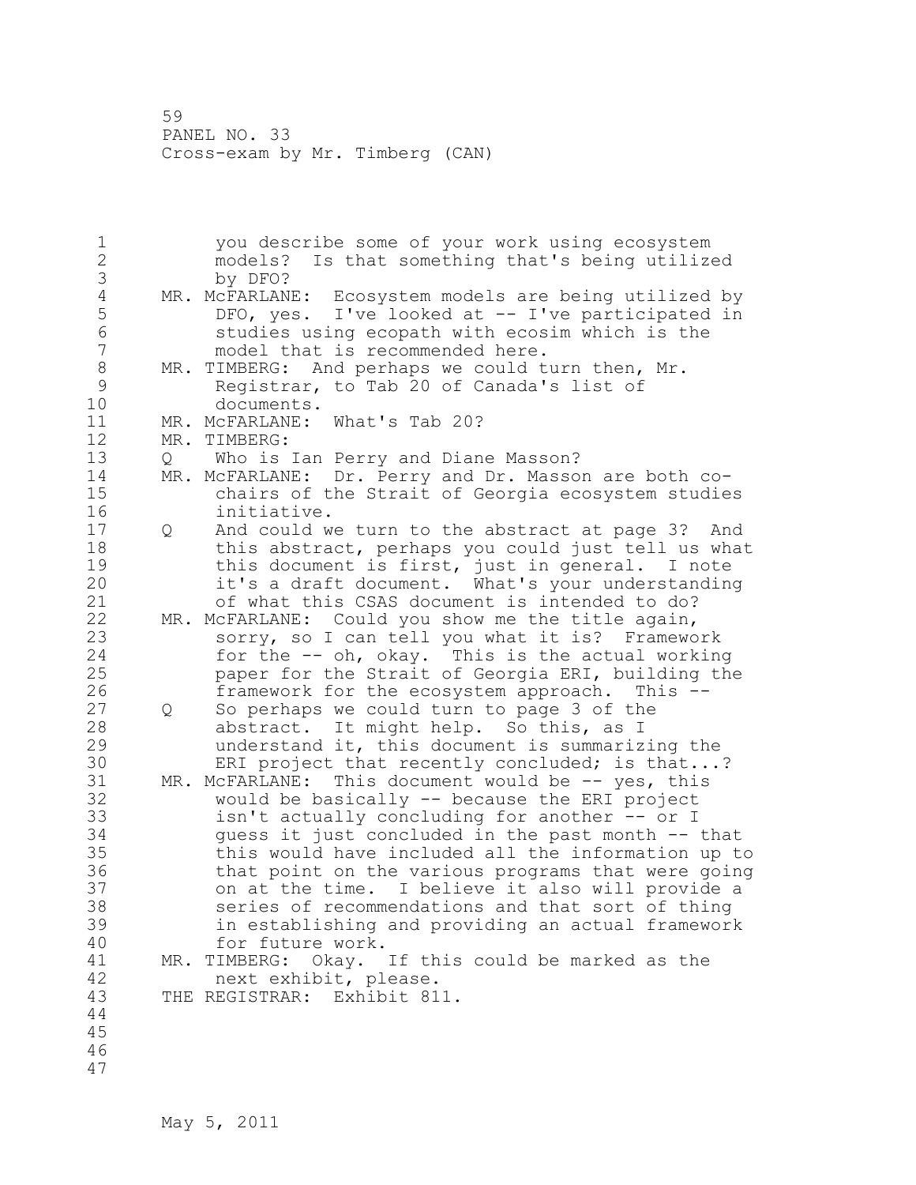you describe some of your work using ecosystem models? Is that something that's being utilized by DFO?

MR. McFARLANE: Ecosystem models are being utilized by DFO, yes. I've looked at -- I've participated in studies using ecopath with ecosim which is the model that is recommended here.

MR. TIMBERG: And perhaps we could turn then, Mr. Registrar, to Tab 20 of Canada's list of documents.

MR. McFARLANE: What's Tab 20?

MR. TIMBERG:

Q Who is Ian Perry and Diane Masson?

MR. McFARLANE: Dr. Perry and Dr. Masson are both co-chairs of the Strait of Georgia ecosystem studies initiative.

Q And could we turn to the abstract at page 3? And this abstract, perhaps you could just tell us what this document is first, just in general. I note it's a draft document. What's your understanding of what this CSAS document is intended to do?

MR. McFARLANE: Could you show me the title again, sorry, so I can tell you what it is? Framework for the -- oh, okay. This is the actual working paper for the Strait of Georgia ERI, building the framework for the ecosystem approach. This --

Q So perhaps we could turn to page 3 of the abstract. It might help. So this, as I understand it, this document is summarizing the ERI project that recently concluded; is that...?

MR. McFARLANE: This document would be -- yes, this would be basically -- because the ERI project isn't actually concluding for another -- or I guess it just concluded in the past month -- that this would have included all the information up to that point on the various programs that were going on at the time. I believe it also will provide a series of recommendations and that sort of thing in establishing and providing an actual framework for future work.

MR. TIMBERG: Okay. If this could be marked as the next exhibit, please.

THE REGISTRAR: Exhibit 811.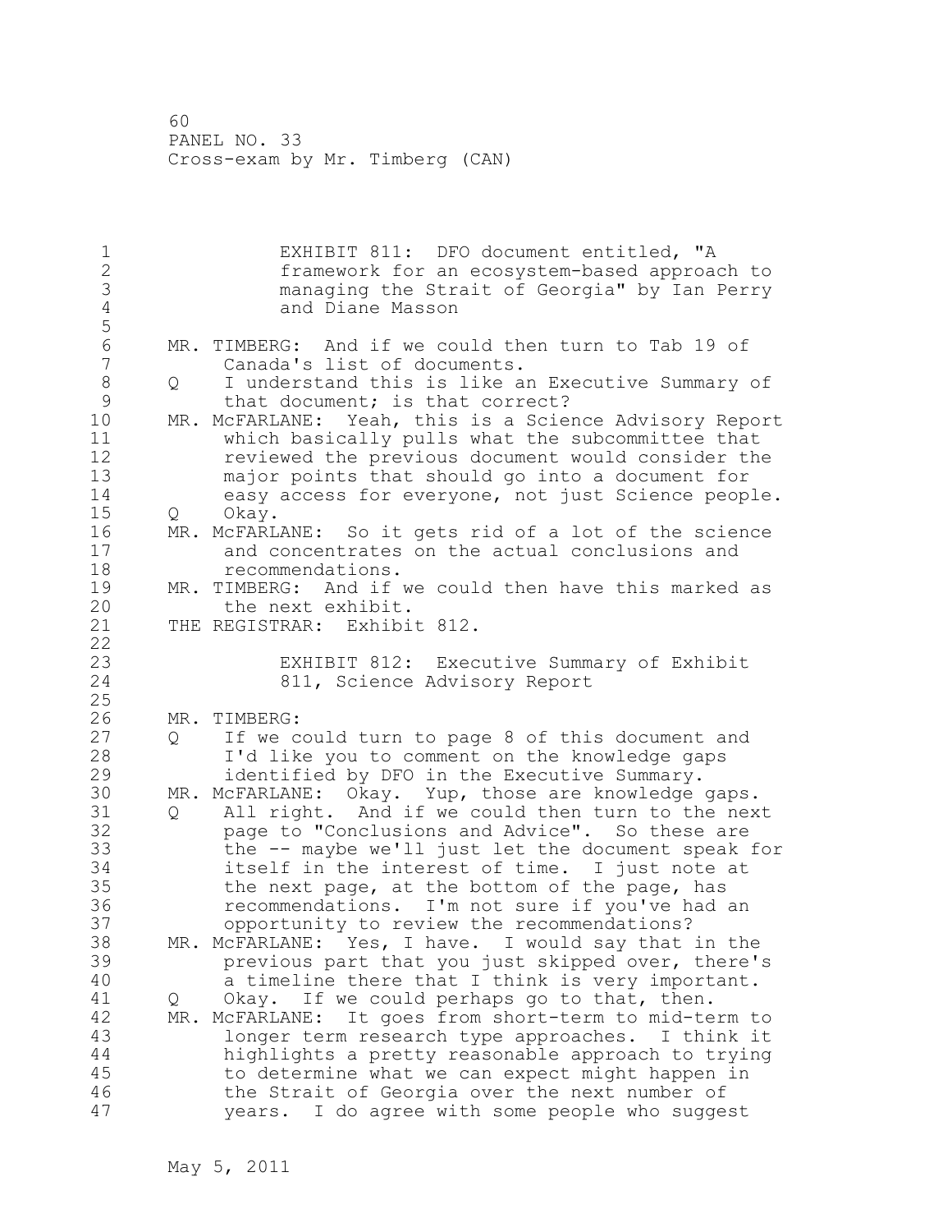EXHIBIT 811: DFO document entitled, "A framework for an ecosystem-based approach to managing the Strait of Georgia" by Ian Perry and Diane Masson

MR. TIMBERG: And if we could then turn to Tab 19 of Canada's list of documents.

Q I understand this is like an Executive Summary of that document; is that correct?

MR. McFARLANE: Yeah, this is a Science Advisory Report which basically pulls what the subcommittee that reviewed the previous document would consider the major points that should go into a document for easy access for everyone, not just Science people.

Q Okay.

MR. McFARLANE: So it gets rid of a lot of the science and concentrates on the actual conclusions and recommendations.

MR. TIMBERG: And if we could then have this marked as the next exhibit.

THE REGISTRAR: Exhibit 812.

EXHIBIT 812: Executive Summary of Exhibit 811, Science Advisory Report

MR. TIMBERG:

Q If we could turn to page 8 of this document and I'd like you to comment on the knowledge gaps identified by DFO in the Executive Summary.

MR. McFARLANE: Okay. Yup, those are knowledge gaps.

Q All right. And if we could then turn to the next page to "Conclusions and Advice". So these are the -- maybe we'll just let the document speak for itself in the interest of time. I just note at the next page, at the bottom of the page, has recommendations. I'm not sure if you've had an opportunity to review the recommendations?

MR. McFARLANE: Yes, I have. I would say that in the previous part that you just skipped over, there's a timeline there that I think is very important.

Q Okay. If we could perhaps go to that, then.

MR. McFARLANE: It goes from short-term to mid-term to longer term research type approaches. I think it highlights a pretty reasonable approach to trying to determine what we can expect might happen in the Strait of Georgia over the next number of years. I do agree with some people who suggest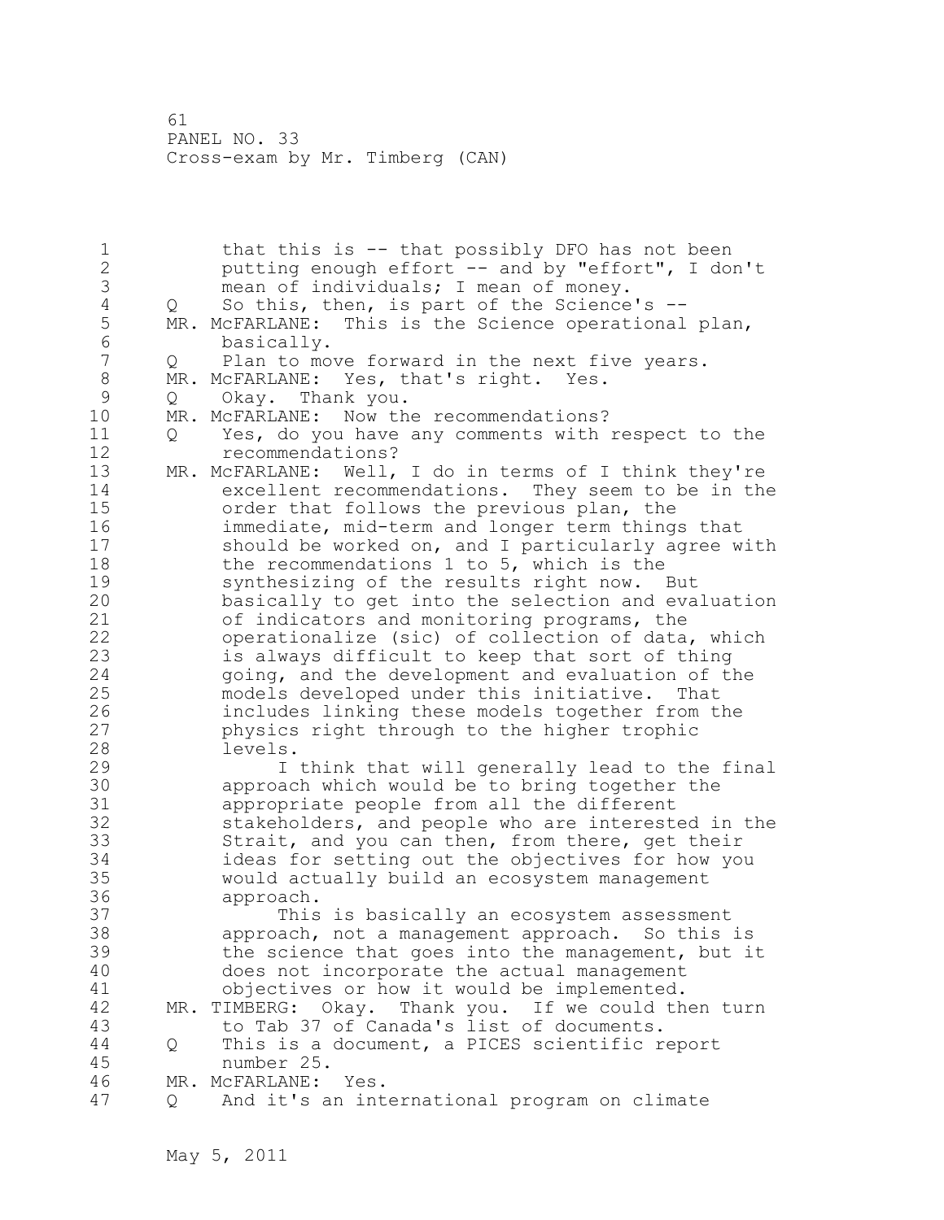that this is -- that possibly DFO has not been putting enough effort -- and by "effort", I don't mean of individuals; I mean of money.

Q So this, then, is part of the Science's --

MR. McFARLANE: This is the Science operational plan, basically.

Q Plan to move forward in the next five years.

MR. McFARLANE: Yes, that's right. Yes.

Q Okay. Thank you.

MR. McFARLANE: Now the recommendations?

Q Yes, do you have any comments with respect to the recommendations?

MR. McFARLANE: Well, I do in terms of I think they're excellent recommendations. They seem to be in the order that follows the previous plan, the immediate, mid-term and longer term things that should be worked on, and I particularly agree with the recommendations 1 to 5, which is the synthesizing of the results right now. But basically to get into the selection and evaluation of indicators and monitoring programs, the operationalize (sic) of collection of data, which is always difficult to keep that sort of thing going, and the development and evaluation of the models developed under this initiative. That includes linking these models together from the physics right through to the higher trophic levels.

I think that will generally lead to the final approach which would be to bring together the appropriate people from all the different stakeholders, and people who are interested in the Strait, and you can then, from there, get their ideas for setting out the objectives for how you would actually build an ecosystem management approach.

This is basically an ecosystem assessment approach, not a management approach. So this is the science that goes into the management, but it does not incorporate the actual management objectives or how it would be implemented.

MR. TIMBERG: Okay. Thank you. If we could then turn to Tab 37 of Canada's list of documents.

Q This is a document, a PICES scientific report number 25.

MR. McFARLANE: Yes.

Q And it's an international program on climate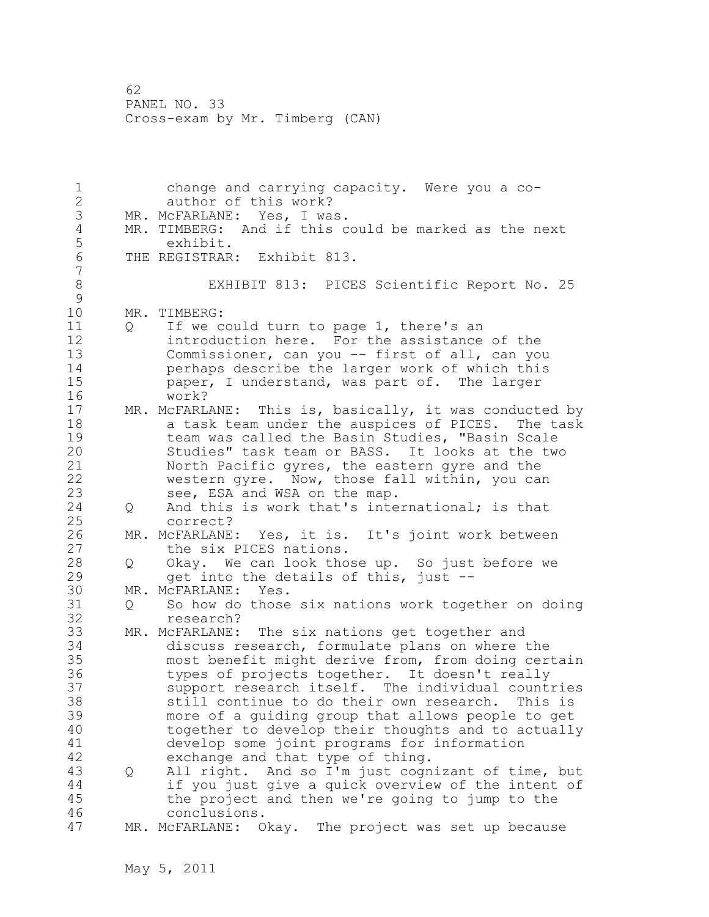change and carrying capacity. Were you a co-author of this work?

MR. McFARLANE: Yes, I was.

MR. TIMBERG: And if this could be marked as the next exhibit.

THE REGISTRAR: Exhibit 813.

EXHIBIT 813: PICES Scientific Report No. 25

MR. TIMBERG:

Q If we could turn to page 1, there's an introduction here. For the assistance of the Commissioner, can you -- first of all, can you perhaps describe the larger work of which this paper, I understand, was part of. The larger work?

MR. McFARLANE: This is, basically, it was conducted by a task team under the auspices of PICES. The task team was called the Basin Studies, "Basin Scale Studies" task team or BASS. It looks at the two North Pacific gyres, the eastern gyre and the western gyre. Now, those fall within, you can see, ESA and WSA on the map.

Q And this is work that's international; is that correct?

MR. McFARLANE: Yes, it is. It's joint work between the six PICES nations.

Q Okay. We can look those up. So just before we get into the details of this, just --

MR. McFARLANE: Yes.

Q So how do those six nations work together on doing research?

MR. McFARLANE: The six nations get together and discuss research, formulate plans on where the most benefit might derive from, from doing certain types of projects together. It doesn't really support research itself. The individual countries still continue to do their own research. This is more of a guiding group that allows people to get together to develop their thoughts and to actually develop some joint programs for information exchange and that type of thing.

Q All right. And so I'm just cognizant of time, but if you just give a quick overview of the intent of the project and then we're going to jump to the conclusions.

MR. McFARLANE: Okay. The project was set up because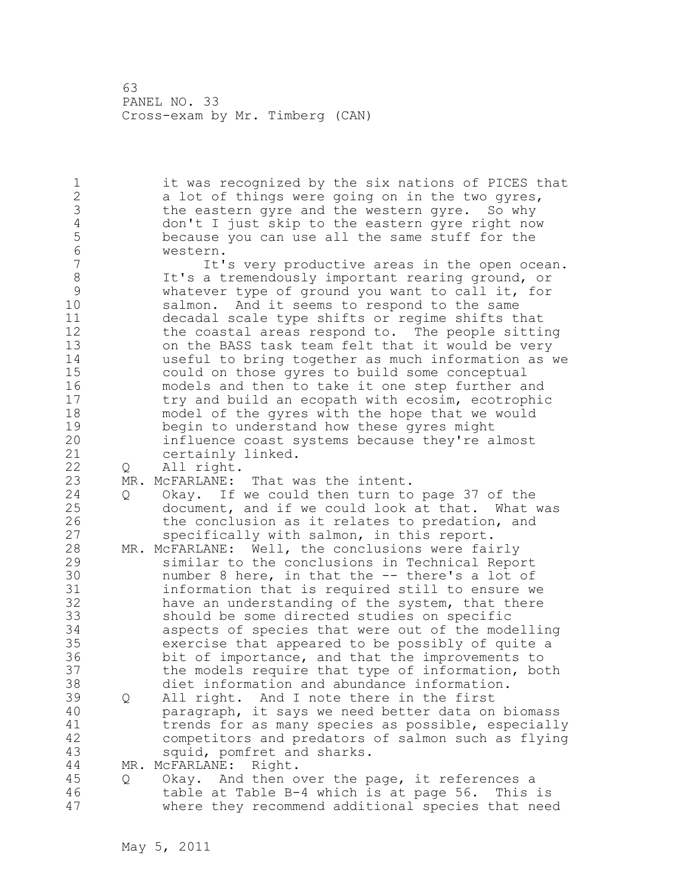it was recognized by the six nations of PICES that a lot of things were going on in the two gyres, the eastern gyre and the western gyre. So why don't I just skip to the eastern gyre right now because you can use all the same stuff for the western.

It's very productive areas in the open ocean. It's a tremendously important rearing ground, or whatever type of ground you want to call it, for salmon. And it seems to respond to the same decadal scale type shifts or regime shifts that the coastal areas respond to. The people sitting on the BASS task team felt that it would be very useful to bring together as much information as we could on those gyres to build some conceptual models and then to take it one step further and try and build an ecopath with ecosim, ecotrophic model of the gyres with the hope that we would begin to understand how these gyres might influence coast systems because they're almost certainly linked.

Q All right.

MR. McFARLANE: That was the intent.

Q Okay. If we could then turn to page 37 of the document, and if we could look at that. What was the conclusion as it relates to predation, and specifically with salmon, in this report.

MR. McFARLANE: Well, the conclusions were fairly similar to the conclusions in Technical Report number 8 here, in that the -- there's a lot of information that is required still to ensure we have an understanding of the system, that there should be some directed studies on specific aspects of species that were out of the modelling exercise that appeared to be possibly of quite a bit of importance, and that the improvements to the models require that type of information, both diet information and abundance information.

Q All right. And I note there in the first paragraph, it says we need better data on biomass trends for as many species as possible, especially competitors and predators of salmon such as flying squid, pomfret and sharks.

MR. McFARLANE: Right.

Q Okay. And then over the page, it references a table at Table B-4 which is at page 56. This is where they recommend additional species that need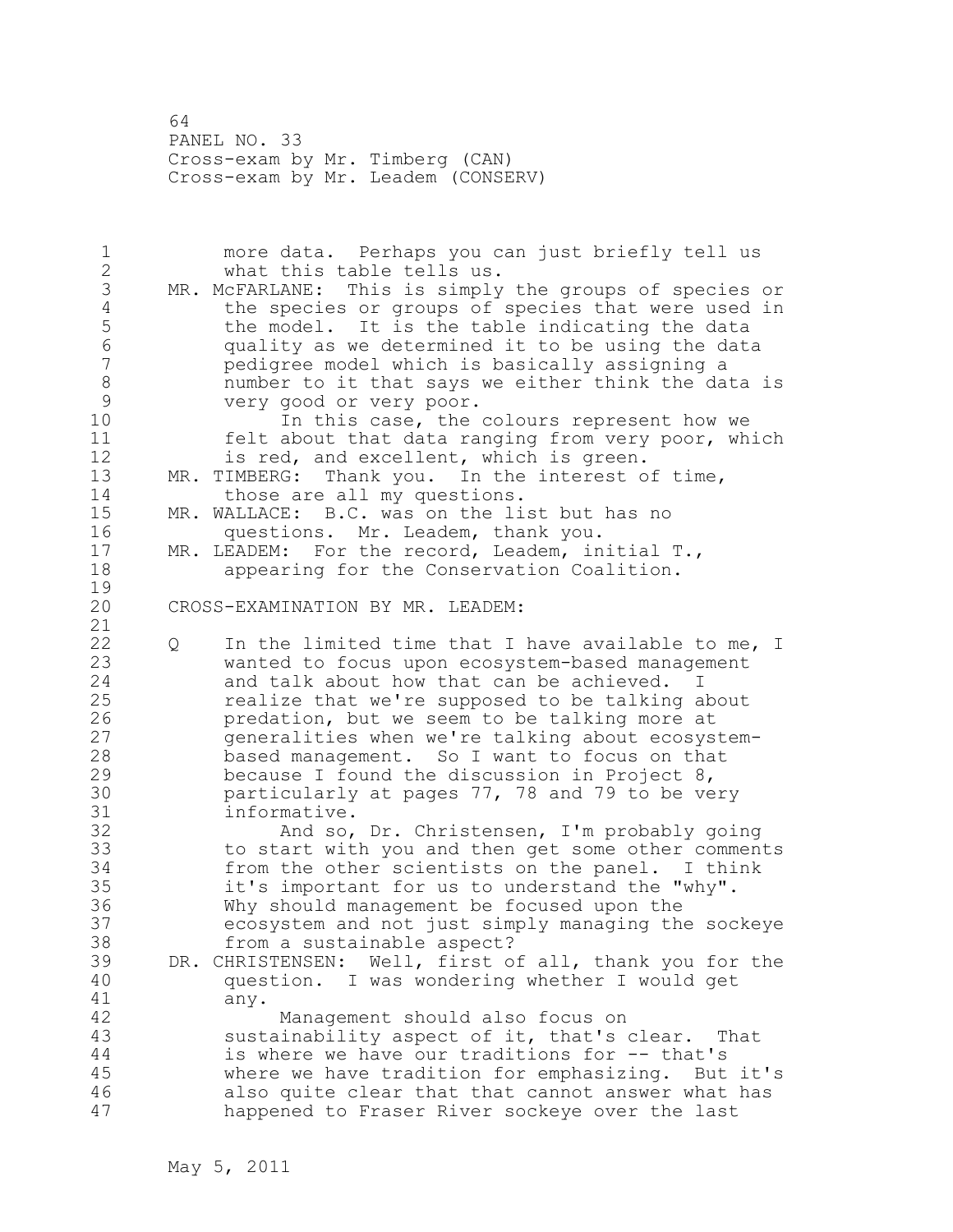more data. Perhaps you can just briefly tell us what this table tells us.

MR. McFARLANE: This is simply the groups of species or the species or groups of species that were used in the model. It is the table indicating the data quality as we determined it to be using the data pedigree model which is basically assigning a number to it that says we either think the data is very good or very poor.

In this case, the colours represent how we felt about that data ranging from very poor, which is red, and excellent, which is green.

MR. TIMBERG: Thank you. In the interest of time, those are all my questions.

MR. WALLACE: B.C. was on the list but has no questions. Mr. Leadem, thank you.

MR. LEADEM: For the record, Leadem, initial T., appearing for the Conservation Coalition.

## CROSS-EXAMINATION BY MR. LEADEM:

Q In the limited time that I have available to me, I wanted to focus upon ecosystem-based management and talk about how that can be achieved. I realize that we're supposed to be talking about predation, but we seem to be talking more at generalities when we're talking about ecosystem-based management. So I want to focus on that because I found the discussion in Project 8, particularly at pages 77, 78 and 79 to be very informative.

And so, Dr. Christensen, I'm probably going to start with you and then get some other comments from the other scientists on the panel. I think it's important for us to understand the "why". Why should management be focused upon the ecosystem and not just simply managing the sockeye from a sustainable aspect?

DR. CHRISTENSEN: Well, first of all, thank you for the question. I was wondering whether I would get any.

Management should also focus on sustainability aspect of it, that's clear. That is where we have our traditions for -- that's where we have tradition for emphasizing. But it's also quite clear that that cannot answer what has happened to Fraser River sockeye over the last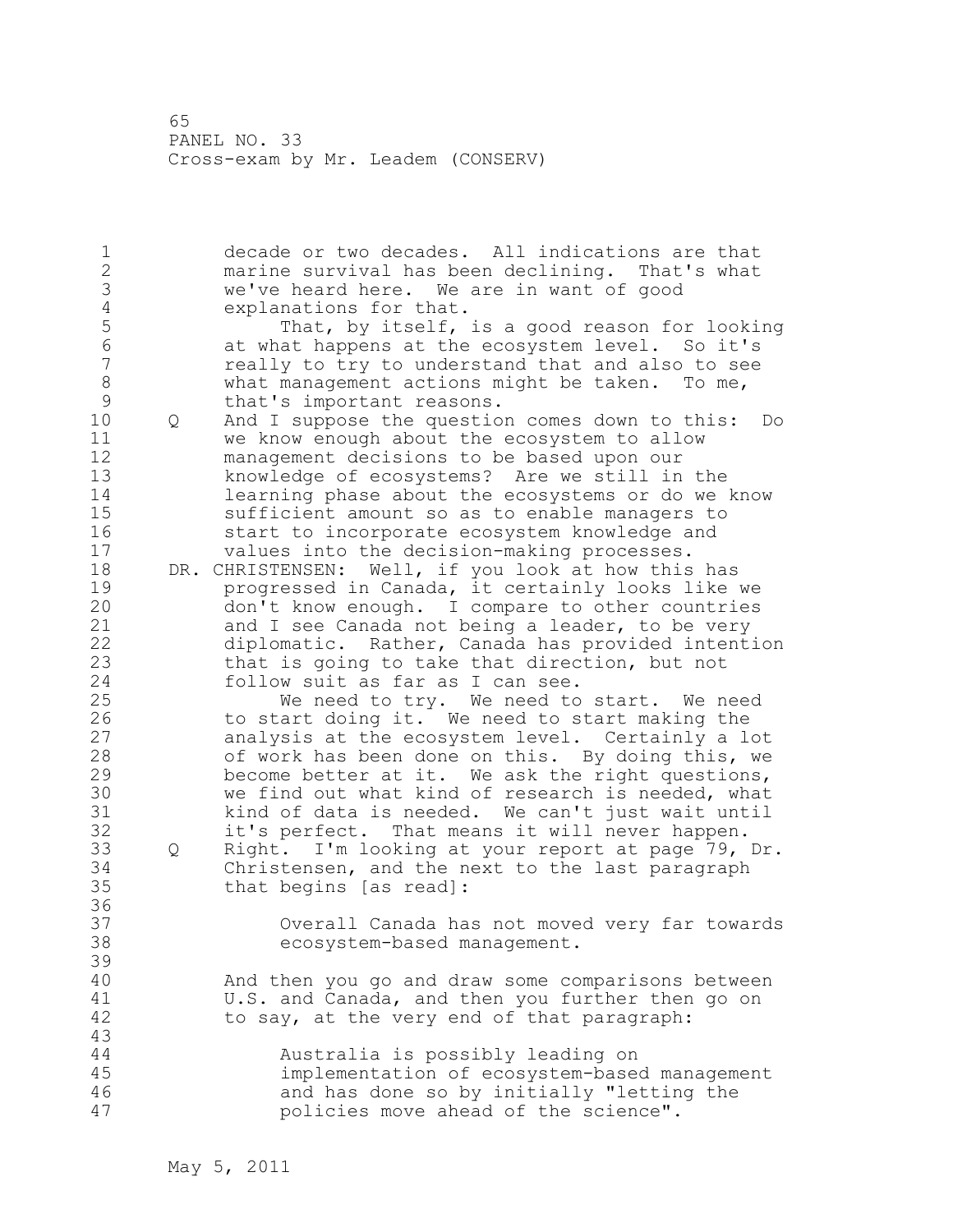decade or two decades. All indications are that marine survival has been declining. That's what we've heard here. We are in want of good explanations for that.

That, by itself, is a good reason for looking at what happens at the ecosystem level. So it's really to try to understand that and also to see what management actions might be taken. To me, that's important reasons.

Q And I suppose the question comes down to this: Do we know enough about the ecosystem to allow management decisions to be based upon our knowledge of ecosystems? Are we still in the learning phase about the ecosystems or do we know sufficient amount so as to enable managers to start to incorporate ecosystem knowledge and values into the decision-making processes.

DR. CHRISTENSEN: Well, if you look at how this has progressed in Canada, it certainly looks like we don't know enough. I compare to other countries and I see Canada not being a leader, to be very diplomatic. Rather, Canada has provided intention that is going to take that direction, but not follow suit as far as I can see.

We need to try. We need to start. We need to start doing it. We need to start making the analysis at the ecosystem level. Certainly a lot of work has been done on this. By doing this, we become better at it. We ask the right questions, we find out what kind of research is needed, what kind of data is needed. We can't just wait until it's perfect. That means it will never happen.

Q Right. I'm looking at your report at page 79, Dr. Christensen, and the next to the last paragraph that begins [as read]:

> Overall Canada has not moved very far towards ecosystem-based management.

And then you go and draw some comparisons between U.S. and Canada, and then you further then go on to say, at the very end of that paragraph:

> Australia is possibly leading on implementation of ecosystem-based management and has done so by initially "letting the policies move ahead of the science".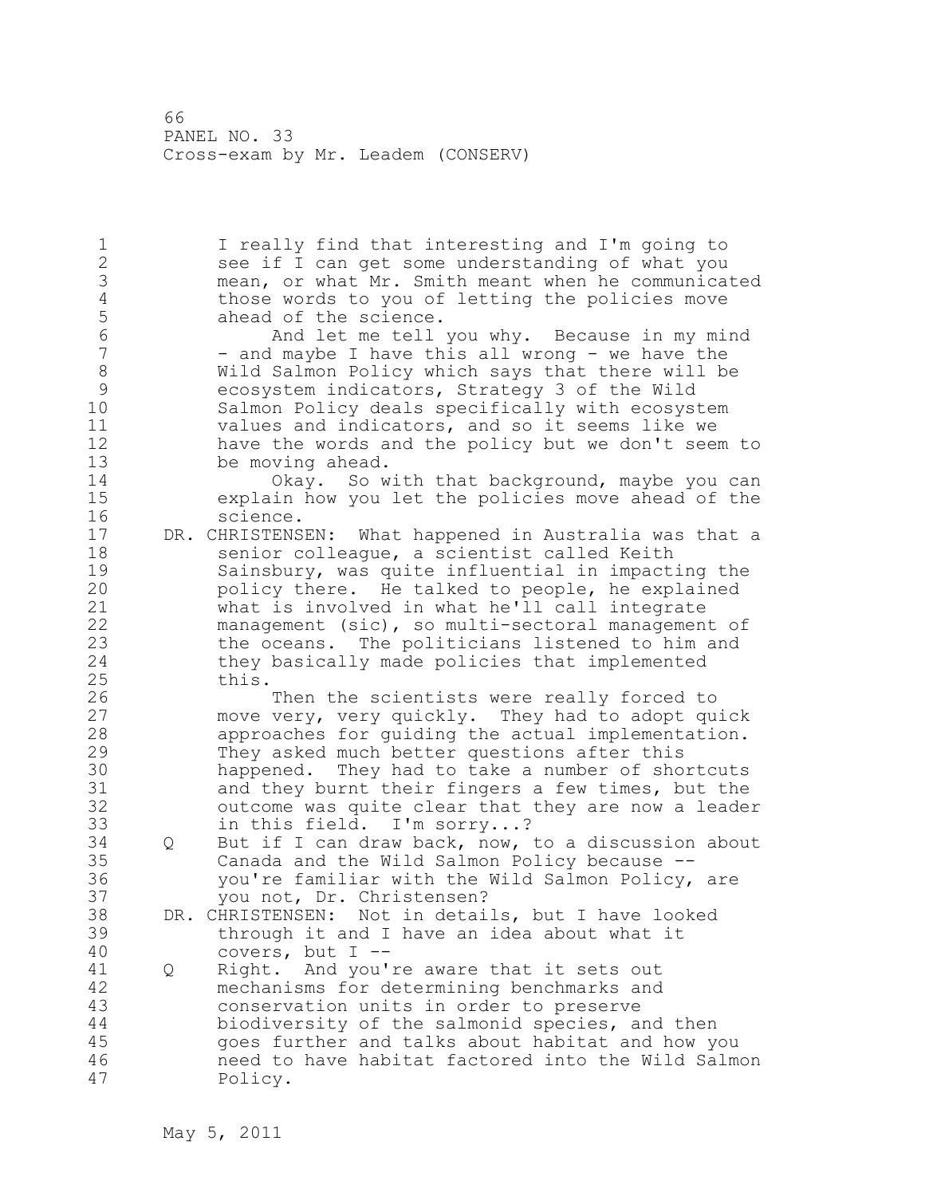I really find that interesting and I'm going to see if I can get some understanding of what you mean, or what Mr. Smith meant when he communicated those words to you of letting the policies move ahead of the science.

And let me tell you why. Because in my mind - and maybe I have this all wrong - we have the Wild Salmon Policy which says that there will be ecosystem indicators, Strategy 3 of the Wild Salmon Policy deals specifically with ecosystem values and indicators, and so it seems like we have the words and the policy but we don't seem to be moving ahead.

Okay. So with that background, maybe you can explain how you let the policies move ahead of the science.

DR. CHRISTENSEN: What happened in Australia was that a senior colleague, a scientist called Keith Sainsbury, was quite influential in impacting the policy there. He talked to people, he explained what is involved in what he'll call integrate management (sic), so multi-sectoral management of the oceans. The politicians listened to him and they basically made policies that implemented this.

Then the scientists were really forced to move very, very quickly. They had to adopt quick approaches for guiding the actual implementation. They asked much better questions after this happened. They had to take a number of shortcuts and they burnt their fingers a few times, but the outcome was quite clear that they are now a leader in this field. I'm sorry...?

Q But if I can draw back, now, to a discussion about Canada and the Wild Salmon Policy because -- you're familiar with the Wild Salmon Policy, are you not, Dr. Christensen?

DR. CHRISTENSEN: Not in details, but I have looked through it and I have an idea about what it covers, but I --

Q Right. And you're aware that it sets out mechanisms for determining benchmarks and conservation units in order to preserve biodiversity of the salmonid species, and then goes further and talks about habitat and how you need to have habitat factored into the Wild Salmon Policy.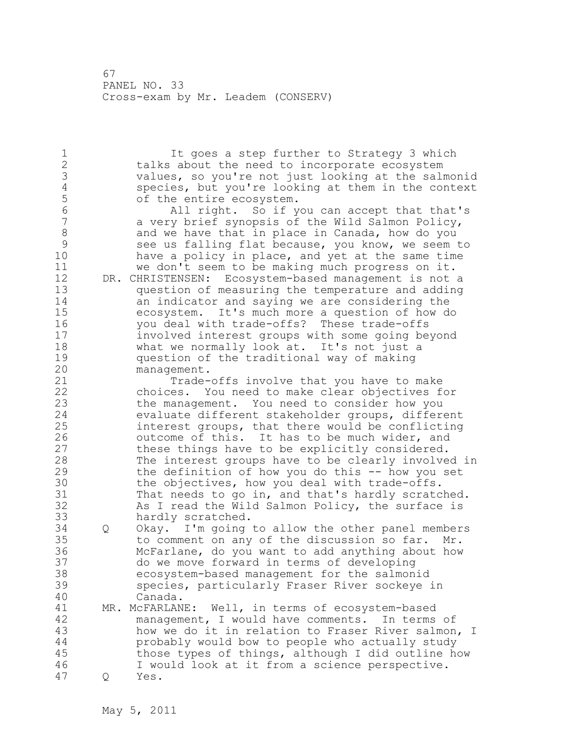It goes a step further to Strategy 3 which talks about the need to incorporate ecosystem values, so you're not just looking at the salmonid species, but you're looking at them in the context of the entire ecosystem.

All right. So if you can accept that that's a very brief synopsis of the Wild Salmon Policy, and we have that in place in Canada, how do you see us falling flat because, you know, we seem to have a policy in place, and yet at the same time we don't seem to be making much progress on it.

DR. CHRISTENSEN: Ecosystem-based management is not a question of measuring the temperature and adding an indicator and saying we are considering the ecosystem. It's much more a question of how do you deal with trade-offs? These trade-offs involved interest groups with some going beyond what we normally look at. It's not just a question of the traditional way of making management.

Trade-offs involve that you have to make choices. You need to make clear objectives for the management. You need to consider how you evaluate different stakeholder groups, different interest groups, that there would be conflicting outcome of this. It has to be much wider, and these things have to be explicitly considered. The interest groups have to be clearly involved in the definition of how you do this -- how you set the objectives, how you deal with trade-offs. That needs to go in, and that's hardly scratched. As I read the Wild Salmon Policy, the surface is hardly scratched.

Q Okay. I'm going to allow the other panel members to comment on any of the discussion so far. Mr. McFarlane, do you want to add anything about how do we move forward in terms of developing ecosystem-based management for the salmonid species, particularly Fraser River sockeye in Canada.

MR. McFARLANE: Well, in terms of ecosystem-based management, I would have comments. In terms of how we do it in relation to Fraser River salmon, I probably would bow to people who actually study those types of things, although I did outline how I would look at it from a science perspective.

Q Yes.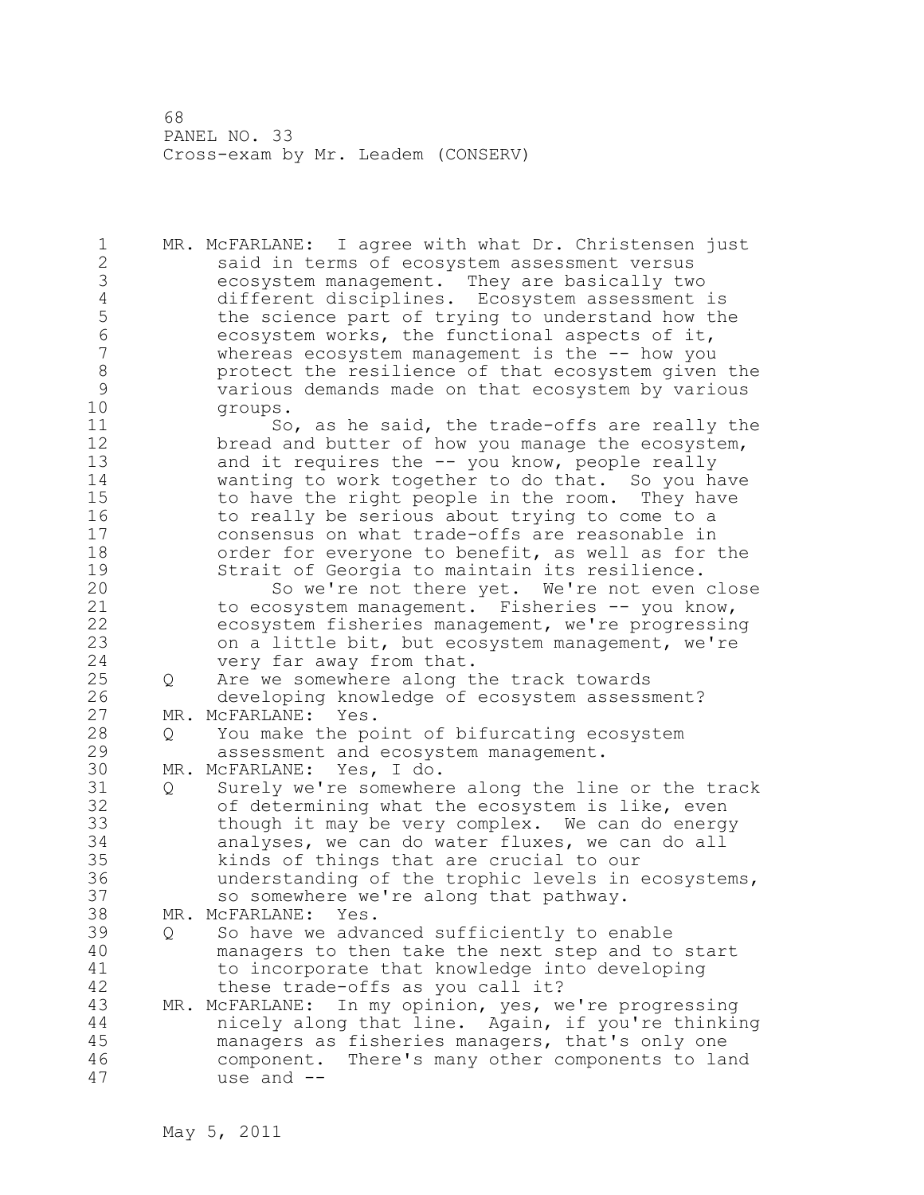MR. McFARLANE: I agree with what Dr. Christensen just said in terms of ecosystem assessment versus ecosystem management. They are basically two different disciplines. Ecosystem assessment is the science part of trying to understand how the ecosystem works, the functional aspects of it, whereas ecosystem management is the -- how you protect the resilience of that ecosystem given the various demands made on that ecosystem by various groups.

So, as he said, the trade-offs are really the bread and butter of how you manage the ecosystem, and it requires the -- you know, people really wanting to work together to do that. So you have to have the right people in the room. They have to really be serious about trying to come to a consensus on what trade-offs are reasonable in order for everyone to benefit, as well as for the Strait of Georgia to maintain its resilience.

So we're not there yet. We're not even close to ecosystem management. Fisheries -- you know, ecosystem fisheries management, we're progressing on a little bit, but ecosystem management, we're very far away from that.

Q Are we somewhere along the track towards developing knowledge of ecosystem assessment?

MR. McFARLANE: Yes.

Q You make the point of bifurcating ecosystem assessment and ecosystem management.

MR. McFARLANE: Yes, I do.

Q Surely we're somewhere along the line or the track of determining what the ecosystem is like, even though it may be very complex. We can do energy analyses, we can do water fluxes, we can do all kinds of things that are crucial to our understanding of the trophic levels in ecosystems, so somewhere we're along that pathway.

MR. McFARLANE: Yes.

Q So have we advanced sufficiently to enable managers to then take the next step and to start to incorporate that knowledge into developing these trade-offs as you call it?

MR. McFARLANE: In my opinion, yes, we're progressing nicely along that line. Again, if you're thinking managers as fisheries managers, that's only one component. There's many other components to land use and --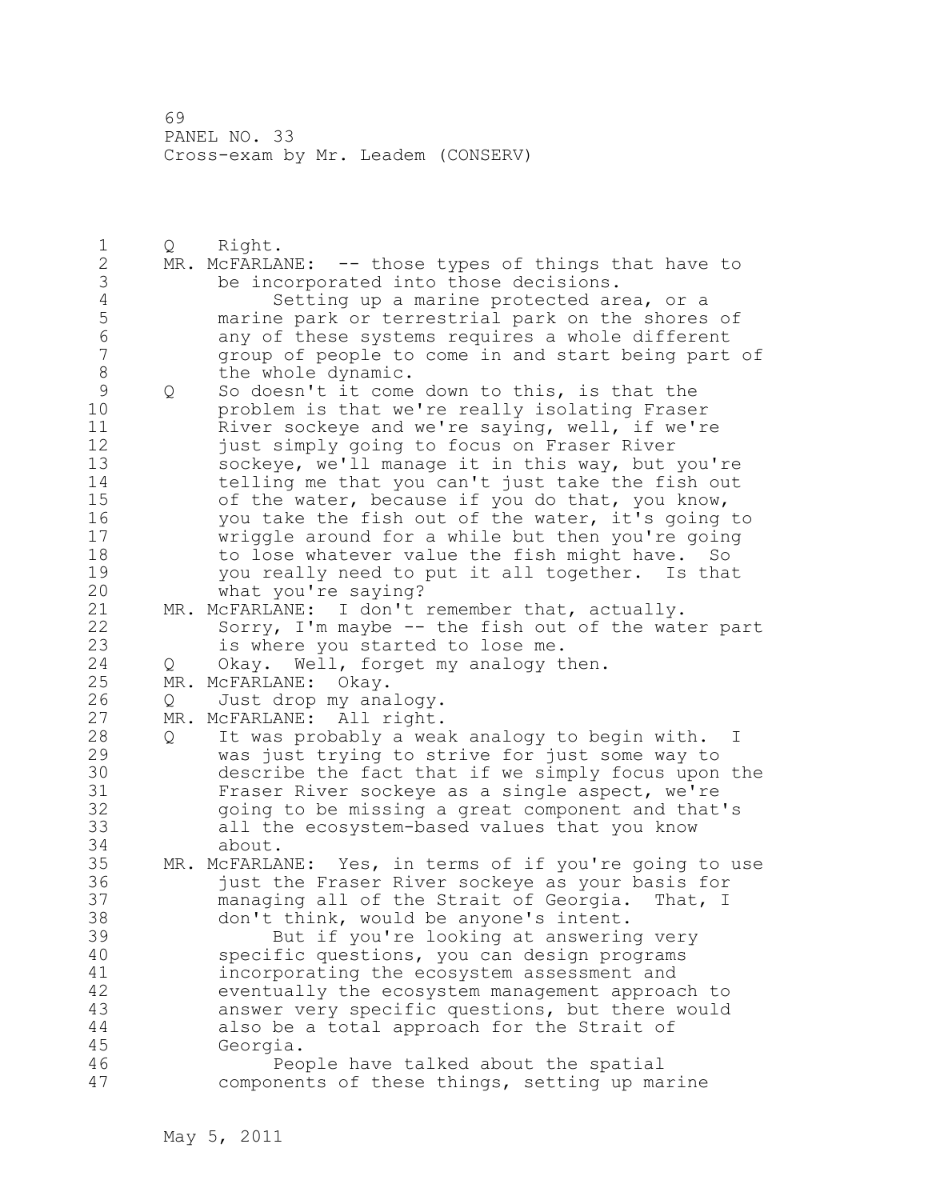Q Right.

MR. McFARLANE: -- those types of things that have to be incorporated into those decisions.

Setting up a marine protected area, or a marine park or terrestrial park on the shores of any of these systems requires a whole different group of people to come in and start being part of the whole dynamic.

Q So doesn't it come down to this, is that the problem is that we're really isolating Fraser River sockeye and we're saying, well, if we're just simply going to focus on Fraser River sockeye, we'll manage it in this way, but you're telling me that you can't just take the fish out of the water, because if you do that, you know, you take the fish out of the water, it's going to wriggle around for a while but then you're going to lose whatever value the fish might have. So you really need to put it all together. Is that what you're saying?

MR. McFARLANE: I don't remember that, actually. Sorry, I'm maybe -- the fish out of the water part is where you started to lose me.

Q Okay. Well, forget my analogy then.

MR. McFARLANE: Okay.

Q Just drop my analogy.

MR. McFARLANE: All right.

Q It was probably a weak analogy to begin with. I was just trying to strive for just some way to describe the fact that if we simply focus upon the Fraser River sockeye as a single aspect, we're going to be missing a great component and that's all the ecosystem-based values that you know about.

MR. McFARLANE: Yes, in terms of if you're going to use just the Fraser River sockeye as your basis for managing all of the Strait of Georgia. That, I don't think, would be anyone's intent.

But if you're looking at answering very specific questions, you can design programs incorporating the ecosystem assessment and eventually the ecosystem management approach to answer very specific questions, but there would also be a total approach for the Strait of Georgia.

People have talked about the spatial components of these things, setting up marine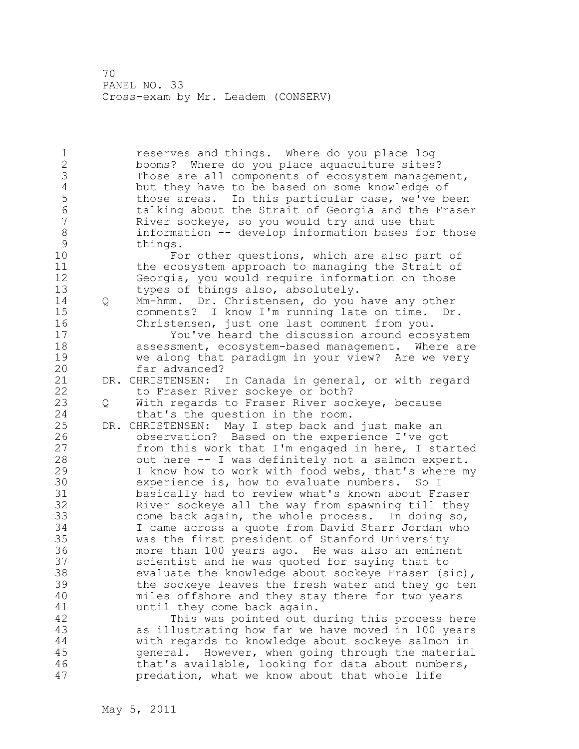reserves and things. Where do you place log booms? Where do you place aquaculture sites? Those are all components of ecosystem management, but they have to be based on some knowledge of those areas. In this particular case, we've been talking about the Strait of Georgia and the Fraser River sockeye, so you would try and use that information -- develop information bases for those things.

For other questions, which are also part of the ecosystem approach to managing the Strait of Georgia, you would require information on those types of things also, absolutely.

Q Mm-hmm. Dr. Christensen, do you have any other comments? I know I'm running late on time. Dr. Christensen, just one last comment from you.

You've heard the discussion around ecosystem assessment, ecosystem-based management. Where are we along that paradigm in your view? Are we very far advanced?

DR. CHRISTENSEN: In Canada in general, or with regard to Fraser River sockeye or both?

Q With regards to Fraser River sockeye, because that's the question in the room.

DR. CHRISTENSEN: May I step back and just make an observation? Based on the experience I've got from this work that I'm engaged in here, I started out here -- I was definitely not a salmon expert. I know how to work with food webs, that's where my experience is, how to evaluate numbers. So I basically had to review what's known about Fraser River sockeye all the way from spawning till they come back again, the whole process. In doing so, I came across a quote from David Starr Jordan who was the first president of Stanford University more than 100 years ago. He was also an eminent scientist and he was quoted for saying that to evaluate the knowledge about sockeye Fraser (sic), the sockeye leaves the fresh water and they go ten miles offshore and they stay there for two years until they come back again.

This was pointed out during this process here as illustrating how far we have moved in 100 years with regards to knowledge about sockeye salmon in general. However, when going through the material that's available, looking for data about numbers, predation, what we know about that whole life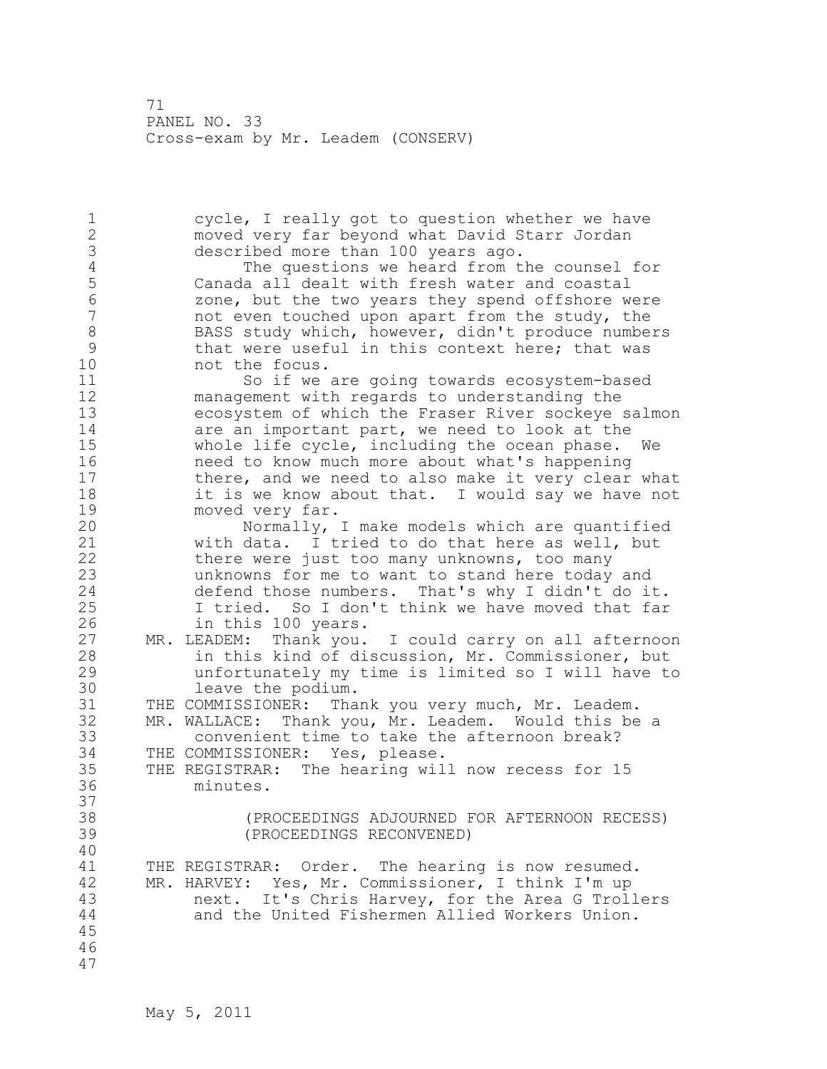cycle, I really got to question whether we have moved very far beyond what David Starr Jordan described more than 100 years ago.

The questions we heard from the counsel for Canada all dealt with fresh water and coastal zone, but the two years they spend offshore were not even touched upon apart from the study, the BASS study which, however, didn't produce numbers that were useful in this context here; that was not the focus.

So if we are going towards ecosystem-based management with regards to understanding the ecosystem of which the Fraser River sockeye salmon are an important part, we need to look at the whole life cycle, including the ocean phase. We need to know much more about what's happening there, and we need to also make it very clear what it is we know about that. I would say we have not moved very far.

Normally, I make models which are quantified with data. I tried to do that here as well, but there were just too many unknowns, too many unknowns for me to want to stand here today and defend those numbers. That's why I didn't do it. I tried. So I don't think we have moved that far in this 100 years.

MR. LEADEM: Thank you. I could carry on all afternoon in this kind of discussion, Mr. Commissioner, but unfortunately my time is limited so I will have to leave the podium.

THE COMMISSIONER: Thank you very much, Mr. Leadem.

MR. WALLACE: Thank you, Mr. Leadem. Would this be a convenient time to take the afternoon break?

THE COMMISSIONER: Yes, please.

THE REGISTRAR: The hearing will now recess for 15 minutes.

(PROCEEDINGS ADJOURNED FOR AFTERNOON RECESS)
(PROCEEDINGS RECONVENED)

THE REGISTRAR: Order. The hearing is now resumed.

MR. HARVEY: Yes, Mr. Commissioner, I think I'm up next. It's Chris Harvey, for the Area G Trollers and the United Fishermen Allied Workers Union.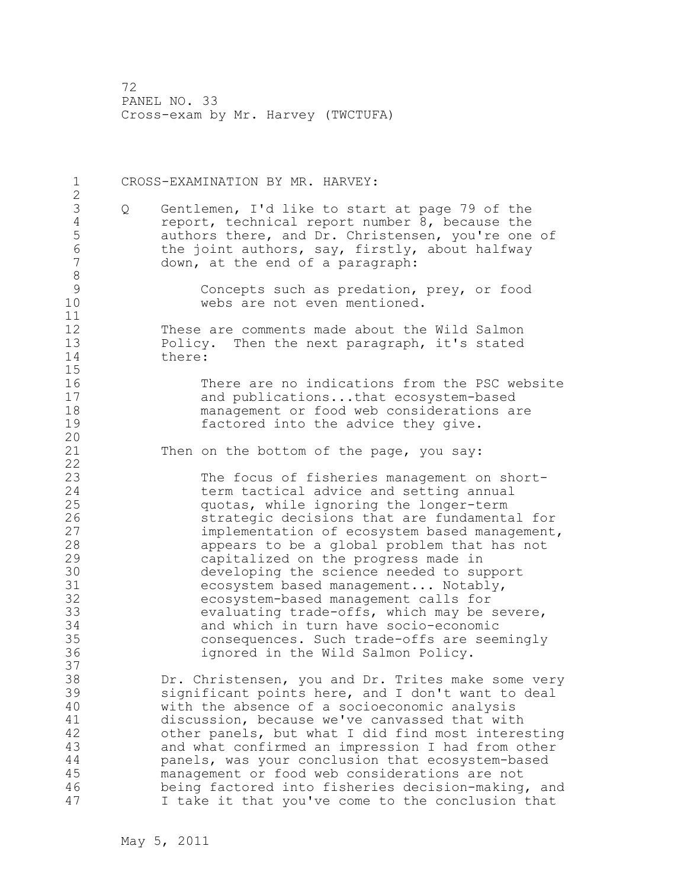CROSS-EXAMINATION BY MR. HARVEY:

Q Gentlemen, I'd like to start at page 79 of the report, technical report number 8, because the authors there, and Dr. Christensen, you're one of the joint authors, say, firstly, about halfway down, at the end of a paragraph:

> Concepts such as predation, prey, or food webs are not even mentioned.

These are comments made about the Wild Salmon Policy. Then the next paragraph, it's stated there:

> There are no indications from the PSC website and publications...that ecosystem-based management or food web considerations are factored into the advice they give.

Then on the bottom of the page, you say:

> The focus of fisheries management on short-term tactical advice and setting annual quotas, while ignoring the longer-term strategic decisions that are fundamental for implementation of ecosystem based management, appears to be a global problem that has not capitalized on the progress made in developing the science needed to support ecosystem based management... Notably, ecosystem-based management calls for evaluating trade-offs, which may be severe, and which in turn have socio-economic consequences. Such trade-offs are seemingly ignored in the Wild Salmon Policy.

Dr. Christensen, you and Dr. Trites make some very significant points here, and I don't want to deal with the absence of a socioeconomic analysis discussion, because we've canvassed that with other panels, but what I did find most interesting and what confirmed an impression I had from other panels, was your conclusion that ecosystem-based management or food web considerations are not being factored into fisheries decision-making, and I take it that you've come to the conclusion that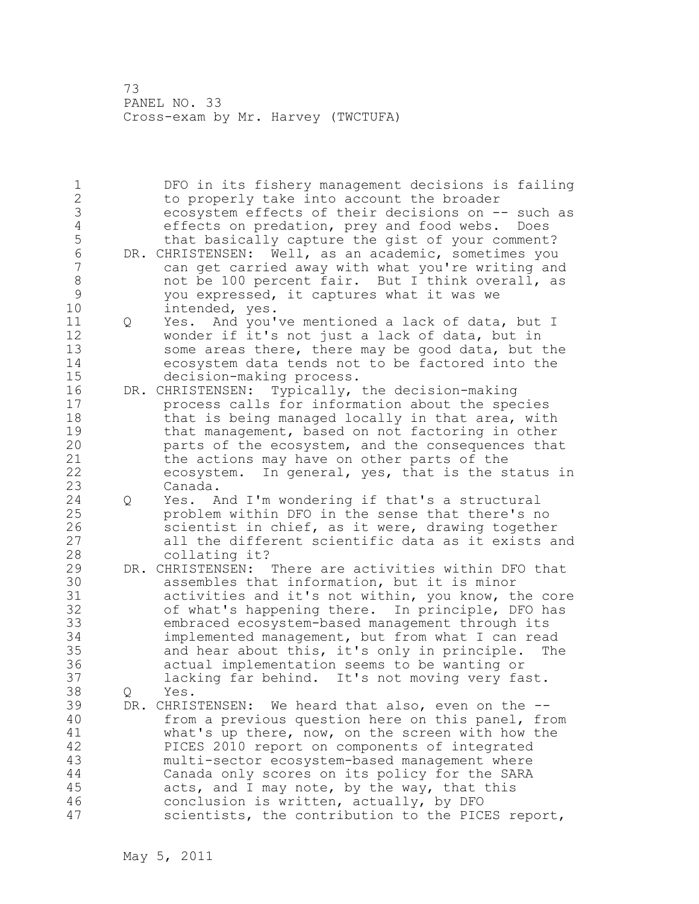DFO in its fishery management decisions is failing to properly take into account the broader ecosystem effects of their decisions on -- such as effects on predation, prey and food webs. Does that basically capture the gist of your comment?

DR. CHRISTENSEN: Well, as an academic, sometimes you can get carried away with what you're writing and not be 100 percent fair. But I think overall, as you expressed, it captures what it was we intended, yes.

Q Yes. And you've mentioned a lack of data, but I wonder if it's not just a lack of data, but in some areas there, there may be good data, but the ecosystem data tends not to be factored into the decision-making process.

DR. CHRISTENSEN: Typically, the decision-making process calls for information about the species that is being managed locally in that area, with that management, based on not factoring in other parts of the ecosystem, and the consequences that the actions may have on other parts of the ecosystem. In general, yes, that is the status in Canada.

Q Yes. And I'm wondering if that's a structural problem within DFO in the sense that there's no scientist in chief, as it were, drawing together all the different scientific data as it exists and collating it?

DR. CHRISTENSEN: There are activities within DFO that assembles that information, but it is minor activities and it's not within, you know, the core of what's happening there. In principle, DFO has embraced ecosystem-based management through its implemented management, but from what I can read and hear about this, it's only in principle. The actual implementation seems to be wanting or lacking far behind. It's not moving very fast.

Q Yes.

DR. CHRISTENSEN: We heard that also, even on the -- from a previous question here on this panel, from what's up there, now, on the screen with how the PICES 2010 report on components of integrated multi-sector ecosystem-based management where Canada only scores on its policy for the SARA acts, and I may note, by the way, that this conclusion is written, actually, by DFO scientists, the contribution to the PICES report,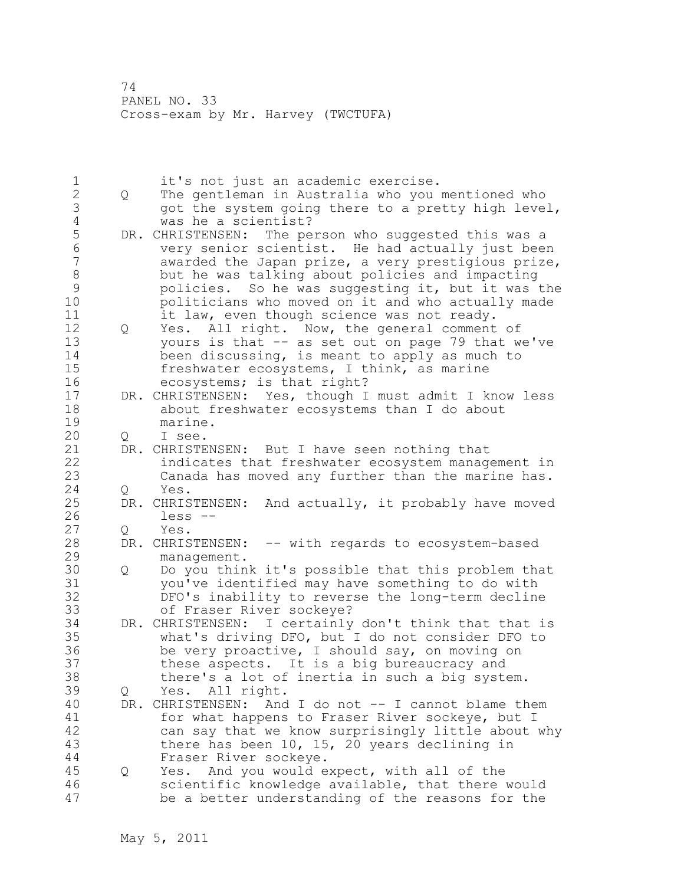it's not just an academic exercise.

Q The gentleman in Australia who you mentioned who got the system going there to a pretty high level, was he a scientist?

DR. CHRISTENSEN: The person who suggested this was a very senior scientist. He had actually just been awarded the Japan prize, a very prestigious prize, but he was talking about policies and impacting policies. So he was suggesting it, but it was the politicians who moved on it and who actually made it law, even though science was not ready.

Q Yes. All right. Now, the general comment of yours is that -- as set out on page 79 that we've been discussing, is meant to apply as much to freshwater ecosystems, I think, as marine ecosystems; is that right?

DR. CHRISTENSEN: Yes, though I must admit I know less about freshwater ecosystems than I do about marine.

Q I see.

DR. CHRISTENSEN: But I have seen nothing that indicates that freshwater ecosystem management in Canada has moved any further than the marine has.

Q Yes.

DR. CHRISTENSEN: And actually, it probably have moved less --

Q Yes.

DR. CHRISTENSEN: -- with regards to ecosystem-based management.

Q Do you think it's possible that this problem that you've identified may have something to do with DFO's inability to reverse the long-term decline of Fraser River sockeye?

DR. CHRISTENSEN: I certainly don't think that that is what's driving DFO, but I do not consider DFO to be very proactive, I should say, on moving on these aspects. It is a big bureaucracy and there's a lot of inertia in such a big system.

Q Yes. All right.

DR. CHRISTENSEN: And I do not -- I cannot blame them for what happens to Fraser River sockeye, but I can say that we know surprisingly little about why there has been 10, 15, 20 years declining in Fraser River sockeye.

Q Yes. And you would expect, with all of the scientific knowledge available, that there would be a better understanding of the reasons for the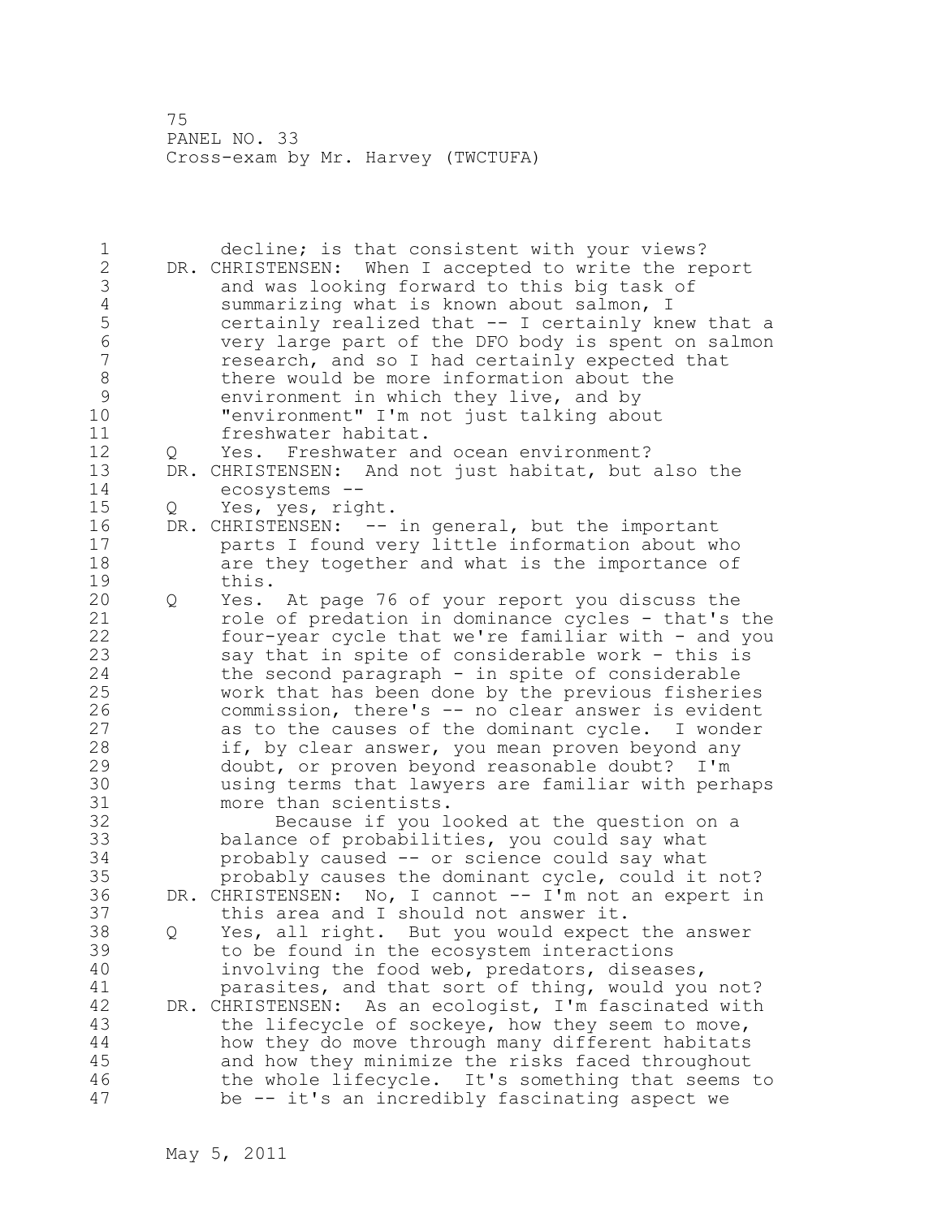decline; is that consistent with your views?

DR. CHRISTENSEN: When I accepted to write the report and was looking forward to this big task of summarizing what is known about salmon, I certainly realized that -- I certainly knew that a very large part of the DFO body is spent on salmon research, and so I had certainly expected that there would be more information about the environment in which they live, and by "environment" I'm not just talking about freshwater habitat.

Q Yes. Freshwater and ocean environment?

DR. CHRISTENSEN: And not just habitat, but also the ecosystems --

Q Yes, yes, right.

DR. CHRISTENSEN: -- in general, but the important parts I found very little information about who are they together and what is the importance of this.

Q Yes. At page 76 of your report you discuss the role of predation in dominance cycles - that's the four-year cycle that we're familiar with - and you say that in spite of considerable work - this is the second paragraph - in spite of considerable work that has been done by the previous fisheries commission, there's -- no clear answer is evident as to the causes of the dominant cycle. I wonder if, by clear answer, you mean proven beyond any doubt, or proven beyond reasonable doubt? I'm using terms that lawyers are familiar with perhaps more than scientists.

Because if you looked at the question on a balance of probabilities, you could say what probably caused -- or science could say what probably causes the dominant cycle, could it not?

DR. CHRISTENSEN: No, I cannot -- I'm not an expert in this area and I should not answer it.

Q Yes, all right. But you would expect the answer to be found in the ecosystem interactions involving the food web, predators, diseases, parasites, and that sort of thing, would you not?

DR. CHRISTENSEN: As an ecologist, I'm fascinated with the lifecycle of sockeye, how they seem to move, how they do move through many different habitats and how they minimize the risks faced throughout the whole lifecycle. It's something that seems to be -- it's an incredibly fascinating aspect we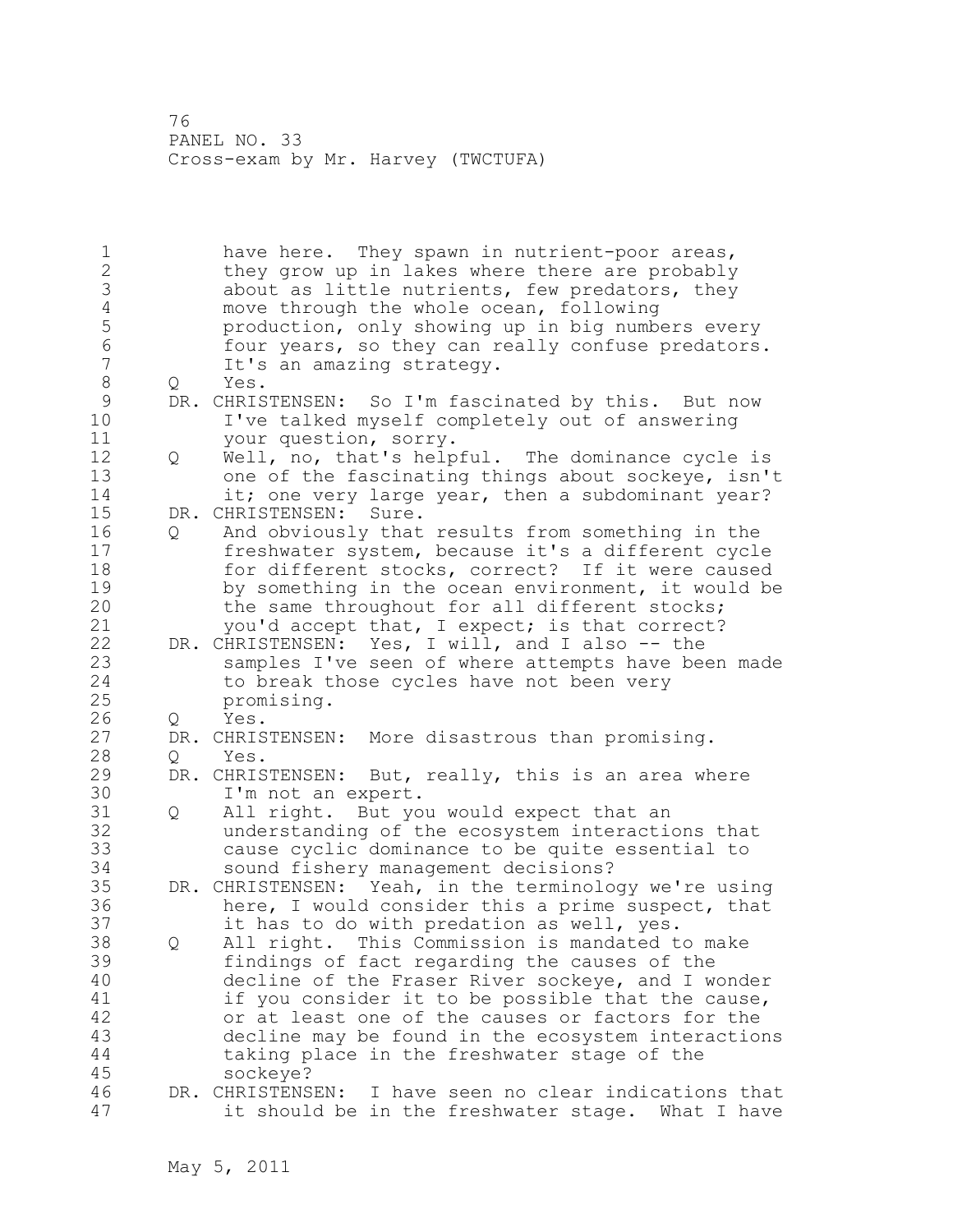have here. They spawn in nutrient-poor areas, they grow up in lakes where there are probably about as little nutrients, few predators, they move through the whole ocean, following production, only showing up in big numbers every four years, so they can really confuse predators. It's an amazing strategy.

Q Yes.

DR. CHRISTENSEN: So I'm fascinated by this. But now I've talked myself completely out of answering your question, sorry.

Q Well, no, that's helpful. The dominance cycle is one of the fascinating things about sockeye, isn't it; one very large year, then a subdominant year?

DR. CHRISTENSEN: Sure.

Q And obviously that results from something in the freshwater system, because it's a different cycle for different stocks, correct? If it were caused by something in the ocean environment, it would be the same throughout for all different stocks; you'd accept that, I expect; is that correct?

DR. CHRISTENSEN: Yes, I will, and I also -- the samples I've seen of where attempts have been made to break those cycles have not been very promising.

Q Yes.

DR. CHRISTENSEN: More disastrous than promising.

Q Yes.

DR. CHRISTENSEN: But, really, this is an area where I'm not an expert.

Q All right. But you would expect that an understanding of the ecosystem interactions that cause cyclic dominance to be quite essential to sound fishery management decisions?

DR. CHRISTENSEN: Yeah, in the terminology we're using here, I would consider this a prime suspect, that it has to do with predation as well, yes.

Q All right. This Commission is mandated to make findings of fact regarding the causes of the decline of the Fraser River sockeye, and I wonder if you consider it to be possible that the cause, or at least one of the causes or factors for the decline may be found in the ecosystem interactions taking place in the freshwater stage of the sockeye?

DR. CHRISTENSEN: I have seen no clear indications that it should be in the freshwater stage. What I have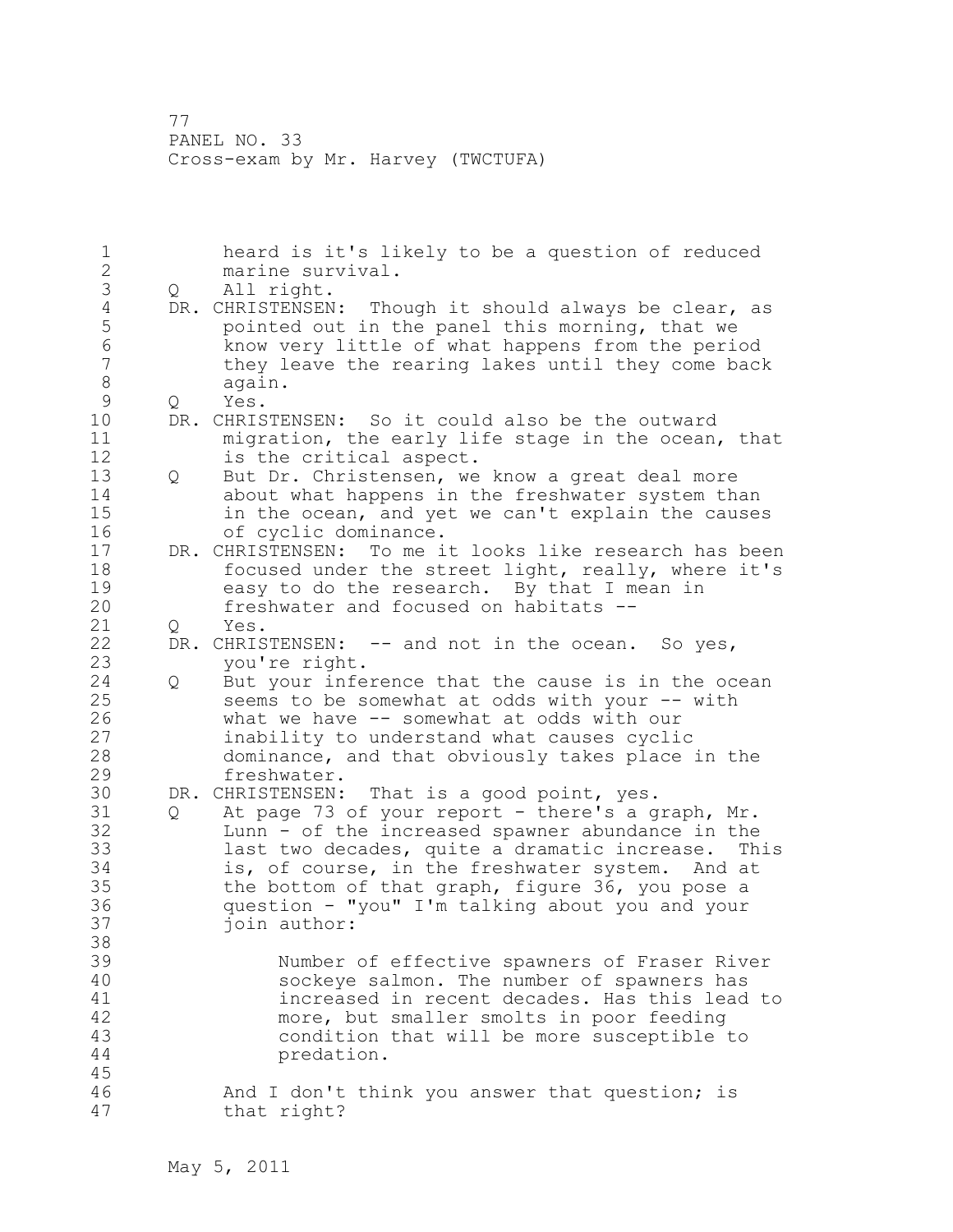heard is it's likely to be a question of reduced marine survival.

Q All right.

DR. CHRISTENSEN: Though it should always be clear, as pointed out in the panel this morning, that we know very little of what happens from the period they leave the rearing lakes until they come back again.

Q Yes.

DR. CHRISTENSEN: So it could also be the outward migration, the early life stage in the ocean, that is the critical aspect.

Q But Dr. Christensen, we know a great deal more about what happens in the freshwater system than in the ocean, and yet we can't explain the causes of cyclic dominance.

DR. CHRISTENSEN: To me it looks like research has been focused under the street light, really, where it's easy to do the research. By that I mean in freshwater and focused on habitats --

Q Yes.

DR. CHRISTENSEN: -- and not in the ocean. So yes, you're right.

Q But your inference that the cause is in the ocean seems to be somewhat at odds with your -- with what we have -- somewhat at odds with our inability to understand what causes cyclic dominance, and that obviously takes place in the freshwater.

DR. CHRISTENSEN: That is a good point, yes.

Q At page 73 of your report - there's a graph, Mr. Lunn - of the increased spawner abundance in the last two decades, quite a dramatic increase. This is, of course, in the freshwater system. And at the bottom of that graph, figure 36, you pose a question - "you" I'm talking about you and your join author:

> Number of effective spawners of Fraser River sockeye salmon. The number of spawners has increased in recent decades. Has this lead to more, but smaller smolts in poor feeding condition that will be more susceptible to predation.

And I don't think you answer that question; is that right?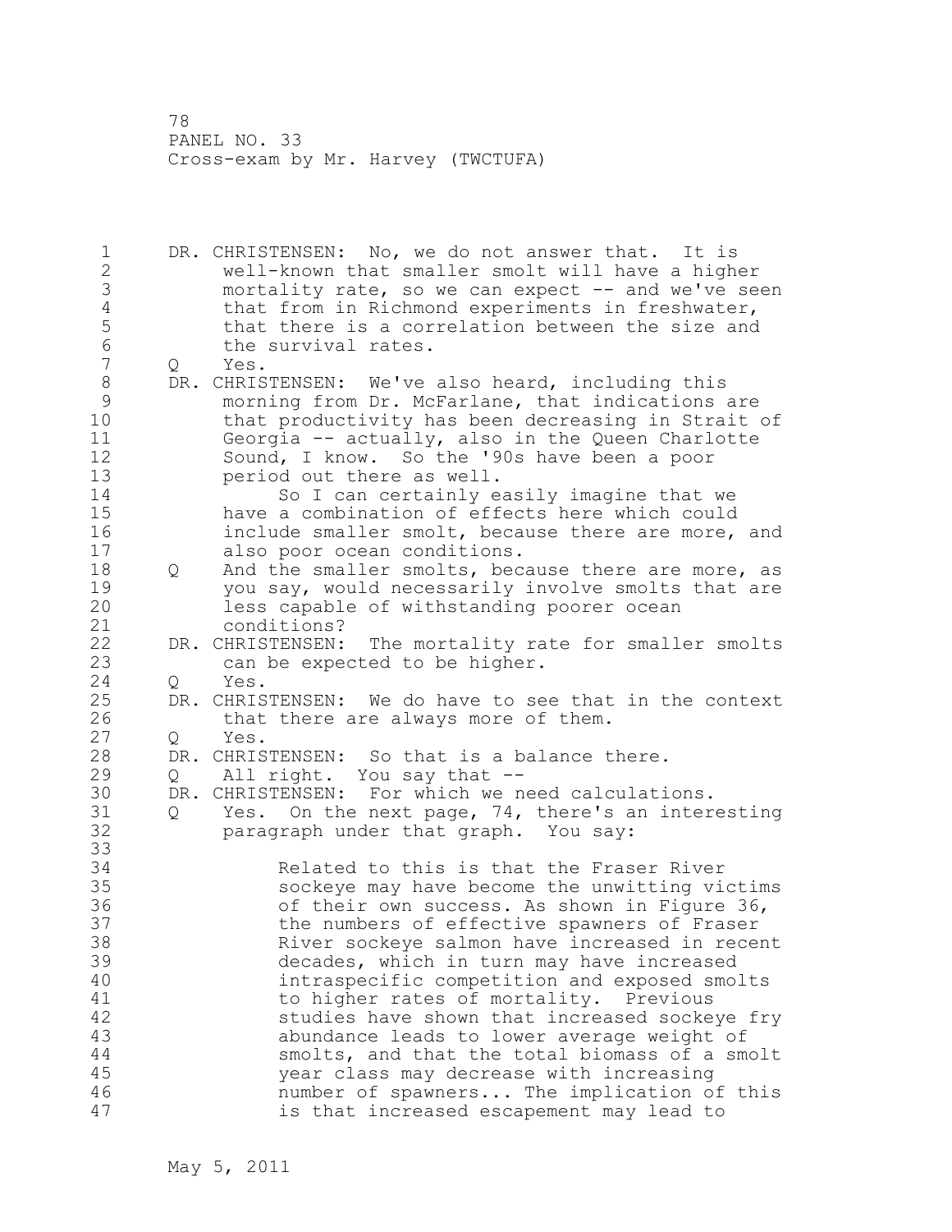DR. CHRISTENSEN: No, we do not answer that. It is well-known that smaller smolt will have a higher mortality rate, so we can expect -- and we've seen that from in Richmond experiments in freshwater, that there is a correlation between the size and the survival rates.

Q Yes.

DR. CHRISTENSEN: We've also heard, including this morning from Dr. McFarlane, that indications are that productivity has been decreasing in Strait of Georgia -- actually, also in the Queen Charlotte Sound, I know. So the '90s have been a poor period out there as well.

So I can certainly easily imagine that we have a combination of effects here which could include smaller smolt, because there are more, and also poor ocean conditions.

Q And the smaller smolts, because there are more, as you say, would necessarily involve smolts that are less capable of withstanding poorer ocean conditions?

DR. CHRISTENSEN: The mortality rate for smaller smolts can be expected to be higher.

Q Yes.

DR. CHRISTENSEN: We do have to see that in the context that there are always more of them.

Q Yes.

DR. CHRISTENSEN: So that is a balance there.

Q All right. You say that --

DR. CHRISTENSEN: For which we need calculations.

Q Yes. On the next page, 74, there's an interesting paragraph under that graph. You say:

> Related to this is that the Fraser River sockeye may have become the unwitting victims of their own success. As shown in Figure 36, the numbers of effective spawners of Fraser River sockeye salmon have increased in recent decades, which in turn may have increased intraspecific competition and exposed smolts to higher rates of mortality. Previous studies have shown that increased sockeye fry abundance leads to lower average weight of smolts, and that the total biomass of a smolt year class may decrease with increasing number of spawners... The implication of this is that increased escapement may lead to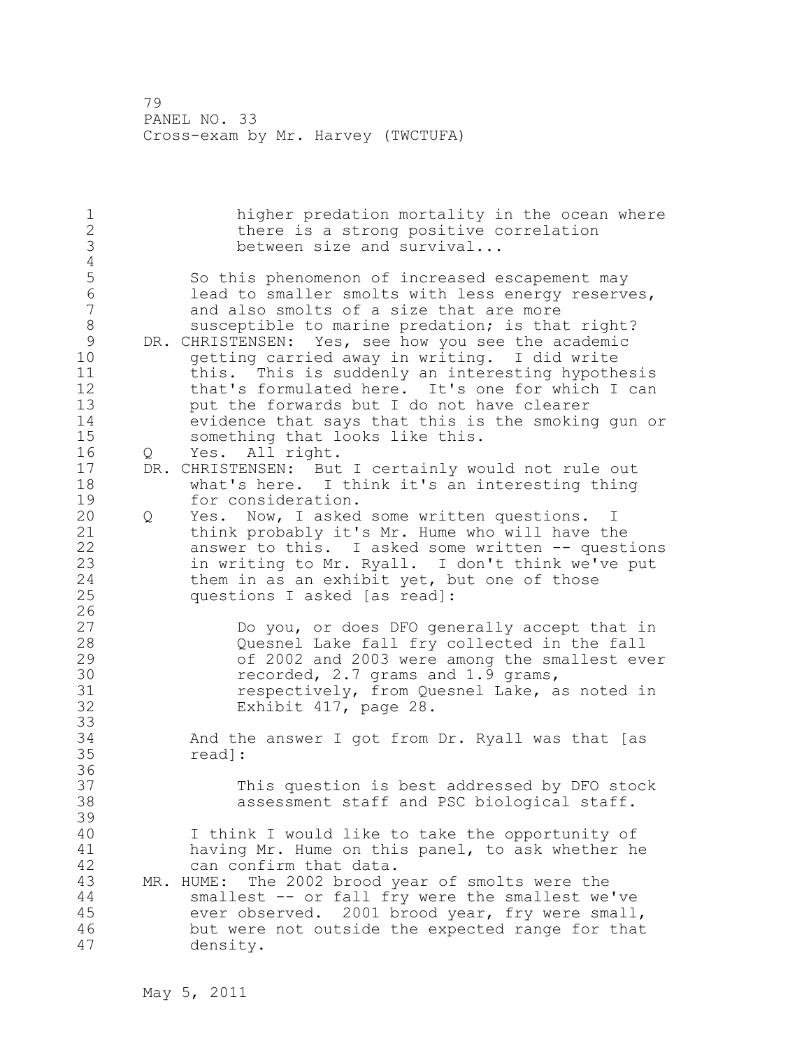> higher predation mortality in the ocean where there is a strong positive correlation between size and survival...

So this phenomenon of increased escapement may lead to smaller smolts with less energy reserves, and also smolts of a size that are more susceptible to marine predation; is that right?

DR. CHRISTENSEN: Yes, see how you see the academic getting carried away in writing. I did write this. This is suddenly an interesting hypothesis that's formulated here. It's one for which I can put the forwards but I do not have clearer evidence that says that this is the smoking gun or something that looks like this.

Q Yes. All right.

DR. CHRISTENSEN: But I certainly would not rule out what's here. I think it's an interesting thing for consideration.

Q Yes. Now, I asked some written questions. I think probably it's Mr. Hume who will have the answer to this. I asked some written -- questions in writing to Mr. Ryall. I don't think we've put them in as an exhibit yet, but one of those questions I asked [as read]:

> Do you, or does DFO generally accept that in Quesnel Lake fall fry collected in the fall of 2002 and 2003 were among the smallest ever recorded, 2.7 grams and 1.9 grams, respectively, from Quesnel Lake, as noted in Exhibit 417, page 28.

And the answer I got from Dr. Ryall was that [as read]:

> This question is best addressed by DFO stock assessment staff and PSC biological staff.

I think I would like to take the opportunity of having Mr. Hume on this panel, to ask whether he can confirm that data.

MR. HUME: The 2002 brood year of smolts were the smallest -- or fall fry were the smallest we've ever observed. 2001 brood year, fry were small, but were not outside the expected range for that density.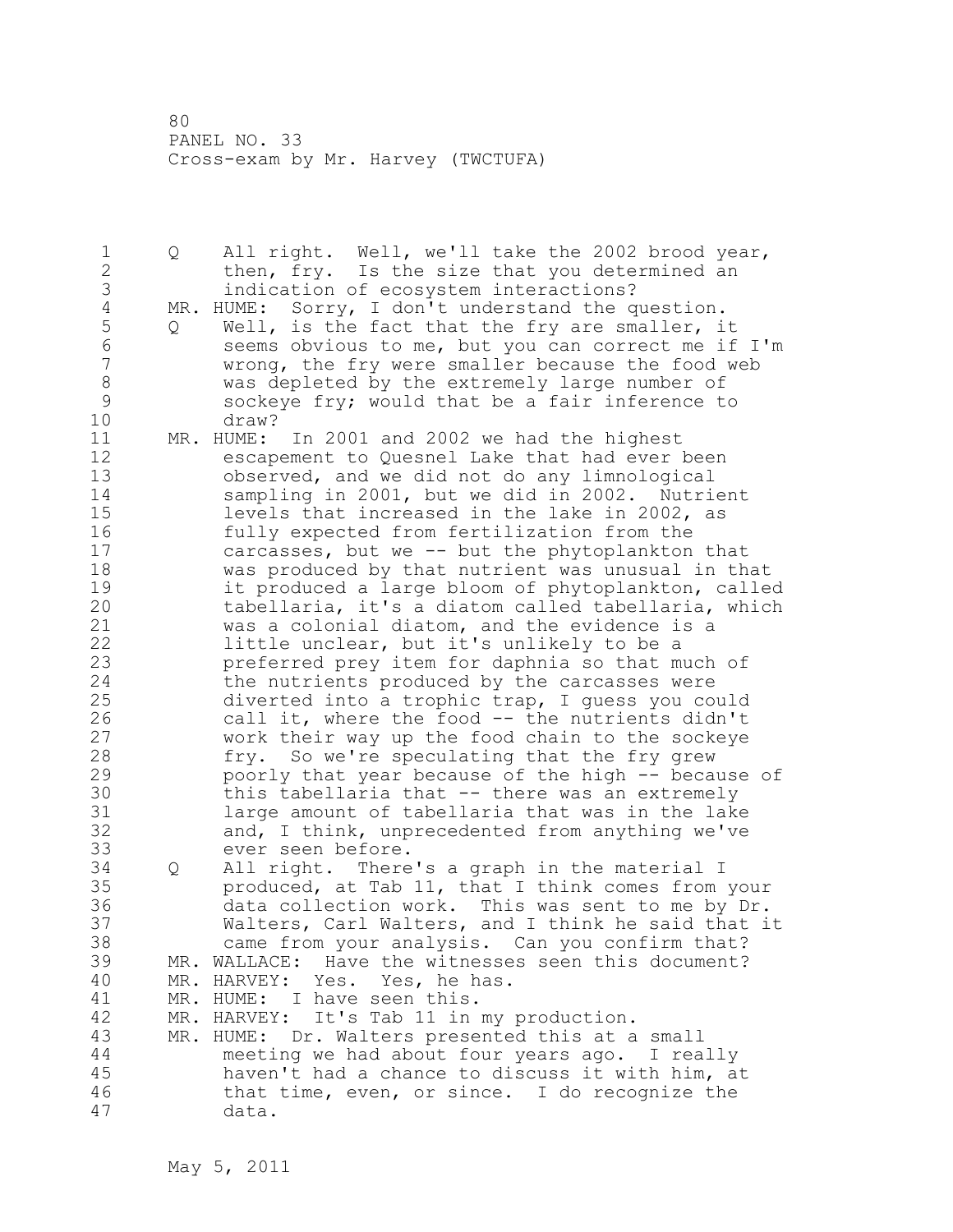Q All right. Well, we'll take the 2002 brood year, then, fry. Is the size that you determined an indication of ecosystem interactions?

MR. HUME: Sorry, I don't understand the question.

Q Well, is the fact that the fry are smaller, it seems obvious to me, but you can correct me if I'm wrong, the fry were smaller because the food web was depleted by the extremely large number of sockeye fry; would that be a fair inference to draw?

MR. HUME: In 2001 and 2002 we had the highest escapement to Quesnel Lake that had ever been observed, and we did not do any limnological sampling in 2001, but we did in 2002. Nutrient levels that increased in the lake in 2002, as fully expected from fertilization from the carcasses, but we -- but the phytoplankton that was produced by that nutrient was unusual in that it produced a large bloom of phytoplankton, called tabellaria, it's a diatom called tabellaria, which was a colonial diatom, and the evidence is a little unclear, but it's unlikely to be a preferred prey item for daphnia so that much of the nutrients produced by the carcasses were diverted into a trophic trap, I guess you could call it, where the food -- the nutrients didn't work their way up the food chain to the sockeye fry. So we're speculating that the fry grew poorly that year because of the high -- because of this tabellaria that -- there was an extremely large amount of tabellaria that was in the lake and, I think, unprecedented from anything we've ever seen before.

Q All right. There's a graph in the material I produced, at Tab 11, that I think comes from your data collection work. This was sent to me by Dr. Walters, Carl Walters, and I think he said that it came from your analysis. Can you confirm that?

MR. WALLACE: Have the witnesses seen this document?

MR. HARVEY: Yes. Yes, he has.

MR. HUME: I have seen this.

MR. HARVEY: It's Tab 11 in my production.

MR. HUME: Dr. Walters presented this at a small meeting we had about four years ago. I really haven't had a chance to discuss it with him, at that time, even, or since. I do recognize the data.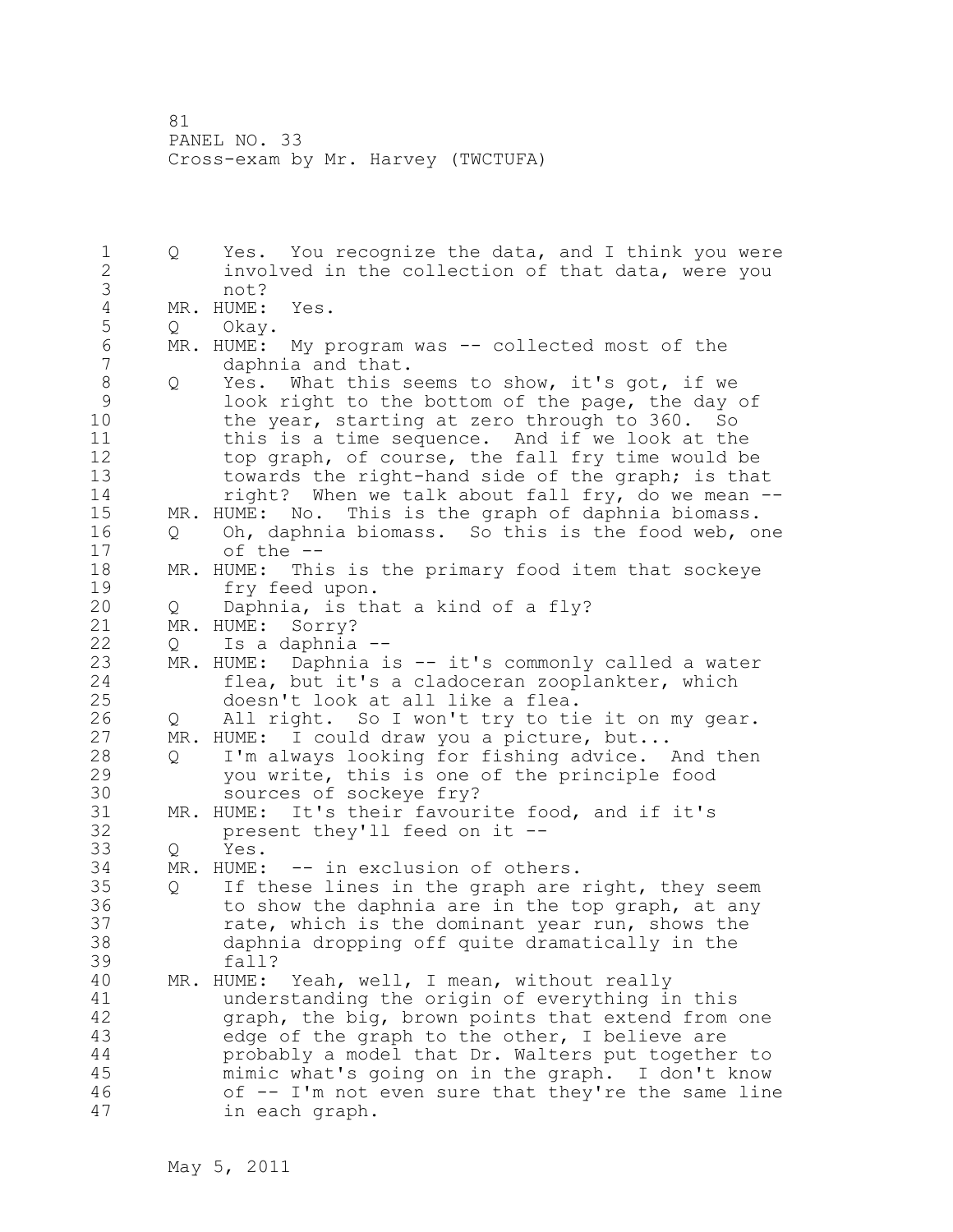Q Yes. You recognize the data, and I think you were involved in the collection of that data, were you not?

MR. HUME: Yes.

Q Okay.

MR. HUME: My program was -- collected most of the daphnia and that.

Q Yes. What this seems to show, it's got, if we look right to the bottom of the page, the day of the year, starting at zero through to 360. So this is a time sequence. And if we look at the top graph, of course, the fall fry time would be towards the right-hand side of the graph; is that right? When we talk about fall fry, do we mean --

MR. HUME: No. This is the graph of daphnia biomass.

Q Oh, daphnia biomass. So this is the food web, one of the --

MR. HUME: This is the primary food item that sockeye fry feed upon.

Q Daphnia, is that a kind of a fly?

MR. HUME: Sorry?

Q Is a daphnia --

MR. HUME: Daphnia is -- it's commonly called a water flea, but it's a cladoceran zooplankter, which doesn't look at all like a flea.

Q All right. So I won't try to tie it on my gear.

MR. HUME: I could draw you a picture, but...

Q I'm always looking for fishing advice. And then you write, this is one of the principle food sources of sockeye fry?

MR. HUME: It's their favourite food, and if it's present they'll feed on it --

Q Yes.

MR. HUME: -- in exclusion of others.

Q If these lines in the graph are right, they seem to show the daphnia are in the top graph, at any rate, which is the dominant year run, shows the daphnia dropping off quite dramatically in the fall?

MR. HUME: Yeah, well, I mean, without really understanding the origin of everything in this graph, the big, brown points that extend from one edge of the graph to the other, I believe are probably a model that Dr. Walters put together to mimic what's going on in the graph. I don't know of -- I'm not even sure that they're the same line in each graph.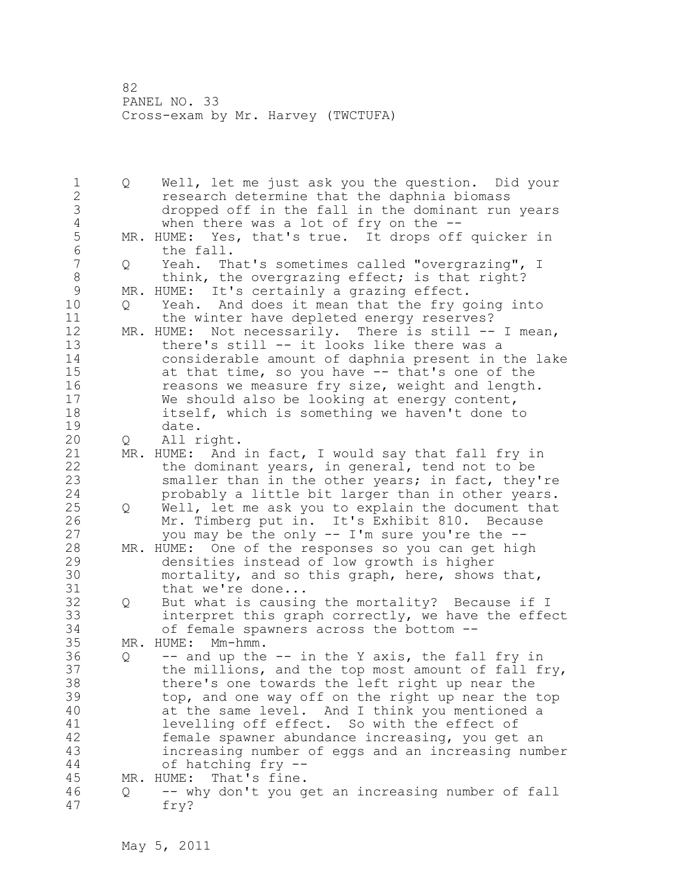Q Well, let me just ask you the question. Did your research determine that the daphnia biomass dropped off in the fall in the dominant run years when there was a lot of fry on the --

MR. HUME: Yes, that's true. It drops off quicker in the fall.

Q Yeah. That's sometimes called "overgrazing", I think, the overgrazing effect; is that right?

MR. HUME: It's certainly a grazing effect.

Q Yeah. And does it mean that the fry going into the winter have depleted energy reserves?

MR. HUME: Not necessarily. There is still -- I mean, there's still -- it looks like there was a considerable amount of daphnia present in the lake at that time, so you have -- that's one of the reasons we measure fry size, weight and length. We should also be looking at energy content, itself, which is something we haven't done to date.

Q All right.

MR. HUME: And in fact, I would say that fall fry in the dominant years, in general, tend not to be smaller than in the other years; in fact, they're probably a little bit larger than in other years.

Q Well, let me ask you to explain the document that Mr. Timberg put in. It's Exhibit 810. Because you may be the only -- I'm sure you're the --

MR. HUME: One of the responses so you can get high densities instead of low growth is higher mortality, and so this graph, here, shows that, that we're done...

Q But what is causing the mortality? Because if I interpret this graph correctly, we have the effect of female spawners across the bottom --

MR. HUME: Mm-hmm.

Q -- and up the -- in the Y axis, the fall fry in the millions, and the top most amount of fall fry, there's one towards the left right up near the top, and one way off on the right up near the top at the same level. And I think you mentioned a levelling off effect. So with the effect of female spawner abundance increasing, you get an increasing number of eggs and an increasing number of hatching fry --

MR. HUME: That's fine.

Q -- why don't you get an increasing number of fall fry?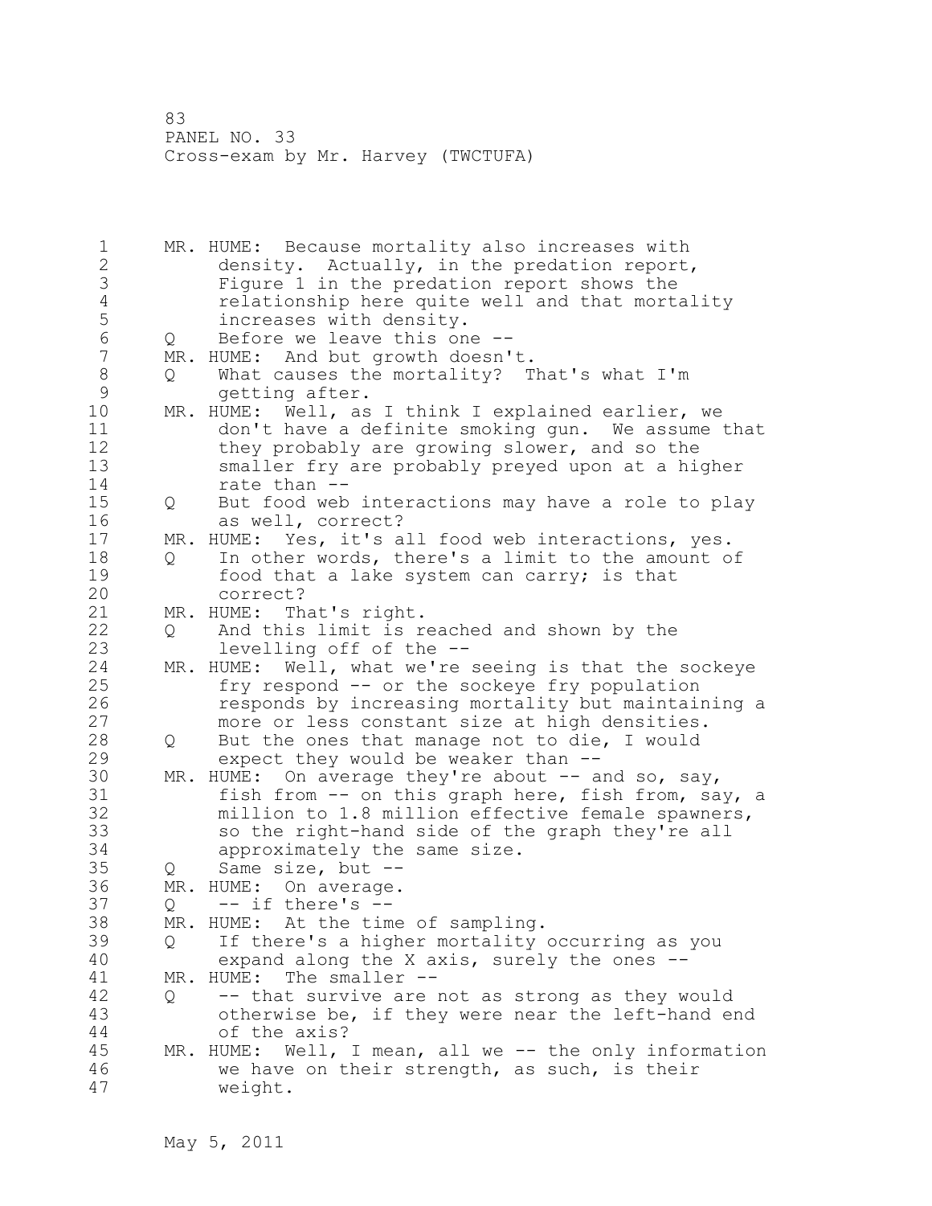MR. HUME: Because mortality also increases with density. Actually, in the predation report, Figure 1 in the predation report shows the relationship here quite well and that mortality increases with density.

Q Before we leave this one --

MR. HUME: And but growth doesn't.

Q What causes the mortality? That's what I'm getting after.

MR. HUME: Well, as I think I explained earlier, we don't have a definite smoking gun. We assume that they probably are growing slower, and so the smaller fry are probably preyed upon at a higher rate than --

Q But food web interactions may have a role to play as well, correct?

MR. HUME: Yes, it's all food web interactions, yes.

Q In other words, there's a limit to the amount of food that a lake system can carry; is that correct?

MR. HUME: That's right.

Q And this limit is reached and shown by the levelling off of the --

MR. HUME: Well, what we're seeing is that the sockeye fry respond -- or the sockeye fry population responds by increasing mortality but maintaining a more or less constant size at high densities.

Q But the ones that manage not to die, I would expect they would be weaker than --

MR. HUME: On average they're about -- and so, say, fish from -- on this graph here, fish from, say, a million to 1.8 million effective female spawners, so the right-hand side of the graph they're all approximately the same size.

Q Same size, but --

MR. HUME: On average.

Q -- if there's --

MR. HUME: At the time of sampling.

Q If there's a higher mortality occurring as you expand along the X axis, surely the ones --

MR. HUME: The smaller --

Q -- that survive are not as strong as they would otherwise be, if they were near the left-hand end of the axis?

MR. HUME: Well, I mean, all we -- the only information we have on their strength, as such, is their weight.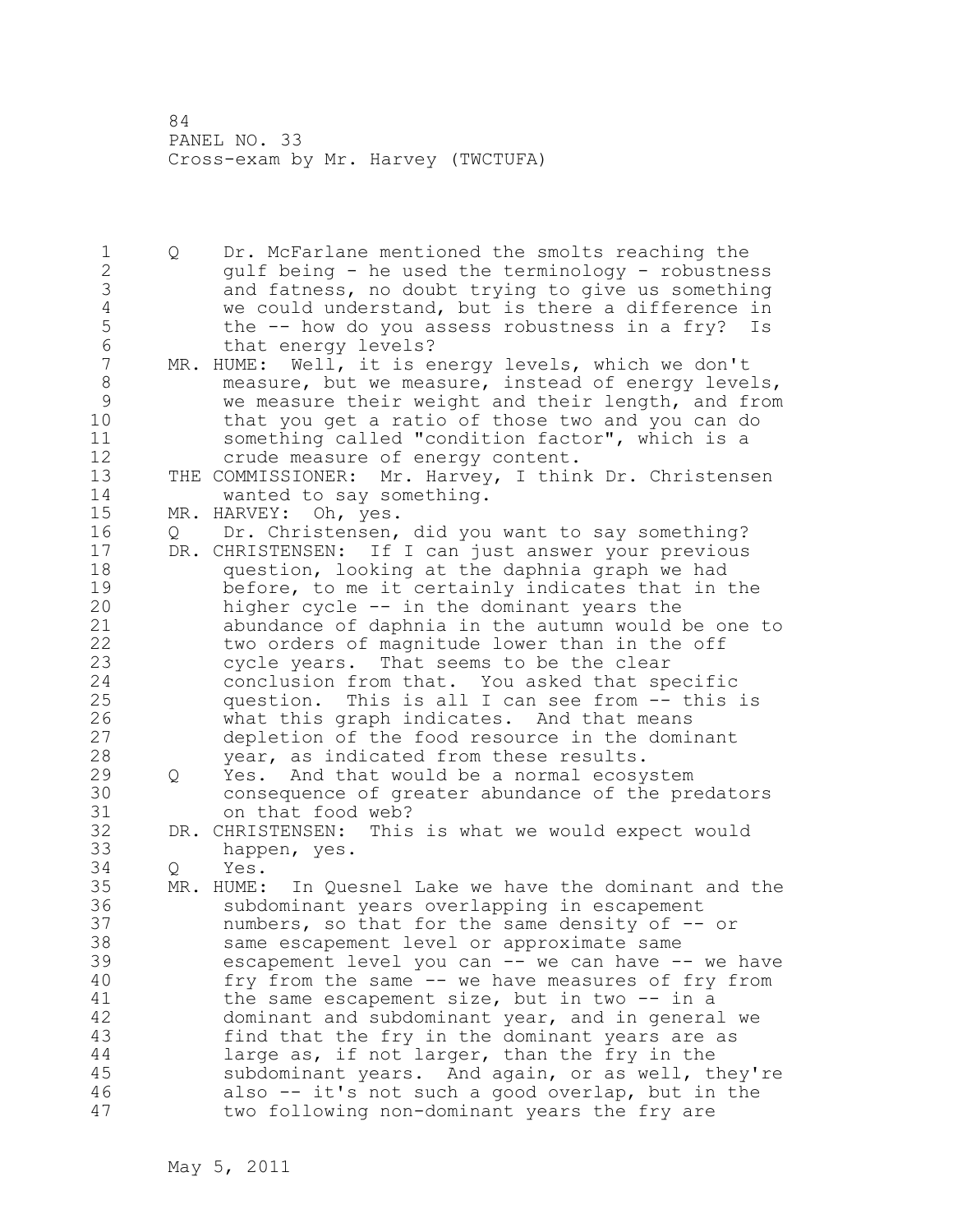Q Dr. McFarlane mentioned the smolts reaching the gulf being - he used the terminology - robustness and fatness, no doubt trying to give us something we could understand, but is there a difference in the -- how do you assess robustness in a fry? Is that energy levels?

MR. HUME: Well, it is energy levels, which we don't measure, but we measure, instead of energy levels, we measure their weight and their length, and from that you get a ratio of those two and you can do something called "condition factor", which is a crude measure of energy content.

THE COMMISSIONER: Mr. Harvey, I think Dr. Christensen wanted to say something.

MR. HARVEY: Oh, yes.

Q Dr. Christensen, did you want to say something?

DR. CHRISTENSEN: If I can just answer your previous question, looking at the daphnia graph we had before, to me it certainly indicates that in the higher cycle -- in the dominant years the abundance of daphnia in the autumn would be one to two orders of magnitude lower than in the off cycle years. That seems to be the clear conclusion from that. You asked that specific question. This is all I can see from -- this is what this graph indicates. And that means depletion of the food resource in the dominant year, as indicated from these results.

Q Yes. And that would be a normal ecosystem consequence of greater abundance of the predators on that food web?

DR. CHRISTENSEN: This is what we would expect would happen, yes.

Q Yes.

MR. HUME: In Quesnel Lake we have the dominant and the subdominant years overlapping in escapement numbers, so that for the same density of -- or same escapement level or approximate same escapement level you can -- we can have -- we have fry from the same -- we have measures of fry from the same escapement size, but in two -- in a dominant and subdominant year, and in general we find that the fry in the dominant years are as large as, if not larger, than the fry in the subdominant years. And again, or as well, they're also -- it's not such a good overlap, but in the two following non-dominant years the fry are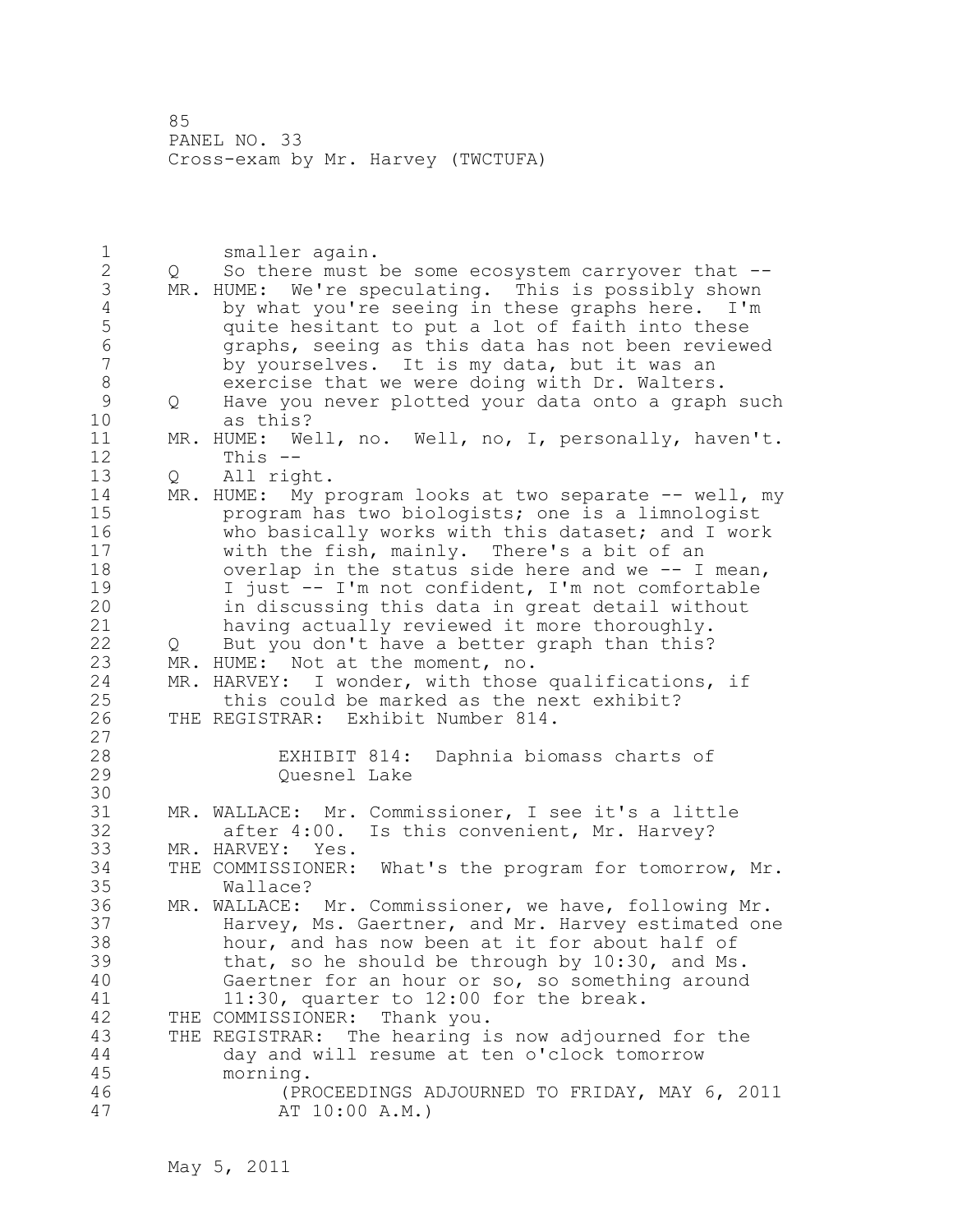smaller again.

Q So there must be some ecosystem carryover that --

MR. HUME: We're speculating. This is possibly shown by what you're seeing in these graphs here. I'm quite hesitant to put a lot of faith into these graphs, seeing as this data has not been reviewed by yourselves. It is my data, but it was an exercise that we were doing with Dr. Walters.

Q Have you never plotted your data onto a graph such as this?

MR. HUME: Well, no. Well, no, I, personally, haven't. This --

Q All right.

MR. HUME: My program looks at two separate -- well, my program has two biologists; one is a limnologist who basically works with this dataset; and I work with the fish, mainly. There's a bit of an overlap in the status side here and we -- I mean, I just -- I'm not confident, I'm not comfortable in discussing this data in great detail without having actually reviewed it more thoroughly.

Q But you don't have a better graph than this?

MR. HUME: Not at the moment, no.

MR. HARVEY: I wonder, with those qualifications, if this could be marked as the next exhibit?

THE REGISTRAR: Exhibit Number 814.

EXHIBIT 814: Daphnia biomass charts of Quesnel Lake

MR. WALLACE: Mr. Commissioner, I see it's a little after 4:00. Is this convenient, Mr. Harvey?

MR. HARVEY: Yes.

THE COMMISSIONER: What's the program for tomorrow, Mr. Wallace?

MR. WALLACE: Mr. Commissioner, we have, following Mr. Harvey, Ms. Gaertner, and Mr. Harvey estimated one hour, and has now been at it for about half of that, so he should be through by 10:30, and Ms. Gaertner for an hour or so, so something around 11:30, quarter to 12:00 for the break.

THE COMMISSIONER: Thank you.

THE REGISTRAR: The hearing is now adjourned for the day and will resume at ten o'clock tomorrow morning.

(PROCEEDINGS ADJOURNED TO FRIDAY, MAY 6, 2011 AT 10:00 A.M.)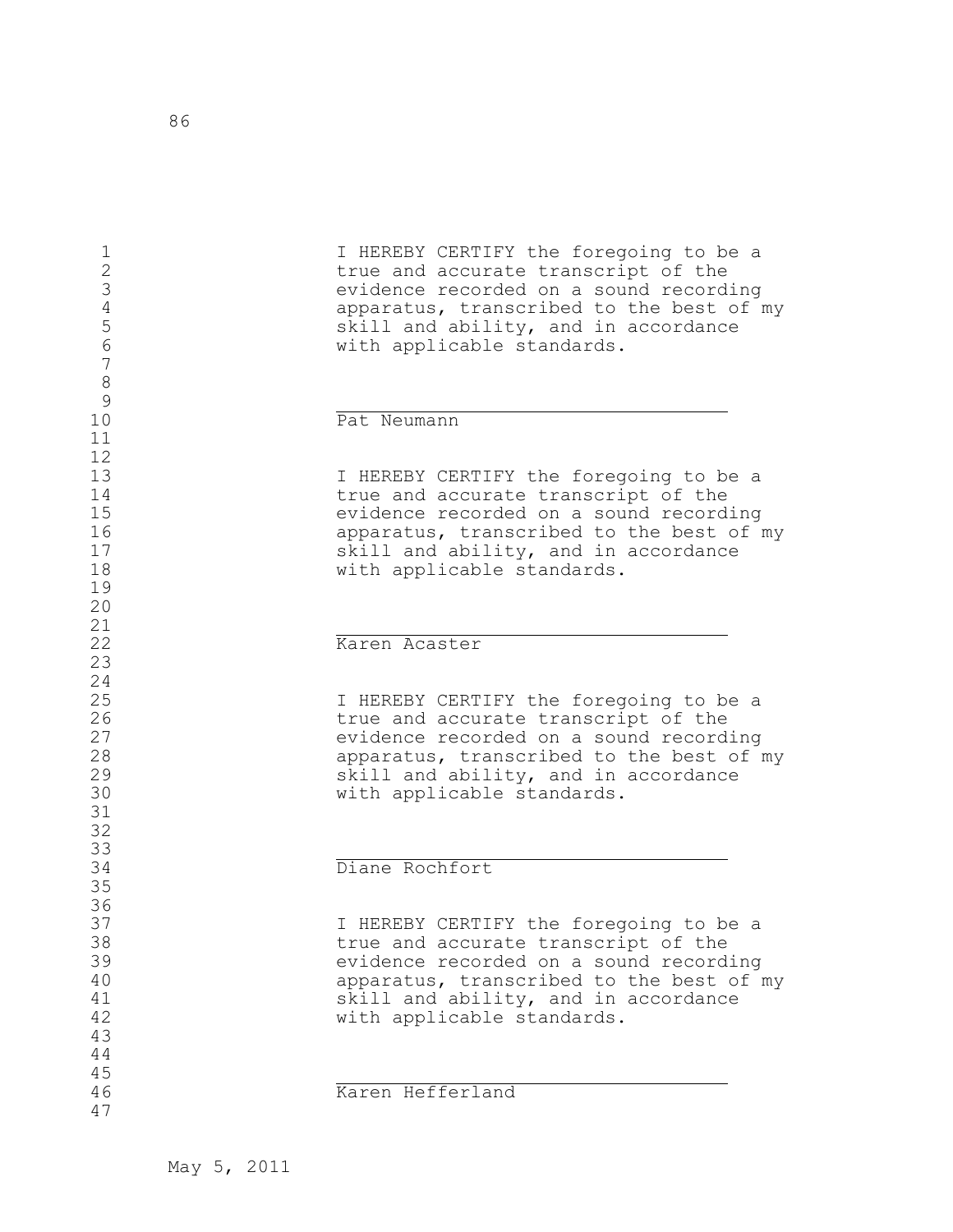I HEREBY CERTIFY the foregoing to be a true and accurate transcript of the evidence recorded on a sound recording apparatus, transcribed to the best of my skill and ability, and in accordance with applicable standards.

\_\_\_\_\_\_\_\_\_\_\_\_\_\_\_\_\_\_\_\_\_\_\_\_\_\_\_\_\_\_

Pat Neumann

I HEREBY CERTIFY the foregoing to be a true and accurate transcript of the evidence recorded on a sound recording apparatus, transcribed to the best of my skill and ability, and in accordance with applicable standards.

\_\_\_\_\_\_\_\_\_\_\_\_\_\_\_\_\_\_\_\_\_\_\_\_\_\_\_\_\_\_

Karen Acaster

I HEREBY CERTIFY the foregoing to be a true and accurate transcript of the evidence recorded on a sound recording apparatus, transcribed to the best of my skill and ability, and in accordance with applicable standards.

\_\_\_\_\_\_\_\_\_\_\_\_\_\_\_\_\_\_\_\_\_\_\_\_\_\_\_\_\_\_

Diane Rochfort

I HEREBY CERTIFY the foregoing to be a true and accurate transcript of the evidence recorded on a sound recording apparatus, transcribed to the best of my skill and ability, and in accordance with applicable standards.

\_\_\_\_\_\_\_\_\_\_\_\_\_\_\_\_\_\_\_\_\_\_\_\_\_\_\_\_\_\_

Karen Hefferland